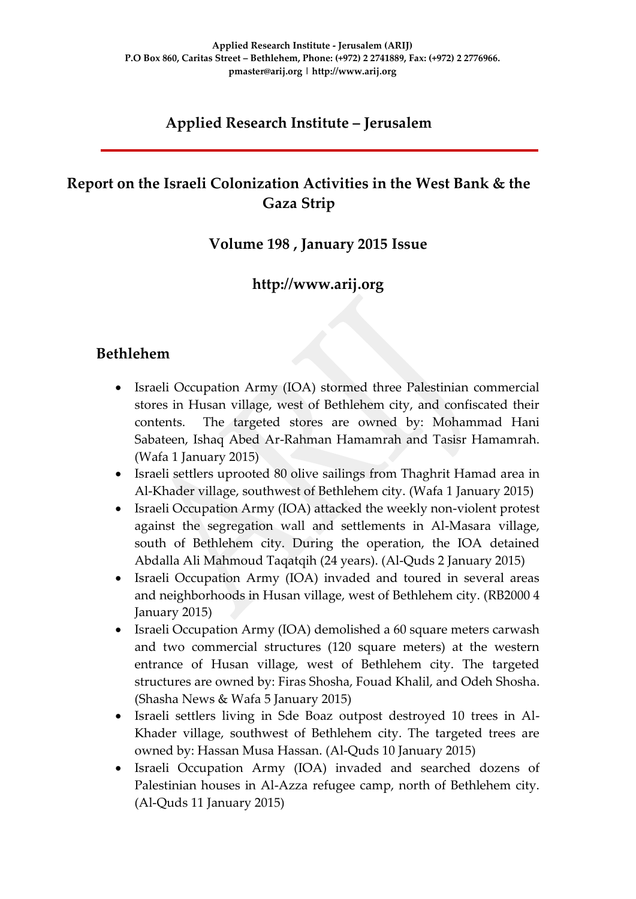**Applied Research Institute - Jerusalem (ARIJ)**
**P.O Box 860, Caritas Street – Bethlehem, Phone: (+972) 2 2741889, Fax: (+972) 2 2776966.**
**pmaster@arij.org | http://www.arij.org**

# Applied Research Institute – Jerusalem

## Report on the Israeli Colonization Activities in the West Bank & the Gaza Strip

### Volume 198 , January 2015 Issue

### http://www.arij.org

## Bethlehem

- Israeli Occupation Army (IOA) stormed three Palestinian commercial stores in Husan village, west of Bethlehem city, and confiscated their contents. The targeted stores are owned by: Mohammad Hani Sabateen, Ishaq Abed Ar-Rahman Hamamrah and Tasisr Hamamrah. (Wafa 1 January 2015)
- Israeli settlers uprooted 80 olive sailings from Thaghrit Hamad area in Al-Khader village, southwest of Bethlehem city. (Wafa 1 January 2015)
- Israeli Occupation Army (IOA) attacked the weekly non-violent protest against the segregation wall and settlements in Al-Masara village, south of Bethlehem city. During the operation, the IOA detained Abdalla Ali Mahmoud Taqatqih (24 years). (Al-Quds 2 January 2015)
- Israeli Occupation Army (IOA) invaded and toured in several areas and neighborhoods in Husan village, west of Bethlehem city. (RB2000 4 January 2015)
- Israeli Occupation Army (IOA) demolished a 60 square meters carwash and two commercial structures (120 square meters) at the western entrance of Husan village, west of Bethlehem city. The targeted structures are owned by: Firas Shosha, Fouad Khalil, and Odeh Shosha. (Shasha News & Wafa 5 January 2015)
- Israeli settlers living in Sde Boaz outpost destroyed 10 trees in Al-Khader village, southwest of Bethlehem city. The targeted trees are owned by: Hassan Musa Hassan. (Al-Quds 10 January 2015)
- Israeli Occupation Army (IOA) invaded and searched dozens of Palestinian houses in Al-Azza refugee camp, north of Bethlehem city. (Al-Quds 11 January 2015)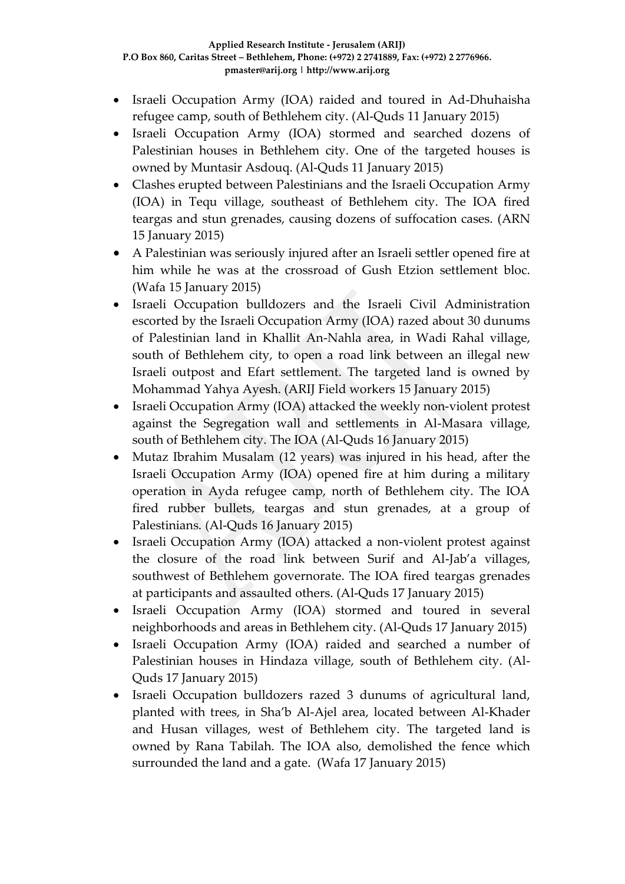- Israeli Occupation Army (IOA) raided and toured in Ad-Dhuhaisha refugee camp, south of Bethlehem city. (Al-Quds 11 January 2015)
- Israeli Occupation Army (IOA) stormed and searched dozens of Palestinian houses in Bethlehem city. One of the targeted houses is owned by Muntasir Asdouq. (Al-Quds 11 January 2015)
- Clashes erupted between Palestinians and the Israeli Occupation Army (IOA) in Tequ village, southeast of Bethlehem city. The IOA fired teargas and stun grenades, causing dozens of suffocation cases. (ARN 15 January 2015)
- A Palestinian was seriously injured after an Israeli settler opened fire at him while he was at the crossroad of Gush Etzion settlement bloc. (Wafa 15 January 2015)
- Israeli Occupation bulldozers and the Israeli Civil Administration escorted by the Israeli Occupation Army (IOA) razed about 30 dunums of Palestinian land in Khallit An-Nahla area, in Wadi Rahal village, south of Bethlehem city, to open a road link between an illegal new Israeli outpost and Efart settlement. The targeted land is owned by Mohammad Yahya Ayesh. (ARIJ Field workers 15 January 2015)
- Israeli Occupation Army (IOA) attacked the weekly non-violent protest against the Segregation wall and settlements in Al-Masara village, south of Bethlehem city. The IOA (Al-Quds 16 January 2015)
- Mutaz Ibrahim Musalam (12 years) was injured in his head, after the Israeli Occupation Army (IOA) opened fire at him during a military operation in Ayda refugee camp, north of Bethlehem city. The IOA fired rubber bullets, teargas and stun grenades, at a group of Palestinians. (Al-Quds 16 January 2015)
- Israeli Occupation Army (IOA) attacked a non-violent protest against the closure of the road link between Surif and Al-Jab'a villages, southwest of Bethlehem governorate. The IOA fired teargas grenades at participants and assaulted others. (Al-Quds 17 January 2015)
- Israeli Occupation Army (IOA) stormed and toured in several neighborhoods and areas in Bethlehem city. (Al-Quds 17 January 2015)
- Israeli Occupation Army (IOA) raided and searched a number of Palestinian houses in Hindaza village, south of Bethlehem city. (Al-Quds 17 January 2015)
- Israeli Occupation bulldozers razed 3 dunums of agricultural land, planted with trees, in Sha'b Al-Ajel area, located between Al-Khader and Husan villages, west of Bethlehem city. The targeted land is owned by Rana Tabilah. The IOA also, demolished the fence which surrounded the land and a gate. (Wafa 17 January 2015)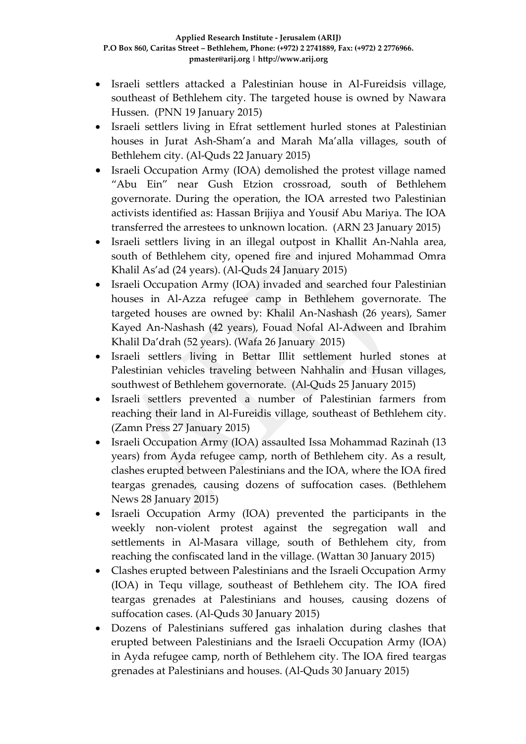- Israeli settlers attacked a Palestinian house in Al-Fureidsis village, southeast of Bethlehem city. The targeted house is owned by Nawara Hussen. (PNN 19 January 2015)
- Israeli settlers living in Efrat settlement hurled stones at Palestinian houses in Jurat Ash-Sham'a and Marah Ma'alla villages, south of Bethlehem city. (Al-Quds 22 January 2015)
- Israeli Occupation Army (IOA) demolished the protest village named "Abu Ein" near Gush Etzion crossroad, south of Bethlehem governorate. During the operation, the IOA arrested two Palestinian activists identified as: Hassan Brijiya and Yousif Abu Mariya. The IOA transferred the arrestees to unknown location. (ARN 23 January 2015)
- Israeli settlers living in an illegal outpost in Khallit An-Nahla area, south of Bethlehem city, opened fire and injured Mohammad Omra Khalil As'ad (24 years). (Al-Quds 24 January 2015)
- Israeli Occupation Army (IOA) invaded and searched four Palestinian houses in Al-Azza refugee camp in Bethlehem governorate. The targeted houses are owned by: Khalil An-Nashash (26 years), Samer Kayed An-Nashash (42 years), Fouad Nofal Al-Adween and Ibrahim Khalil Da'drah (52 years). (Wafa 26 January 2015)
- Israeli settlers living in Bettar Illit settlement hurled stones at Palestinian vehicles traveling between Nahhalin and Husan villages, southwest of Bethlehem governorate. (Al-Quds 25 January 2015)
- Israeli settlers prevented a number of Palestinian farmers from reaching their land in Al-Fureidis village, southeast of Bethlehem city. (Zamn Press 27 January 2015)
- Israeli Occupation Army (IOA) assaulted Issa Mohammad Razinah (13 years) from Ayda refugee camp, north of Bethlehem city. As a result, clashes erupted between Palestinians and the IOA, where the IOA fired teargas grenades, causing dozens of suffocation cases. (Bethlehem News 28 January 2015)
- Israeli Occupation Army (IOA) prevented the participants in the weekly non-violent protest against the segregation wall and settlements in Al-Masara village, south of Bethlehem city, from reaching the confiscated land in the village. (Wattan 30 January 2015)
- Clashes erupted between Palestinians and the Israeli Occupation Army (IOA) in Tequ village, southeast of Bethlehem city. The IOA fired teargas grenades at Palestinians and houses, causing dozens of suffocation cases. (Al-Quds 30 January 2015)
- Dozens of Palestinians suffered gas inhalation during clashes that erupted between Palestinians and the Israeli Occupation Army (IOA) in Ayda refugee camp, north of Bethlehem city. The IOA fired teargas grenades at Palestinians and houses. (Al-Quds 30 January 2015)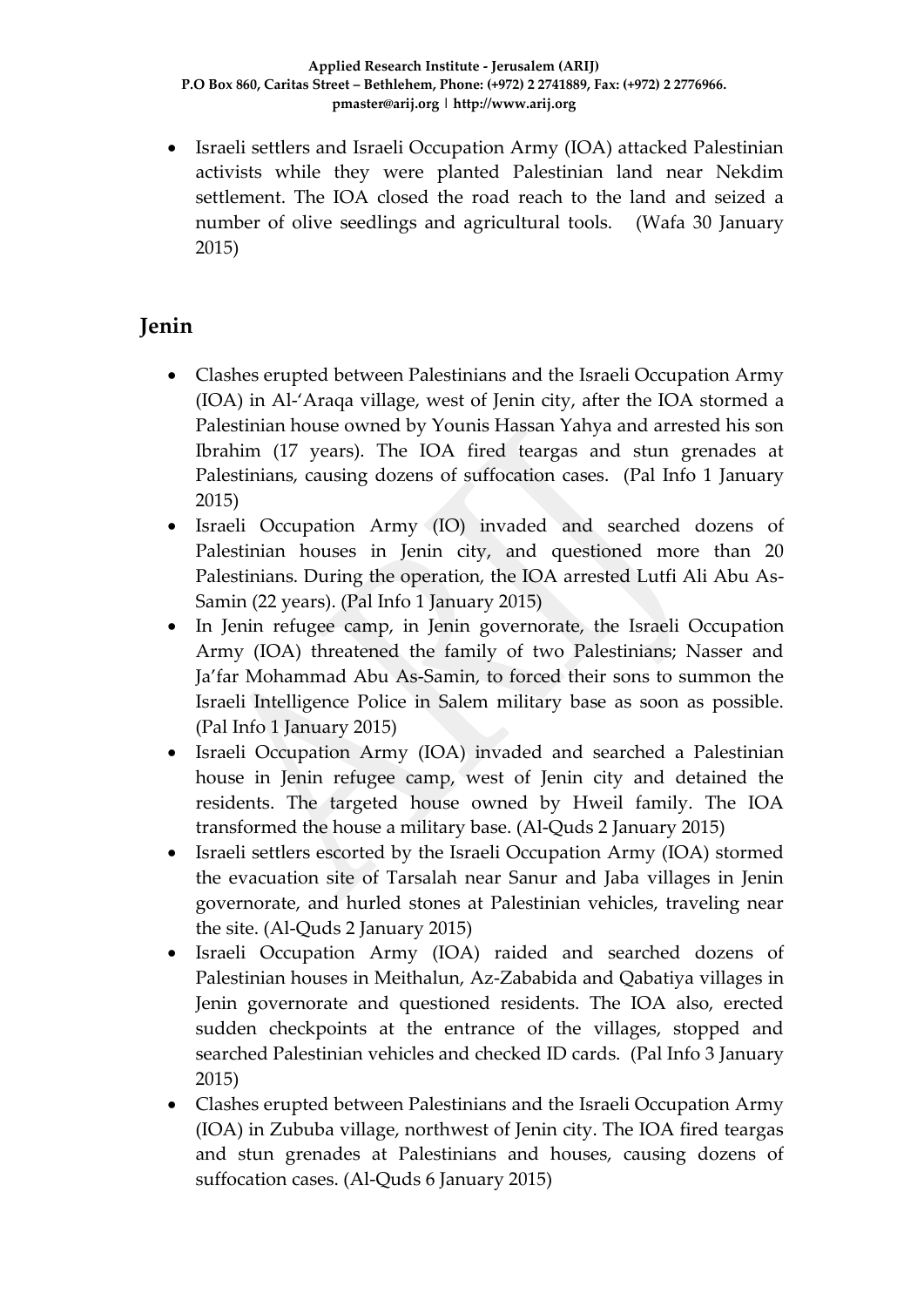- Israeli settlers and Israeli Occupation Army (IOA) attacked Palestinian activists while they were planted Palestinian land near Nekdim settlement. The IOA closed the road reach to the land and seized a number of olive seedlings and agricultural tools. (Wafa 30 January 2015)

## Jenin

- Clashes erupted between Palestinians and the Israeli Occupation Army (IOA) in Al-'Araqa village, west of Jenin city, after the IOA stormed a Palestinian house owned by Younis Hassan Yahya and arrested his son Ibrahim (17 years). The IOA fired teargas and stun grenades at Palestinians, causing dozens of suffocation cases. (Pal Info 1 January 2015)
- Israeli Occupation Army (IO) invaded and searched dozens of Palestinian houses in Jenin city, and questioned more than 20 Palestinians. During the operation, the IOA arrested Lutfi Ali Abu As-Samin (22 years). (Pal Info 1 January 2015)
- In Jenin refugee camp, in Jenin governorate, the Israeli Occupation Army (IOA) threatened the family of two Palestinians; Nasser and Ja'far Mohammad Abu As-Samin, to forced their sons to summon the Israeli Intelligence Police in Salem military base as soon as possible. (Pal Info 1 January 2015)
- Israeli Occupation Army (IOA) invaded and searched a Palestinian house in Jenin refugee camp, west of Jenin city and detained the residents. The targeted house owned by Hweil family. The IOA transformed the house a military base. (Al-Quds 2 January 2015)
- Israeli settlers escorted by the Israeli Occupation Army (IOA) stormed the evacuation site of Tarsalah near Sanur and Jaba villages in Jenin governorate, and hurled stones at Palestinian vehicles, traveling near the site. (Al-Quds 2 January 2015)
- Israeli Occupation Army (IOA) raided and searched dozens of Palestinian houses in Meithalun, Az-Zababida and Qabatiya villages in Jenin governorate and questioned residents. The IOA also, erected sudden checkpoints at the entrance of the villages, stopped and searched Palestinian vehicles and checked ID cards. (Pal Info 3 January 2015)
- Clashes erupted between Palestinians and the Israeli Occupation Army (IOA) in Zububa village, northwest of Jenin city. The IOA fired teargas and stun grenades at Palestinians and houses, causing dozens of suffocation cases. (Al-Quds 6 January 2015)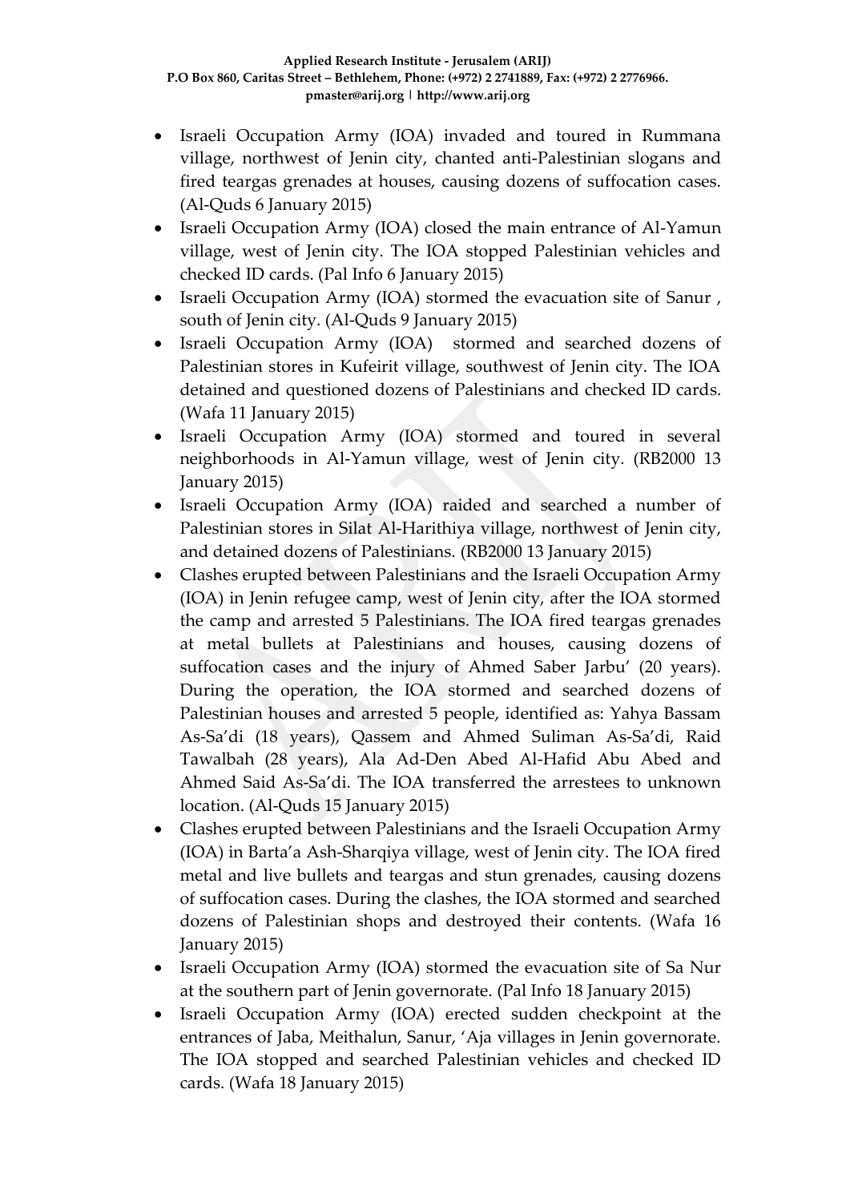- Israeli Occupation Army (IOA) invaded and toured in Rummana village, northwest of Jenin city, chanted anti-Palestinian slogans and fired teargas grenades at houses, causing dozens of suffocation cases. (Al-Quds 6 January 2015)
- Israeli Occupation Army (IOA) closed the main entrance of Al-Yamun village, west of Jenin city. The IOA stopped Palestinian vehicles and checked ID cards. (Pal Info 6 January 2015)
- Israeli Occupation Army (IOA) stormed the evacuation site of Sanur , south of Jenin city. (Al-Quds 9 January 2015)
- Israeli Occupation Army (IOA) stormed and searched dozens of Palestinian stores in Kufeirit village, southwest of Jenin city. The IOA detained and questioned dozens of Palestinians and checked ID cards. (Wafa 11 January 2015)
- Israeli Occupation Army (IOA) stormed and toured in several neighborhoods in Al-Yamun village, west of Jenin city. (RB2000 13 January 2015)
- Israeli Occupation Army (IOA) raided and searched a number of Palestinian stores in Silat Al-Harithiya village, northwest of Jenin city, and detained dozens of Palestinians. (RB2000 13 January 2015)
- Clashes erupted between Palestinians and the Israeli Occupation Army (IOA) in Jenin refugee camp, west of Jenin city, after the IOA stormed the camp and arrested 5 Palestinians. The IOA fired teargas grenades at metal bullets at Palestinians and houses, causing dozens of suffocation cases and the injury of Ahmed Saber Jarbu' (20 years). During the operation, the IOA stormed and searched dozens of Palestinian houses and arrested 5 people, identified as: Yahya Bassam As-Sa'di (18 years), Qassem and Ahmed Suliman As-Sa'di, Raid Tawalbah (28 years), Ala Ad-Den Abed Al-Hafid Abu Abed and Ahmed Said As-Sa'di. The IOA transferred the arrestees to unknown location. (Al-Quds 15 January 2015)
- Clashes erupted between Palestinians and the Israeli Occupation Army (IOA) in Barta'a Ash-Sharqiya village, west of Jenin city. The IOA fired metal and live bullets and teargas and stun grenades, causing dozens of suffocation cases. During the clashes, the IOA stormed and searched dozens of Palestinian shops and destroyed their contents. (Wafa 16 January 2015)
- Israeli Occupation Army (IOA) stormed the evacuation site of Sa Nur at the southern part of Jenin governorate. (Pal Info 18 January 2015)
- Israeli Occupation Army (IOA) erected sudden checkpoint at the entrances of Jaba, Meithalun, Sanur, 'Aja villages in Jenin governorate. The IOA stopped and searched Palestinian vehicles and checked ID cards. (Wafa 18 January 2015)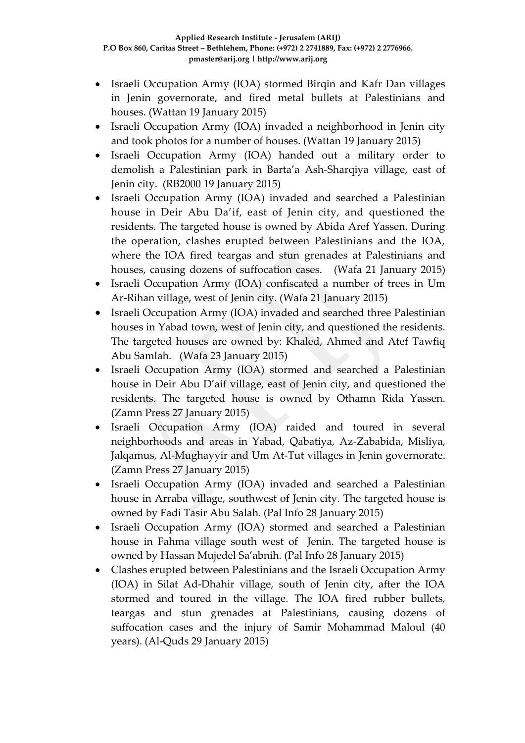- Israeli Occupation Army (IOA) stormed Birqin and Kafr Dan villages in Jenin governorate, and fired metal bullets at Palestinians and houses. (Wattan 19 January 2015)
- Israeli Occupation Army (IOA) invaded a neighborhood in Jenin city and took photos for a number of houses. (Wattan 19 January 2015)
- Israeli Occupation Army (IOA) handed out a military order to demolish a Palestinian park in Barta'a Ash-Sharqiya village, east of Jenin city. (RB2000 19 January 2015)
- Israeli Occupation Army (IOA) invaded and searched a Palestinian house in Deir Abu Da'if, east of Jenin city, and questioned the residents. The targeted house is owned by Abida Aref Yassen. During the operation, clashes erupted between Palestinians and the IOA, where the IOA fired teargas and stun grenades at Palestinians and houses, causing dozens of suffocation cases. (Wafa 21 January 2015)
- Israeli Occupation Army (IOA) confiscated a number of trees in Um Ar-Rihan village, west of Jenin city. (Wafa 21 January 2015)
- Israeli Occupation Army (IOA) invaded and searched three Palestinian houses in Yabad town, west of Jenin city, and questioned the residents. The targeted houses are owned by: Khaled, Ahmed and Atef Tawfiq Abu Samlah. (Wafa 23 January 2015)
- Israeli Occupation Army (IOA) stormed and searched a Palestinian house in Deir Abu D'aif village, east of Jenin city, and questioned the residents. The targeted house is owned by Othamn Rida Yassen. (Zamn Press 27 January 2015)
- Israeli Occupation Army (IOA) raided and toured in several neighborhoods and areas in Yabad, Qabatiya, Az-Zababida, Misliya, Jalqamus, Al-Mughayyir and Um At-Tut villages in Jenin governorate. (Zamn Press 27 January 2015)
- Israeli Occupation Army (IOA) invaded and searched a Palestinian house in Arraba village, southwest of Jenin city. The targeted house is owned by Fadi Tasir Abu Salah. (Pal Info 28 January 2015)
- Israeli Occupation Army (IOA) stormed and searched a Palestinian house in Fahma village south west of Jenin. The targeted house is owned by Hassan Mujedel Sa'abnih. (Pal Info 28 January 2015)
- Clashes erupted between Palestinians and the Israeli Occupation Army (IOA) in Silat Ad-Dhahir village, south of Jenin city, after the IOA stormed and toured in the village. The IOA fired rubber bullets, teargas and stun grenades at Palestinians, causing dozens of suffocation cases and the injury of Samir Mohammad Maloul (40 years). (Al-Quds 29 January 2015)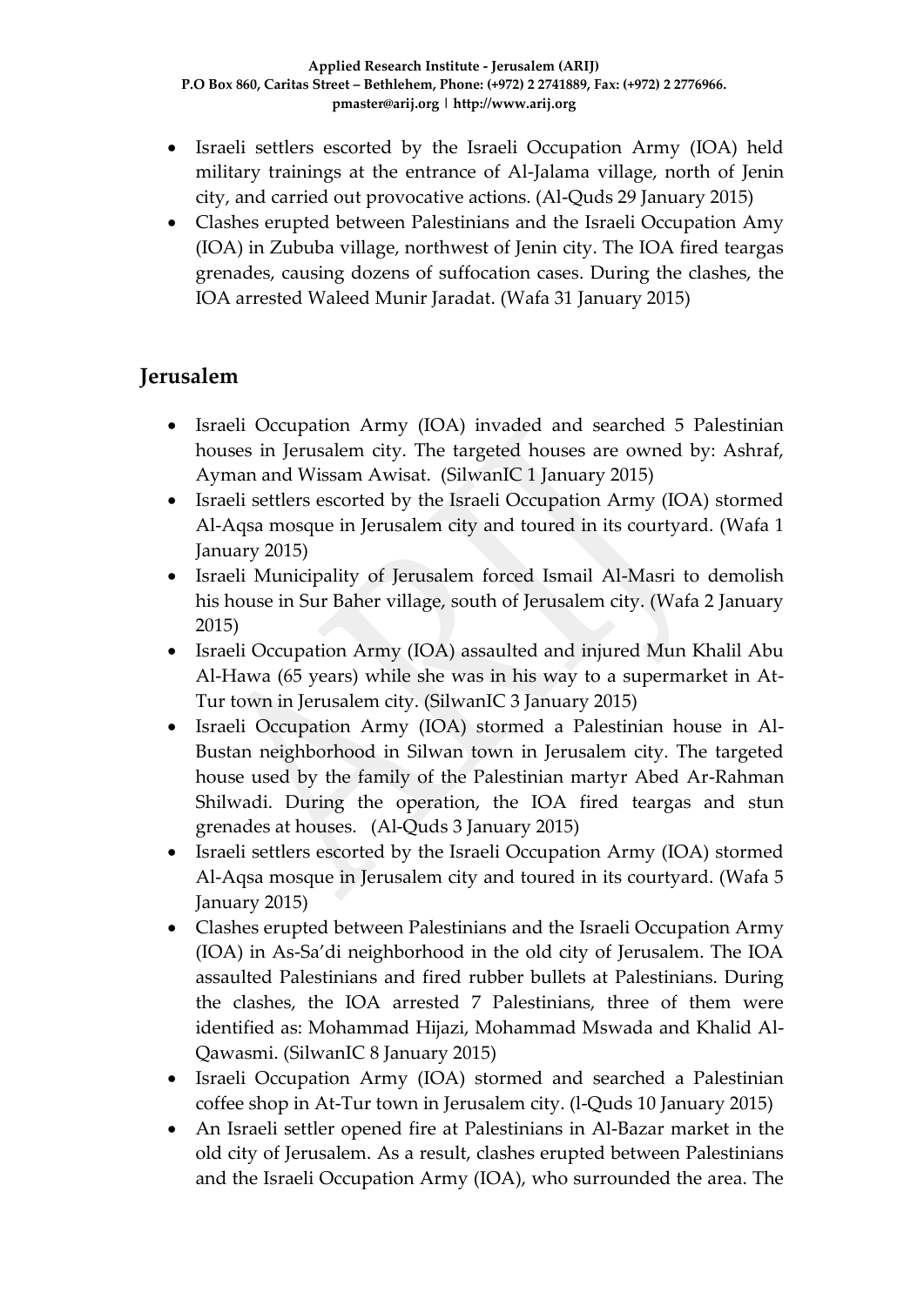- Israeli settlers escorted by the Israeli Occupation Army (IOA) held military trainings at the entrance of Al-Jalama village, north of Jenin city, and carried out provocative actions. (Al-Quds 29 January 2015)
- Clashes erupted between Palestinians and the Israeli Occupation Amy (IOA) in Zububa village, northwest of Jenin city. The IOA fired teargas grenades, causing dozens of suffocation cases. During the clashes, the IOA arrested Waleed Munir Jaradat. (Wafa 31 January 2015)

## Jerusalem

- Israeli Occupation Army (IOA) invaded and searched 5 Palestinian houses in Jerusalem city. The targeted houses are owned by: Ashraf, Ayman and Wissam Awisat. (SilwanIC 1 January 2015)
- Israeli settlers escorted by the Israeli Occupation Army (IOA) stormed Al-Aqsa mosque in Jerusalem city and toured in its courtyard. (Wafa 1 January 2015)
- Israeli Municipality of Jerusalem forced Ismail Al-Masri to demolish his house in Sur Baher village, south of Jerusalem city. (Wafa 2 January 2015)
- Israeli Occupation Army (IOA) assaulted and injured Mun Khalil Abu Al-Hawa (65 years) while she was in his way to a supermarket in At-Tur town in Jerusalem city. (SilwanIC 3 January 2015)
- Israeli Occupation Army (IOA) stormed a Palestinian house in Al-Bustan neighborhood in Silwan town in Jerusalem city. The targeted house used by the family of the Palestinian martyr Abed Ar-Rahman Shilwadi. During the operation, the IOA fired teargas and stun grenades at houses. (Al-Quds 3 January 2015)
- Israeli settlers escorted by the Israeli Occupation Army (IOA) stormed Al-Aqsa mosque in Jerusalem city and toured in its courtyard. (Wafa 5 January 2015)
- Clashes erupted between Palestinians and the Israeli Occupation Army (IOA) in As-Sa'di neighborhood in the old city of Jerusalem. The IOA assaulted Palestinians and fired rubber bullets at Palestinians. During the clashes, the IOA arrested 7 Palestinians, three of them were identified as: Mohammad Hijazi, Mohammad Mswada and Khalid Al-Qawasmi. (SilwanIC 8 January 2015)
- Israeli Occupation Army (IOA) stormed and searched a Palestinian coffee shop in At-Tur town in Jerusalem city. (l-Quds 10 January 2015)
- An Israeli settler opened fire at Palestinians in Al-Bazar market in the old city of Jerusalem. As a result, clashes erupted between Palestinians and the Israeli Occupation Army (IOA), who surrounded the area. The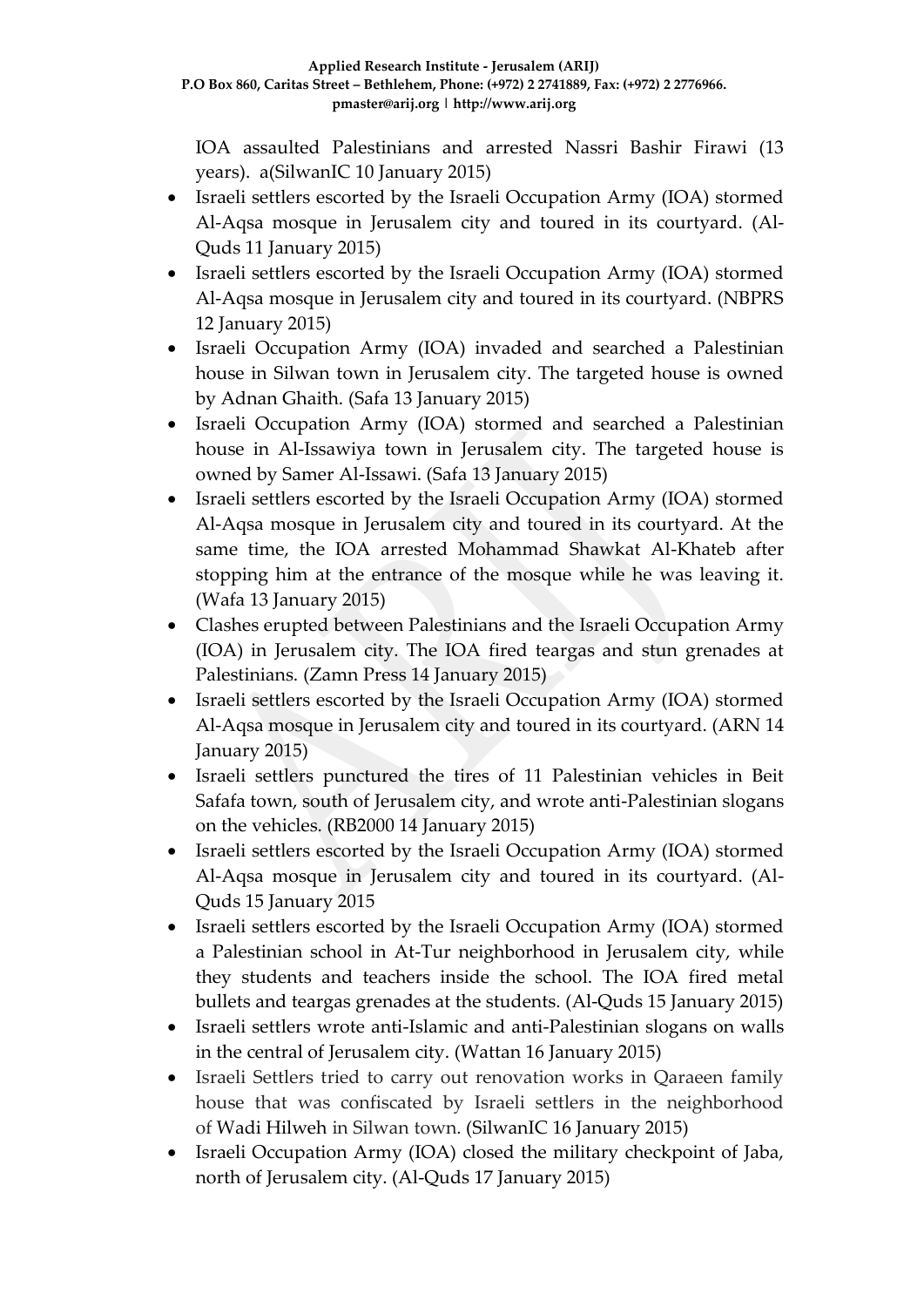IOA assaulted Palestinians and arrested Nassri Bashir Firawi (13 years). a(SilwanIC 10 January 2015)

- Israeli settlers escorted by the Israeli Occupation Army (IOA) stormed Al-Aqsa mosque in Jerusalem city and toured in its courtyard. (Al-Quds 11 January 2015)
- Israeli settlers escorted by the Israeli Occupation Army (IOA) stormed Al-Aqsa mosque in Jerusalem city and toured in its courtyard. (NBPRS 12 January 2015)
- Israeli Occupation Army (IOA) invaded and searched a Palestinian house in Silwan town in Jerusalem city. The targeted house is owned by Adnan Ghaith. (Safa 13 January 2015)
- Israeli Occupation Army (IOA) stormed and searched a Palestinian house in Al-Issawiya town in Jerusalem city. The targeted house is owned by Samer Al-Issawi. (Safa 13 January 2015)
- Israeli settlers escorted by the Israeli Occupation Army (IOA) stormed Al-Aqsa mosque in Jerusalem city and toured in its courtyard. At the same time, the IOA arrested Mohammad Shawkat Al-Khateb after stopping him at the entrance of the mosque while he was leaving it. (Wafa 13 January 2015)
- Clashes erupted between Palestinians and the Israeli Occupation Army (IOA) in Jerusalem city. The IOA fired teargas and stun grenades at Palestinians. (Zamn Press 14 January 2015)
- Israeli settlers escorted by the Israeli Occupation Army (IOA) stormed Al-Aqsa mosque in Jerusalem city and toured in its courtyard. (ARN 14 January 2015)
- Israeli settlers punctured the tires of 11 Palestinian vehicles in Beit Safafa town, south of Jerusalem city, and wrote anti-Palestinian slogans on the vehicles. (RB2000 14 January 2015)
- Israeli settlers escorted by the Israeli Occupation Army (IOA) stormed Al-Aqsa mosque in Jerusalem city and toured in its courtyard. (Al-Quds 15 January 2015
- Israeli settlers escorted by the Israeli Occupation Army (IOA) stormed a Palestinian school in At-Tur neighborhood in Jerusalem city, while they students and teachers inside the school. The IOA fired metal bullets and teargas grenades at the students. (Al-Quds 15 January 2015)
- Israeli settlers wrote anti-Islamic and anti-Palestinian slogans on walls in the central of Jerusalem city. (Wattan 16 January 2015)
- Israeli Settlers tried to carry out renovation works in Qaraeen family house that was confiscated by Israeli settlers in the neighborhood of Wadi Hilweh in Silwan town. (SilwanIC 16 January 2015)
- Israeli Occupation Army (IOA) closed the military checkpoint of Jaba, north of Jerusalem city. (Al-Quds 17 January 2015)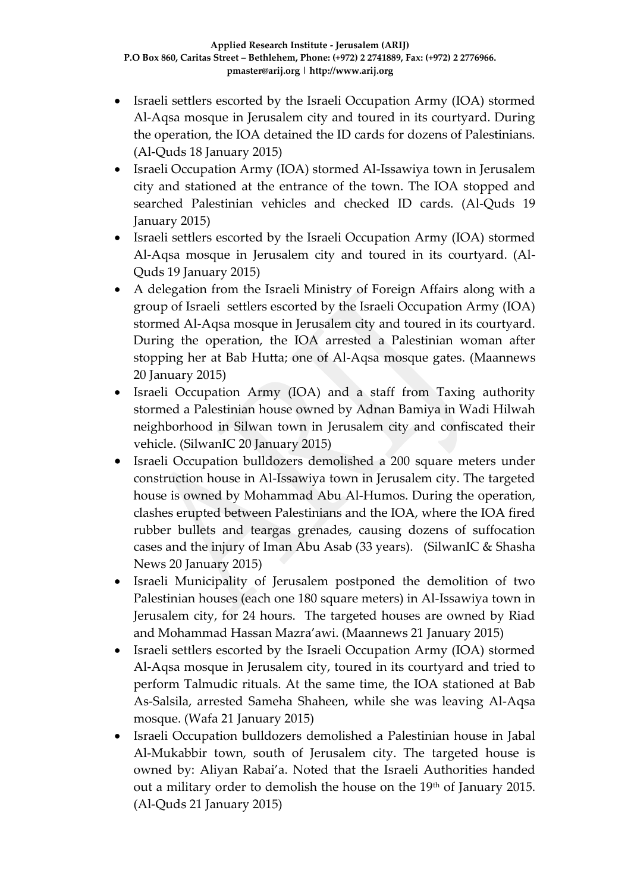- Israeli settlers escorted by the Israeli Occupation Army (IOA) stormed Al-Aqsa mosque in Jerusalem city and toured in its courtyard. During the operation, the IOA detained the ID cards for dozens of Palestinians. (Al-Quds 18 January 2015)
- Israeli Occupation Army (IOA) stormed Al-Issawiya town in Jerusalem city and stationed at the entrance of the town. The IOA stopped and searched Palestinian vehicles and checked ID cards. (Al-Quds 19 January 2015)
- Israeli settlers escorted by the Israeli Occupation Army (IOA) stormed Al-Aqsa mosque in Jerusalem city and toured in its courtyard. (Al-Quds 19 January 2015)
- A delegation from the Israeli Ministry of Foreign Affairs along with a group of Israeli settlers escorted by the Israeli Occupation Army (IOA) stormed Al-Aqsa mosque in Jerusalem city and toured in its courtyard. During the operation, the IOA arrested a Palestinian woman after stopping her at Bab Hutta; one of Al-Aqsa mosque gates. (Maannews 20 January 2015)
- Israeli Occupation Army (IOA) and a staff from Taxing authority stormed a Palestinian house owned by Adnan Bamiya in Wadi Hilwah neighborhood in Silwan town in Jerusalem city and confiscated their vehicle. (SilwanIC 20 January 2015)
- Israeli Occupation bulldozers demolished a 200 square meters under construction house in Al-Issawiya town in Jerusalem city. The targeted house is owned by Mohammad Abu Al-Humos. During the operation, clashes erupted between Palestinians and the IOA, where the IOA fired rubber bullets and teargas grenades, causing dozens of suffocation cases and the injury of Iman Abu Asab (33 years). (SilwanIC & Shasha News 20 January 2015)
- Israeli Municipality of Jerusalem postponed the demolition of two Palestinian houses (each one 180 square meters) in Al-Issawiya town in Jerusalem city, for 24 hours. The targeted houses are owned by Riad and Mohammad Hassan Mazra'awi. (Maannews 21 January 2015)
- Israeli settlers escorted by the Israeli Occupation Army (IOA) stormed Al-Aqsa mosque in Jerusalem city, toured in its courtyard and tried to perform Talmudic rituals. At the same time, the IOA stationed at Bab As-Salsila, arrested Sameha Shaheen, while she was leaving Al-Aqsa mosque. (Wafa 21 January 2015)
- Israeli Occupation bulldozers demolished a Palestinian house in Jabal Al-Mukabbir town, south of Jerusalem city. The targeted house is owned by: Aliyan Rabai'a. Noted that the Israeli Authorities handed out a military order to demolish the house on the 19th of January 2015. (Al-Quds 21 January 2015)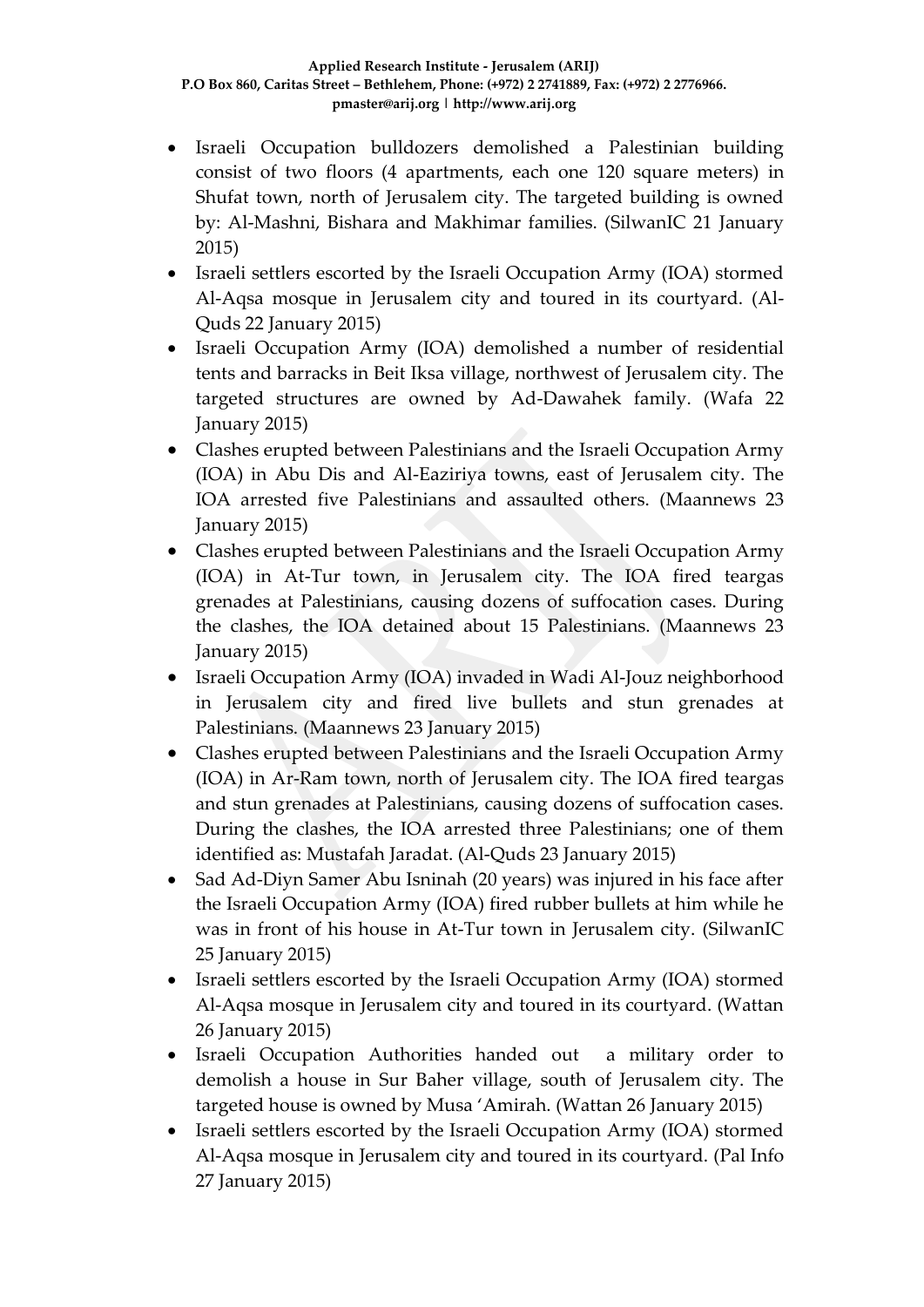- Israeli Occupation bulldozers demolished a Palestinian building consist of two floors (4 apartments, each one 120 square meters) in Shufat town, north of Jerusalem city. The targeted building is owned by: Al-Mashni, Bishara and Makhimar families. (SilwanIC 21 January 2015)
- Israeli settlers escorted by the Israeli Occupation Army (IOA) stormed Al-Aqsa mosque in Jerusalem city and toured in its courtyard. (Al-Quds 22 January 2015)
- Israeli Occupation Army (IOA) demolished a number of residential tents and barracks in Beit Iksa village, northwest of Jerusalem city. The targeted structures are owned by Ad-Dawahek family. (Wafa 22 January 2015)
- Clashes erupted between Palestinians and the Israeli Occupation Army (IOA) in Abu Dis and Al-Eaziriya towns, east of Jerusalem city. The IOA arrested five Palestinians and assaulted others. (Maannews 23 January 2015)
- Clashes erupted between Palestinians and the Israeli Occupation Army (IOA) in At-Tur town, in Jerusalem city. The IOA fired teargas grenades at Palestinians, causing dozens of suffocation cases. During the clashes, the IOA detained about 15 Palestinians. (Maannews 23 January 2015)
- Israeli Occupation Army (IOA) invaded in Wadi Al-Jouz neighborhood in Jerusalem city and fired live bullets and stun grenades at Palestinians. (Maannews 23 January 2015)
- Clashes erupted between Palestinians and the Israeli Occupation Army (IOA) in Ar-Ram town, north of Jerusalem city. The IOA fired teargas and stun grenades at Palestinians, causing dozens of suffocation cases. During the clashes, the IOA arrested three Palestinians; one of them identified as: Mustafah Jaradat. (Al-Quds 23 January 2015)
- Sad Ad-Diyn Samer Abu Isninah (20 years) was injured in his face after the Israeli Occupation Army (IOA) fired rubber bullets at him while he was in front of his house in At-Tur town in Jerusalem city. (SilwanIC 25 January 2015)
- Israeli settlers escorted by the Israeli Occupation Army (IOA) stormed Al-Aqsa mosque in Jerusalem city and toured in its courtyard. (Wattan 26 January 2015)
- Israeli Occupation Authorities handed out a military order to demolish a house in Sur Baher village, south of Jerusalem city. The targeted house is owned by Musa 'Amirah. (Wattan 26 January 2015)
- Israeli settlers escorted by the Israeli Occupation Army (IOA) stormed Al-Aqsa mosque in Jerusalem city and toured in its courtyard. (Pal Info 27 January 2015)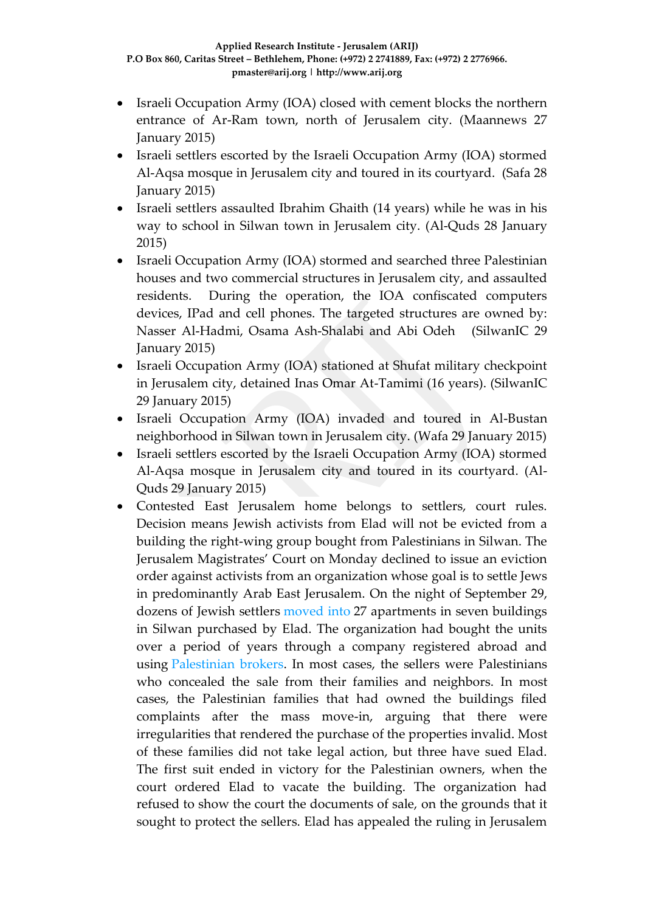- Israeli Occupation Army (IOA) closed with cement blocks the northern entrance of Ar-Ram town, north of Jerusalem city. (Maannews 27 January 2015)
- Israeli settlers escorted by the Israeli Occupation Army (IOA) stormed Al-Aqsa mosque in Jerusalem city and toured in its courtyard. (Safa 28 January 2015)
- Israeli settlers assaulted Ibrahim Ghaith (14 years) while he was in his way to school in Silwan town in Jerusalem city. (Al-Quds 28 January 2015)
- Israeli Occupation Army (IOA) stormed and searched three Palestinian houses and two commercial structures in Jerusalem city, and assaulted residents. During the operation, the IOA confiscated computers devices, IPad and cell phones. The targeted structures are owned by: Nasser Al-Hadmi, Osama Ash-Shalabi and Abi Odeh (SilwanIC 29 January 2015)
- Israeli Occupation Army (IOA) stationed at Shufat military checkpoint in Jerusalem city, detained Inas Omar At-Tamimi (16 years). (SilwanIC 29 January 2015)
- Israeli Occupation Army (IOA) invaded and toured in Al-Bustan neighborhood in Silwan town in Jerusalem city. (Wafa 29 January 2015)
- Israeli settlers escorted by the Israeli Occupation Army (IOA) stormed Al-Aqsa mosque in Jerusalem city and toured in its courtyard. (Al-Quds 29 January 2015)
- Contested East Jerusalem home belongs to settlers, court rules. Decision means Jewish activists from Elad will not be evicted from a building the right-wing group bought from Palestinians in Silwan. The Jerusalem Magistrates' Court on Monday declined to issue an eviction order against activists from an organization whose goal is to settle Jews in predominantly Arab East Jerusalem. On the night of September 29, dozens of Jewish settlers moved into 27 apartments in seven buildings in Silwan purchased by Elad. The organization had bought the units over a period of years through a company registered abroad and using Palestinian brokers. In most cases, the sellers were Palestinians who concealed the sale from their families and neighbors. In most cases, the Palestinian families that had owned the buildings filed complaints after the mass move-in, arguing that there were irregularities that rendered the purchase of the properties invalid. Most of these families did not take legal action, but three have sued Elad. The first suit ended in victory for the Palestinian owners, when the court ordered Elad to vacate the building. The organization had refused to show the court the documents of sale, on the grounds that it sought to protect the sellers. Elad has appealed the ruling in Jerusalem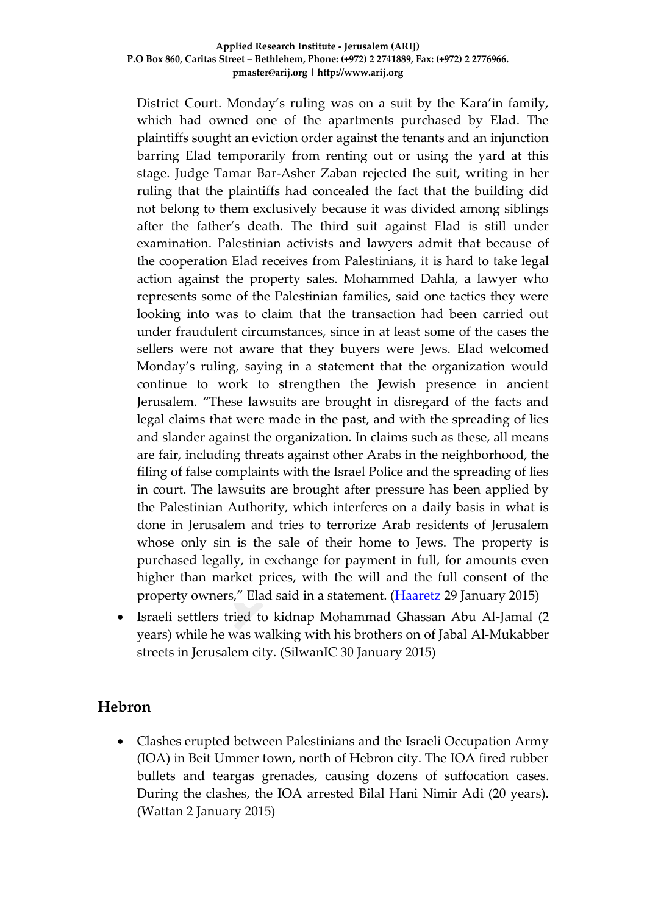District Court. Monday's ruling was on a suit by the Kara'in family, which had owned one of the apartments purchased by Elad. The plaintiffs sought an eviction order against the tenants and an injunction barring Elad temporarily from renting out or using the yard at this stage. Judge Tamar Bar-Asher Zaban rejected the suit, writing in her ruling that the plaintiffs had concealed the fact that the building did not belong to them exclusively because it was divided among siblings after the father's death. The third suit against Elad is still under examination. Palestinian activists and lawyers admit that because of the cooperation Elad receives from Palestinians, it is hard to take legal action against the property sales. Mohammed Dahla, a lawyer who represents some of the Palestinian families, said one tactics they were looking into was to claim that the transaction had been carried out under fraudulent circumstances, since in at least some of the cases the sellers were not aware that they buyers were Jews. Elad welcomed Monday's ruling, saying in a statement that the organization would continue to work to strengthen the Jewish presence in ancient Jerusalem. "These lawsuits are brought in disregard of the facts and legal claims that were made in the past, and with the spreading of lies and slander against the organization. In claims such as these, all means are fair, including threats against other Arabs in the neighborhood, the filing of false complaints with the Israel Police and the spreading of lies in court. The lawsuits are brought after pressure has been applied by the Palestinian Authority, which interferes on a daily basis in what is done in Jerusalem and tries to terrorize Arab residents of Jerusalem whose only sin is the sale of their home to Jews. The property is purchased legally, in exchange for payment in full, for amounts even higher than market prices, with the will and the full consent of the property owners," Elad said in a statement. (Haaretz 29 January 2015)

- Israeli settlers tried to kidnap Mohammad Ghassan Abu Al-Jamal (2 years) while he was walking with his brothers on of Jabal Al-Mukabber streets in Jerusalem city. (SilwanIC 30 January 2015)

## Hebron

- Clashes erupted between Palestinians and the Israeli Occupation Army (IOA) in Beit Ummer town, north of Hebron city. The IOA fired rubber bullets and teargas grenades, causing dozens of suffocation cases. During the clashes, the IOA arrested Bilal Hani Nimir Adi (20 years). (Wattan 2 January 2015)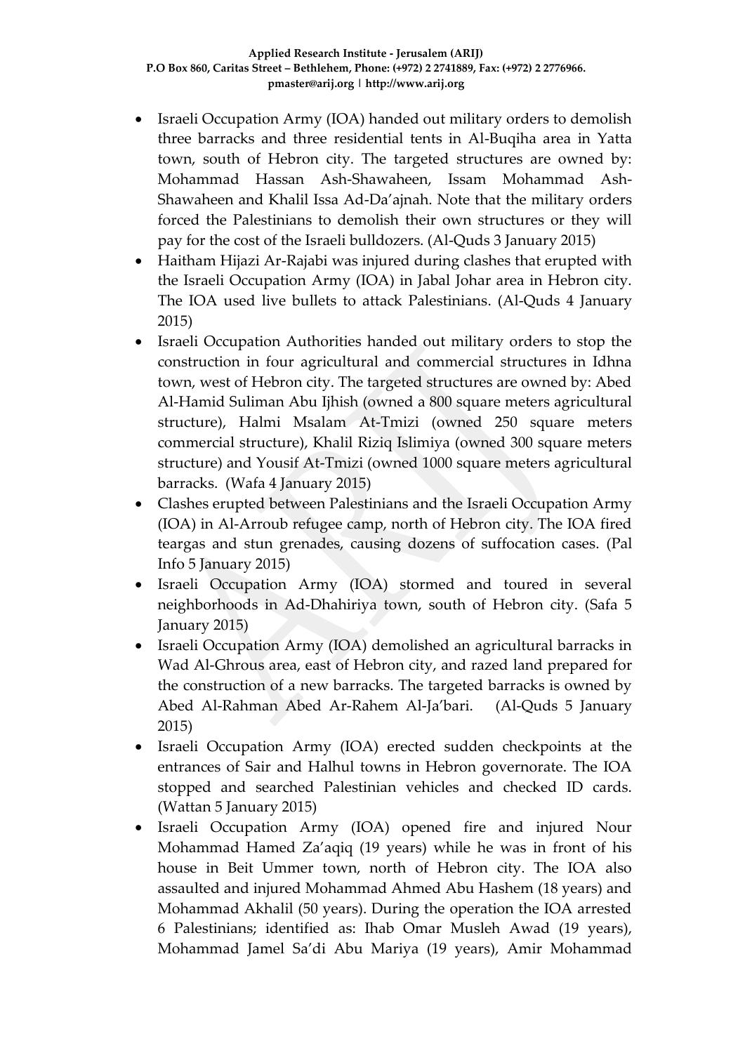- Israeli Occupation Army (IOA) handed out military orders to demolish three barracks and three residential tents in Al-Buqiha area in Yatta town, south of Hebron city. The targeted structures are owned by: Mohammad Hassan Ash-Shawaheen, Issam Mohammad Ash-Shawaheen and Khalil Issa Ad-Da'ajnah. Note that the military orders forced the Palestinians to demolish their own structures or they will pay for the cost of the Israeli bulldozers. (Al-Quds 3 January 2015)
- Haitham Hijazi Ar-Rajabi was injured during clashes that erupted with the Israeli Occupation Army (IOA) in Jabal Johar area in Hebron city. The IOA used live bullets to attack Palestinians. (Al-Quds 4 January 2015)
- Israeli Occupation Authorities handed out military orders to stop the construction in four agricultural and commercial structures in Idhna town, west of Hebron city. The targeted structures are owned by: Abed Al-Hamid Suliman Abu Ijhish (owned a 800 square meters agricultural structure), Halmi Msalam At-Tmizi (owned 250 square meters commercial structure), Khalil Riziq Islimiya (owned 300 square meters structure) and Yousif At-Tmizi (owned 1000 square meters agricultural barracks. (Wafa 4 January 2015)
- Clashes erupted between Palestinians and the Israeli Occupation Army (IOA) in Al-Arroub refugee camp, north of Hebron city. The IOA fired teargas and stun grenades, causing dozens of suffocation cases. (Pal Info 5 January 2015)
- Israeli Occupation Army (IOA) stormed and toured in several neighborhoods in Ad-Dhahiriya town, south of Hebron city. (Safa 5 January 2015)
- Israeli Occupation Army (IOA) demolished an agricultural barracks in Wad Al-Ghrous area, east of Hebron city, and razed land prepared for the construction of a new barracks. The targeted barracks is owned by Abed Al-Rahman Abed Ar-Rahem Al-Ja'bari. (Al-Quds 5 January 2015)
- Israeli Occupation Army (IOA) erected sudden checkpoints at the entrances of Sair and Halhul towns in Hebron governorate. The IOA stopped and searched Palestinian vehicles and checked ID cards. (Wattan 5 January 2015)
- Israeli Occupation Army (IOA) opened fire and injured Nour Mohammad Hamed Za'aqiq (19 years) while he was in front of his house in Beit Ummer town, north of Hebron city. The IOA also assaulted and injured Mohammad Ahmed Abu Hashem (18 years) and Mohammad Akhalil (50 years). During the operation the IOA arrested 6 Palestinians; identified as: Ihab Omar Musleh Awad (19 years), Mohammad Jamel Sa'di Abu Mariya (19 years), Amir Mohammad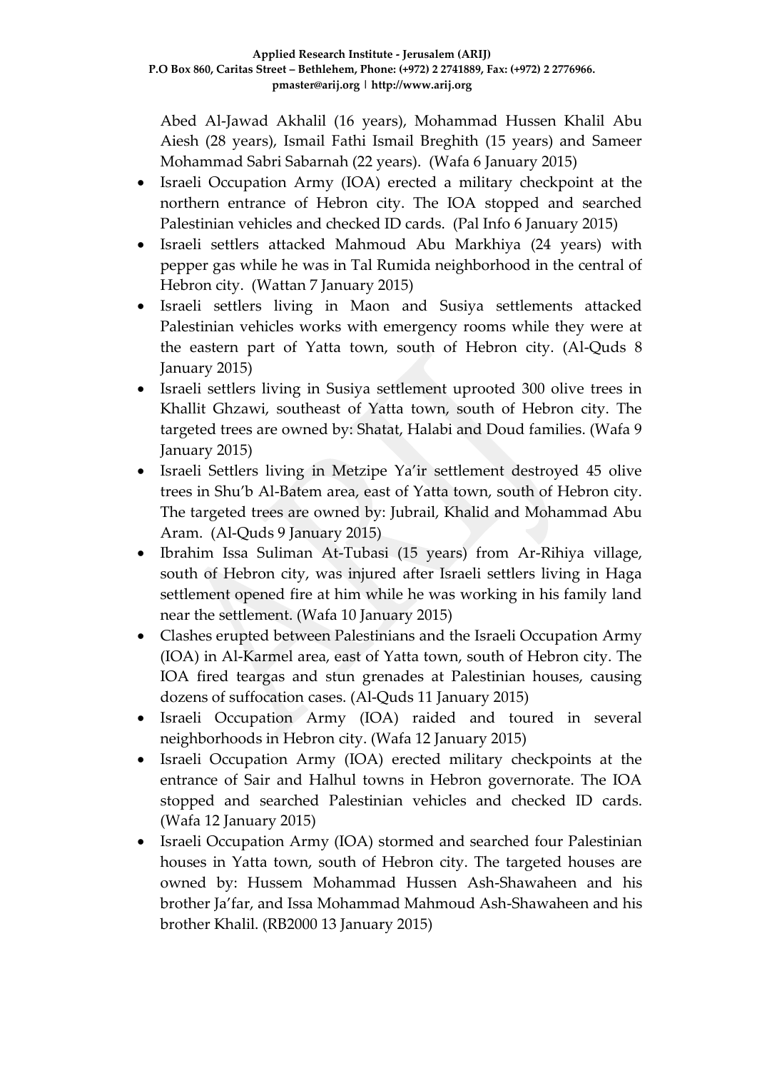Abed Al-Jawad Akhalil (16 years), Mohammad Hussen Khalil Abu Aiesh (28 years), Ismail Fathi Ismail Breghith (15 years) and Sameer Mohammad Sabri Sabarnah (22 years). (Wafa 6 January 2015)

- Israeli Occupation Army (IOA) erected a military checkpoint at the northern entrance of Hebron city. The IOA stopped and searched Palestinian vehicles and checked ID cards. (Pal Info 6 January 2015)
- Israeli settlers attacked Mahmoud Abu Markhiya (24 years) with pepper gas while he was in Tal Rumida neighborhood in the central of Hebron city. (Wattan 7 January 2015)
- Israeli settlers living in Maon and Susiya settlements attacked Palestinian vehicles works with emergency rooms while they were at the eastern part of Yatta town, south of Hebron city. (Al-Quds 8 January 2015)
- Israeli settlers living in Susiya settlement uprooted 300 olive trees in Khallit Ghzawi, southeast of Yatta town, south of Hebron city. The targeted trees are owned by: Shatat, Halabi and Doud families. (Wafa 9 January 2015)
- Israeli Settlers living in Metzipe Ya'ir settlement destroyed 45 olive trees in Shu'b Al-Batem area, east of Yatta town, south of Hebron city. The targeted trees are owned by: Jubrail, Khalid and Mohammad Abu Aram. (Al-Quds 9 January 2015)
- Ibrahim Issa Suliman At-Tubasi (15 years) from Ar-Rihiya village, south of Hebron city, was injured after Israeli settlers living in Haga settlement opened fire at him while he was working in his family land near the settlement. (Wafa 10 January 2015)
- Clashes erupted between Palestinians and the Israeli Occupation Army (IOA) in Al-Karmel area, east of Yatta town, south of Hebron city. The IOA fired teargas and stun grenades at Palestinian houses, causing dozens of suffocation cases. (Al-Quds 11 January 2015)
- Israeli Occupation Army (IOA) raided and toured in several neighborhoods in Hebron city. (Wafa 12 January 2015)
- Israeli Occupation Army (IOA) erected military checkpoints at the entrance of Sair and Halhul towns in Hebron governorate. The IOA stopped and searched Palestinian vehicles and checked ID cards. (Wafa 12 January 2015)
- Israeli Occupation Army (IOA) stormed and searched four Palestinian houses in Yatta town, south of Hebron city. The targeted houses are owned by: Hussem Mohammad Hussen Ash-Shawaheen and his brother Ja'far, and Issa Mohammad Mahmoud Ash-Shawaheen and his brother Khalil. (RB2000 13 January 2015)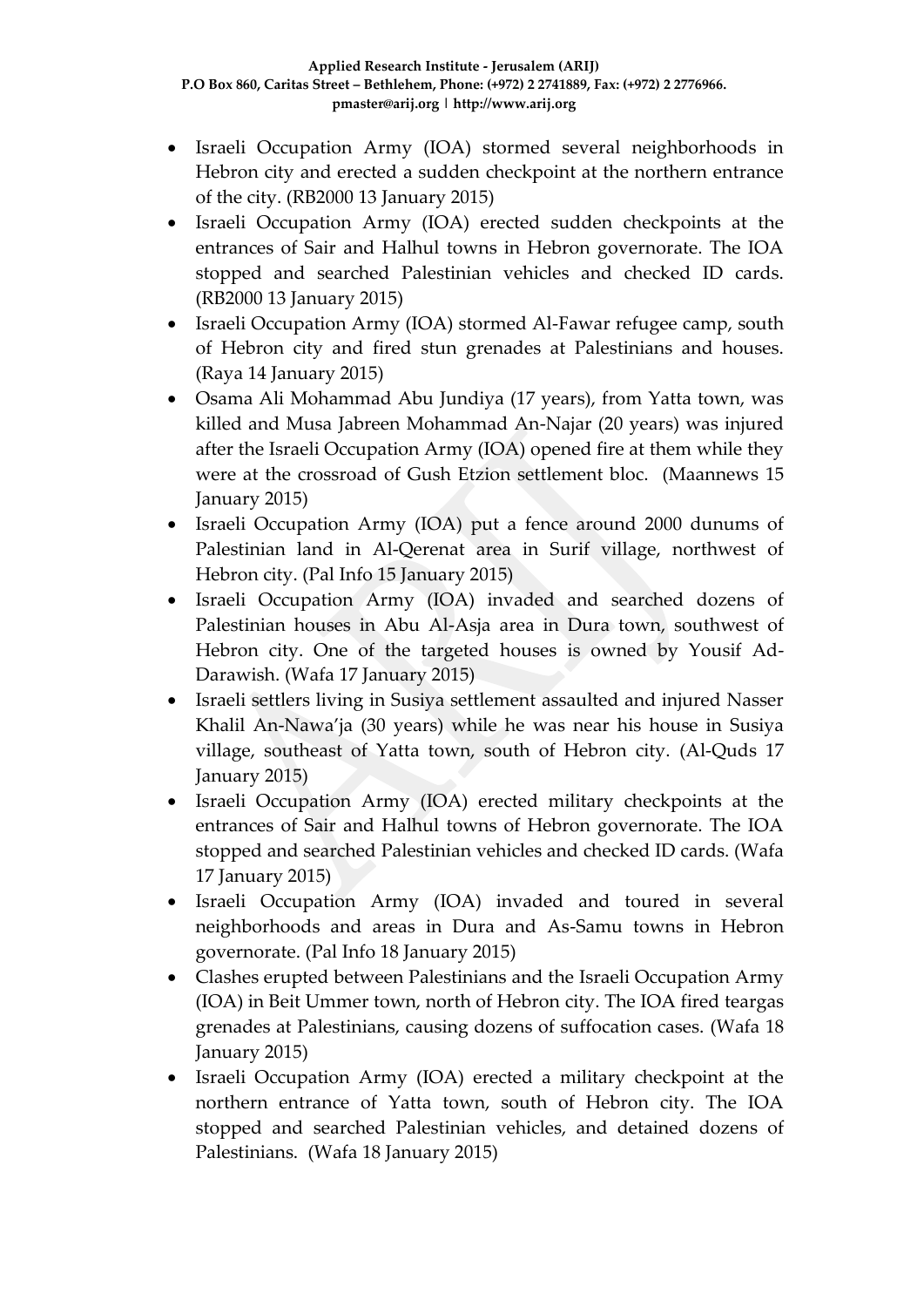- Israeli Occupation Army (IOA) stormed several neighborhoods in Hebron city and erected a sudden checkpoint at the northern entrance of the city. (RB2000 13 January 2015)
- Israeli Occupation Army (IOA) erected sudden checkpoints at the entrances of Sair and Halhul towns in Hebron governorate. The IOA stopped and searched Palestinian vehicles and checked ID cards. (RB2000 13 January 2015)
- Israeli Occupation Army (IOA) stormed Al-Fawar refugee camp, south of Hebron city and fired stun grenades at Palestinians and houses. (Raya 14 January 2015)
- Osama Ali Mohammad Abu Jundiya (17 years), from Yatta town, was killed and Musa Jabreen Mohammad An-Najar (20 years) was injured after the Israeli Occupation Army (IOA) opened fire at them while they were at the crossroad of Gush Etzion settlement bloc. (Maannews 15 January 2015)
- Israeli Occupation Army (IOA) put a fence around 2000 dunums of Palestinian land in Al-Qerenat area in Surif village, northwest of Hebron city. (Pal Info 15 January 2015)
- Israeli Occupation Army (IOA) invaded and searched dozens of Palestinian houses in Abu Al-Asja area in Dura town, southwest of Hebron city. One of the targeted houses is owned by Yousif Ad-Darawish. (Wafa 17 January 2015)
- Israeli settlers living in Susiya settlement assaulted and injured Nasser Khalil An-Nawa'ja (30 years) while he was near his house in Susiya village, southeast of Yatta town, south of Hebron city. (Al-Quds 17 January 2015)
- Israeli Occupation Army (IOA) erected military checkpoints at the entrances of Sair and Halhul towns of Hebron governorate. The IOA stopped and searched Palestinian vehicles and checked ID cards. (Wafa 17 January 2015)
- Israeli Occupation Army (IOA) invaded and toured in several neighborhoods and areas in Dura and As-Samu towns in Hebron governorate. (Pal Info 18 January 2015)
- Clashes erupted between Palestinians and the Israeli Occupation Army (IOA) in Beit Ummer town, north of Hebron city. The IOA fired teargas grenades at Palestinians, causing dozens of suffocation cases. (Wafa 18 January 2015)
- Israeli Occupation Army (IOA) erected a military checkpoint at the northern entrance of Yatta town, south of Hebron city. The IOA stopped and searched Palestinian vehicles, and detained dozens of Palestinians. (Wafa 18 January 2015)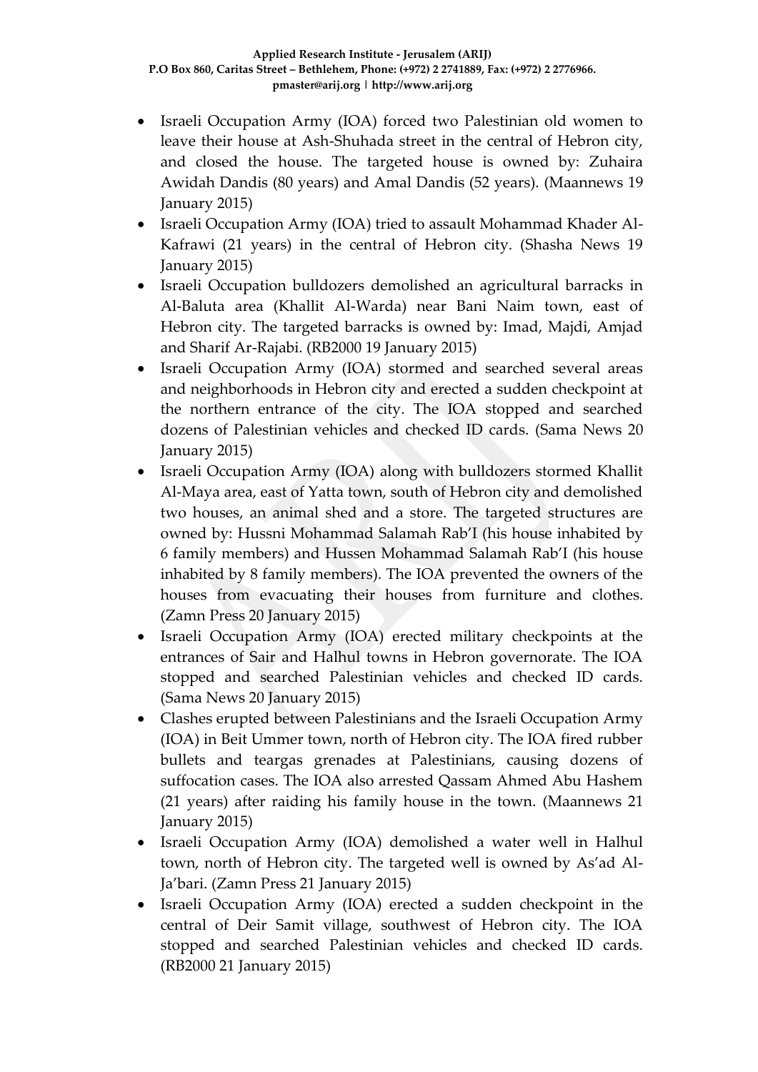- Israeli Occupation Army (IOA) forced two Palestinian old women to leave their house at Ash-Shuhada street in the central of Hebron city, and closed the house. The targeted house is owned by: Zuhaira Awidah Dandis (80 years) and Amal Dandis (52 years). (Maannews 19 January 2015)
- Israeli Occupation Army (IOA) tried to assault Mohammad Khader Al-Kafrawi (21 years) in the central of Hebron city. (Shasha News 19 January 2015)
- Israeli Occupation bulldozers demolished an agricultural barracks in Al-Baluta area (Khallit Al-Warda) near Bani Naim town, east of Hebron city. The targeted barracks is owned by: Imad, Majdi, Amjad and Sharif Ar-Rajabi. (RB2000 19 January 2015)
- Israeli Occupation Army (IOA) stormed and searched several areas and neighborhoods in Hebron city and erected a sudden checkpoint at the northern entrance of the city. The IOA stopped and searched dozens of Palestinian vehicles and checked ID cards. (Sama News 20 January 2015)
- Israeli Occupation Army (IOA) along with bulldozers stormed Khallit Al-Maya area, east of Yatta town, south of Hebron city and demolished two houses, an animal shed and a store. The targeted structures are owned by: Hussni Mohammad Salamah Rab'I (his house inhabited by 6 family members) and Hussen Mohammad Salamah Rab'I (his house inhabited by 8 family members). The IOA prevented the owners of the houses from evacuating their houses from furniture and clothes. (Zamn Press 20 January 2015)
- Israeli Occupation Army (IOA) erected military checkpoints at the entrances of Sair and Halhul towns in Hebron governorate. The IOA stopped and searched Palestinian vehicles and checked ID cards. (Sama News 20 January 2015)
- Clashes erupted between Palestinians and the Israeli Occupation Army (IOA) in Beit Ummer town, north of Hebron city. The IOA fired rubber bullets and teargas grenades at Palestinians, causing dozens of suffocation cases. The IOA also arrested Qassam Ahmed Abu Hashem (21 years) after raiding his family house in the town. (Maannews 21 January 2015)
- Israeli Occupation Army (IOA) demolished a water well in Halhul town, north of Hebron city. The targeted well is owned by As'ad Al-Ja'bari. (Zamn Press 21 January 2015)
- Israeli Occupation Army (IOA) erected a sudden checkpoint in the central of Deir Samit village, southwest of Hebron city. The IOA stopped and searched Palestinian vehicles and checked ID cards. (RB2000 21 January 2015)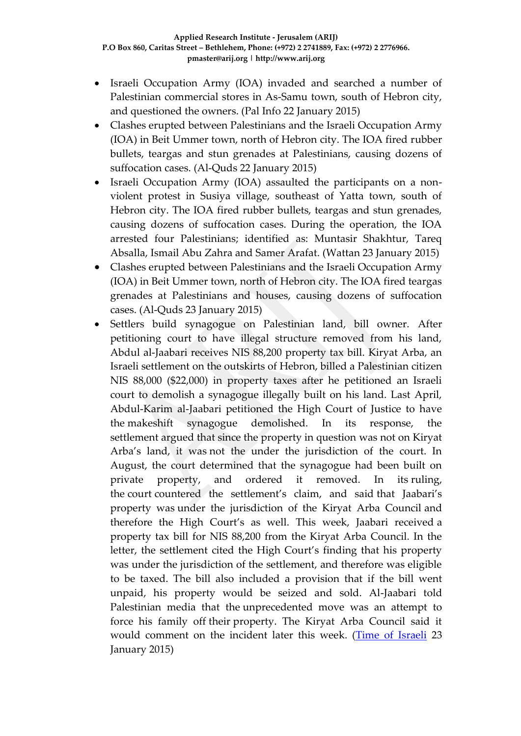- Israeli Occupation Army (IOA) invaded and searched a number of Palestinian commercial stores in As-Samu town, south of Hebron city, and questioned the owners. (Pal Info 22 January 2015)
- Clashes erupted between Palestinians and the Israeli Occupation Army (IOA) in Beit Ummer town, north of Hebron city. The IOA fired rubber bullets, teargas and stun grenades at Palestinians, causing dozens of suffocation cases. (Al-Quds 22 January 2015)
- Israeli Occupation Army (IOA) assaulted the participants on a non-violent protest in Susiya village, southeast of Yatta town, south of Hebron city. The IOA fired rubber bullets, teargas and stun grenades, causing dozens of suffocation cases. During the operation, the IOA arrested four Palestinians; identified as: Muntasir Shakhtur, Tareq Absalla, Ismail Abu Zahra and Samer Arafat. (Wattan 23 January 2015)
- Clashes erupted between Palestinians and the Israeli Occupation Army (IOA) in Beit Ummer town, north of Hebron city. The IOA fired teargas grenades at Palestinians and houses, causing dozens of suffocation cases. (Al-Quds 23 January 2015)
- Settlers build synagogue on Palestinian land, bill owner. After petitioning court to have illegal structure removed from his land, Abdul al-Jaabari receives NIS 88,200 property tax bill. Kiryat Arba, an Israeli settlement on the outskirts of Hebron, billed a Palestinian citizen NIS 88,000 ($22,000) in property taxes after he petitioned an Israeli court to demolish a synagogue illegally built on his land. Last April, Abdul-Karim al-Jaabari petitioned the High Court of Justice to have the makeshift synagogue demolished. In its response, the settlement argued that since the property in question was not on Kiryat Arba's land, it was not the under the jurisdiction of the court. In August, the court determined that the synagogue had been built on private property, and ordered it removed. In its ruling, the court countered the settlement's claim, and said that Jaabari's property was under the jurisdiction of the Kiryat Arba Council and therefore the High Court's as well. This week, Jaabari received a property tax bill for NIS 88,200 from the Kiryat Arba Council. In the letter, the settlement cited the High Court's finding that his property was under the jurisdiction of the settlement, and therefore was eligible to be taxed. The bill also included a provision that if the bill went unpaid, his property would be seized and sold. Al-Jaabari told Palestinian media that the unprecedented move was an attempt to force his family off their property. The Kiryat Arba Council said it would comment on the incident later this week. (Time of Israeli 23 January 2015)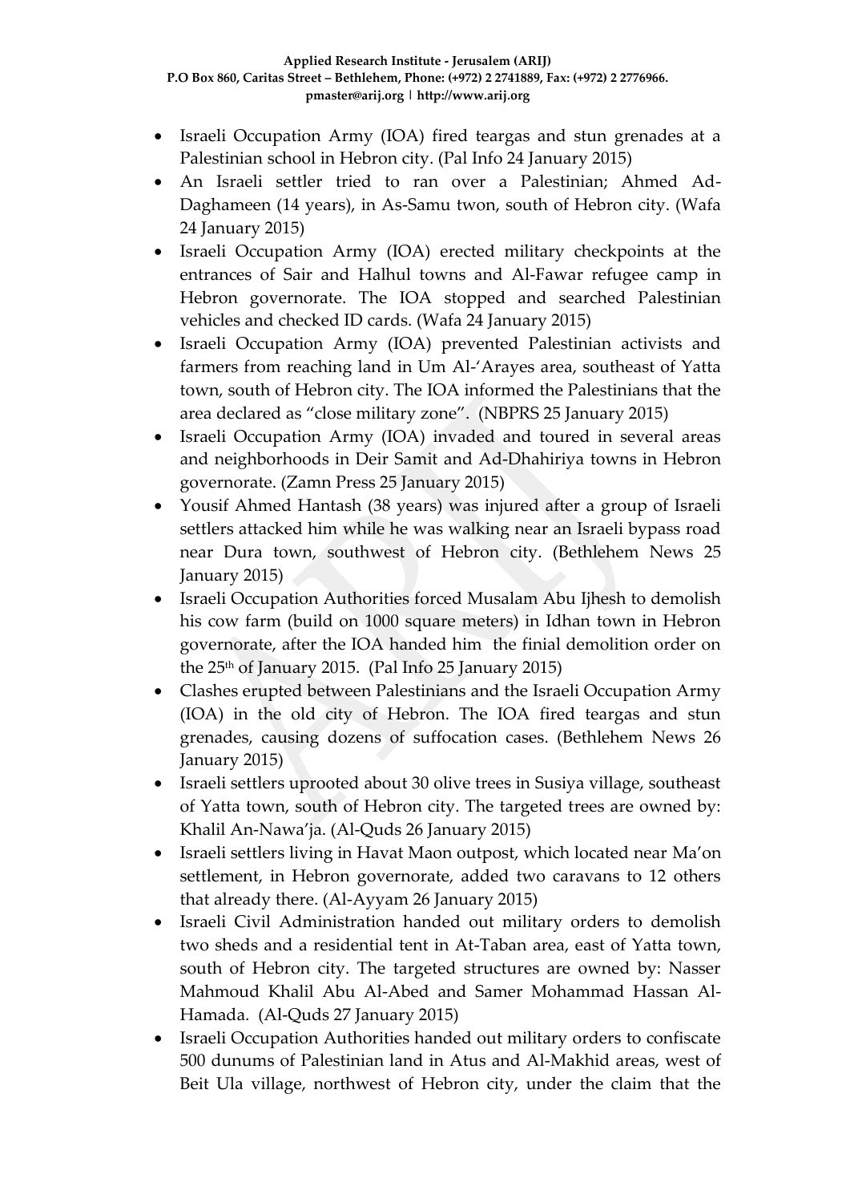- Israeli Occupation Army (IOA) fired teargas and stun grenades at a Palestinian school in Hebron city. (Pal Info 24 January 2015)
- An Israeli settler tried to ran over a Palestinian; Ahmed Ad-Daghameen (14 years), in As-Samu twon, south of Hebron city. (Wafa 24 January 2015)
- Israeli Occupation Army (IOA) erected military checkpoints at the entrances of Sair and Halhul towns and Al-Fawar refugee camp in Hebron governorate. The IOA stopped and searched Palestinian vehicles and checked ID cards. (Wafa 24 January 2015)
- Israeli Occupation Army (IOA) prevented Palestinian activists and farmers from reaching land in Um Al-'Arayes area, southeast of Yatta town, south of Hebron city. The IOA informed the Palestinians that the area declared as "close military zone". (NBPRS 25 January 2015)
- Israeli Occupation Army (IOA) invaded and toured in several areas and neighborhoods in Deir Samit and Ad-Dhahiriya towns in Hebron governorate. (Zamn Press 25 January 2015)
- Yousif Ahmed Hantash (38 years) was injured after a group of Israeli settlers attacked him while he was walking near an Israeli bypass road near Dura town, southwest of Hebron city. (Bethlehem News 25 January 2015)
- Israeli Occupation Authorities forced Musalam Abu Ijhesh to demolish his cow farm (build on 1000 square meters) in Idhan town in Hebron governorate, after the IOA handed him the finial demolition order on the 25th of January 2015. (Pal Info 25 January 2015)
- Clashes erupted between Palestinians and the Israeli Occupation Army (IOA) in the old city of Hebron. The IOA fired teargas and stun grenades, causing dozens of suffocation cases. (Bethlehem News 26 January 2015)
- Israeli settlers uprooted about 30 olive trees in Susiya village, southeast of Yatta town, south of Hebron city. The targeted trees are owned by: Khalil An-Nawa'ja. (Al-Quds 26 January 2015)
- Israeli settlers living in Havat Maon outpost, which located near Ma'on settlement, in Hebron governorate, added two caravans to 12 others that already there. (Al-Ayyam 26 January 2015)
- Israeli Civil Administration handed out military orders to demolish two sheds and a residential tent in At-Taban area, east of Yatta town, south of Hebron city. The targeted structures are owned by: Nasser Mahmoud Khalil Abu Al-Abed and Samer Mohammad Hassan Al-Hamada. (Al-Quds 27 January 2015)
- Israeli Occupation Authorities handed out military orders to confiscate 500 dunums of Palestinian land in Atus and Al-Makhid areas, west of Beit Ula village, northwest of Hebron city, under the claim that the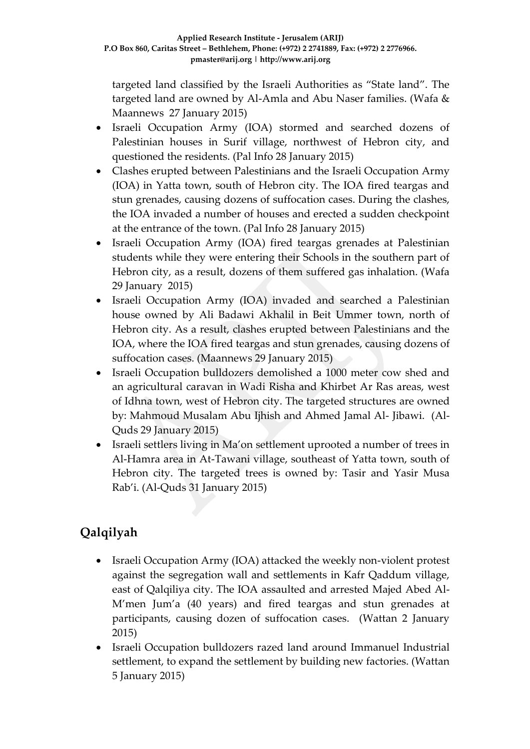targeted land classified by the Israeli Authorities as "State land". The targeted land are owned by Al-Amla and Abu Naser families. (Wafa & Maannews 27 January 2015)

- Israeli Occupation Army (IOA) stormed and searched dozens of Palestinian houses in Surif village, northwest of Hebron city, and questioned the residents. (Pal Info 28 January 2015)
- Clashes erupted between Palestinians and the Israeli Occupation Army (IOA) in Yatta town, south of Hebron city. The IOA fired teargas and stun grenades, causing dozens of suffocation cases. During the clashes, the IOA invaded a number of houses and erected a sudden checkpoint at the entrance of the town. (Pal Info 28 January 2015)
- Israeli Occupation Army (IOA) fired teargas grenades at Palestinian students while they were entering their Schools in the southern part of Hebron city, as a result, dozens of them suffered gas inhalation. (Wafa 29 January 2015)
- Israeli Occupation Army (IOA) invaded and searched a Palestinian house owned by Ali Badawi Akhalil in Beit Ummer town, north of Hebron city. As a result, clashes erupted between Palestinians and the IOA, where the IOA fired teargas and stun grenades, causing dozens of suffocation cases. (Maannews 29 January 2015)
- Israeli Occupation bulldozers demolished a 1000 meter cow shed and an agricultural caravan in Wadi Risha and Khirbet Ar Ras areas, west of Idhna town, west of Hebron city. The targeted structures are owned by: Mahmoud Musalam Abu Ijhish and Ahmed Jamal Al- Jibawi. (Al-Quds 29 January 2015)
- Israeli settlers living in Ma'on settlement uprooted a number of trees in Al-Hamra area in At-Tawani village, southeast of Yatta town, south of Hebron city. The targeted trees is owned by: Tasir and Yasir Musa Rab'i. (Al-Quds 31 January 2015)

## Qalqilyah

- Israeli Occupation Army (IOA) attacked the weekly non-violent protest against the segregation wall and settlements in Kafr Qaddum village, east of Qalqiliya city. The IOA assaulted and arrested Majed Abed Al-M'men Jum'a (40 years) and fired teargas and stun grenades at participants, causing dozen of suffocation cases. (Wattan 2 January 2015)
- Israeli Occupation bulldozers razed land around Immanuel Industrial settlement, to expand the settlement by building new factories. (Wattan 5 January 2015)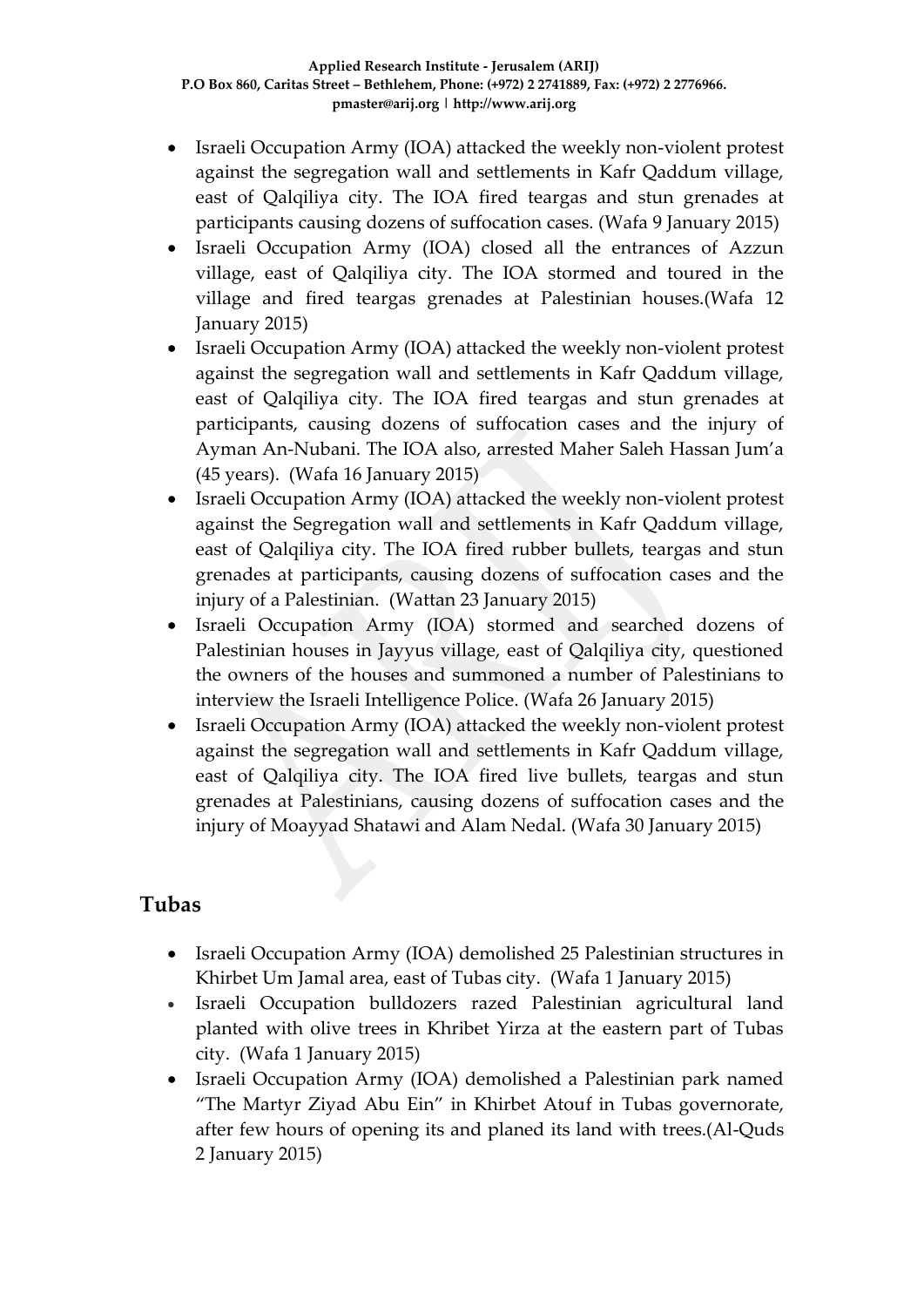- Israeli Occupation Army (IOA) attacked the weekly non-violent protest against the segregation wall and settlements in Kafr Qaddum village, east of Qalqiliya city. The IOA fired teargas and stun grenades at participants causing dozens of suffocation cases. (Wafa 9 January 2015)
- Israeli Occupation Army (IOA) closed all the entrances of Azzun village, east of Qalqiliya city. The IOA stormed and toured in the village and fired teargas grenades at Palestinian houses.(Wafa 12 January 2015)
- Israeli Occupation Army (IOA) attacked the weekly non-violent protest against the segregation wall and settlements in Kafr Qaddum village, east of Qalqiliya city. The IOA fired teargas and stun grenades at participants, causing dozens of suffocation cases and the injury of Ayman An-Nubani. The IOA also, arrested Maher Saleh Hassan Jum'a (45 years). (Wafa 16 January 2015)
- Israeli Occupation Army (IOA) attacked the weekly non-violent protest against the Segregation wall and settlements in Kafr Qaddum village, east of Qalqiliya city. The IOA fired rubber bullets, teargas and stun grenades at participants, causing dozens of suffocation cases and the injury of a Palestinian. (Wattan 23 January 2015)
- Israeli Occupation Army (IOA) stormed and searched dozens of Palestinian houses in Jayyus village, east of Qalqiliya city, questioned the owners of the houses and summoned a number of Palestinians to interview the Israeli Intelligence Police. (Wafa 26 January 2015)
- Israeli Occupation Army (IOA) attacked the weekly non-violent protest against the segregation wall and settlements in Kafr Qaddum village, east of Qalqiliya city. The IOA fired live bullets, teargas and stun grenades at Palestinians, causing dozens of suffocation cases and the injury of Moayyad Shatawi and Alam Nedal. (Wafa 30 January 2015)

## Tubas

- Israeli Occupation Army (IOA) demolished 25 Palestinian structures in Khirbet Um Jamal area, east of Tubas city. (Wafa 1 January 2015)
- Israeli Occupation bulldozers razed Palestinian agricultural land planted with olive trees in Khribet Yirza at the eastern part of Tubas city. (Wafa 1 January 2015)
- Israeli Occupation Army (IOA) demolished a Palestinian park named "The Martyr Ziyad Abu Ein" in Khirbet Atouf in Tubas governorate, after few hours of opening its and planed its land with trees.(Al-Quds 2 January 2015)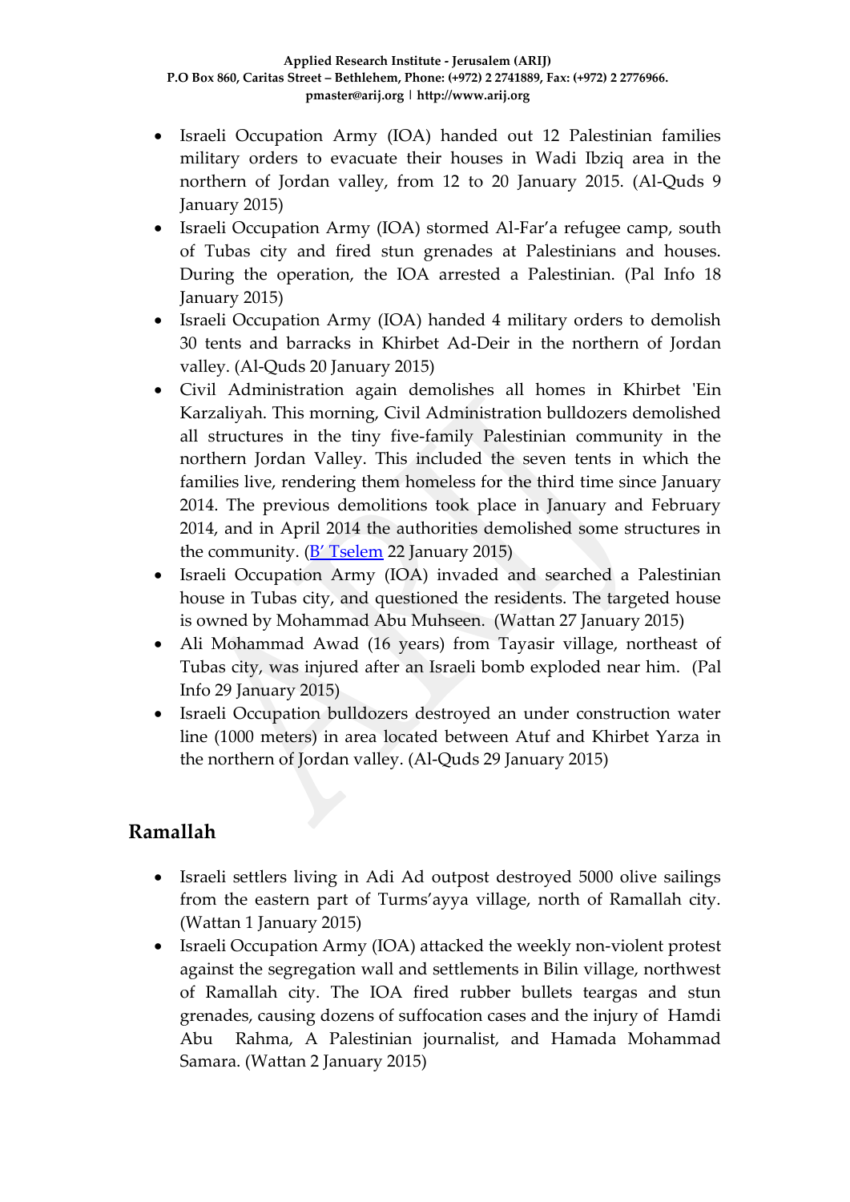- Israeli Occupation Army (IOA) handed out 12 Palestinian families military orders to evacuate their houses in Wadi Ibziq area in the northern of Jordan valley, from 12 to 20 January 2015. (Al-Quds 9 January 2015)
- Israeli Occupation Army (IOA) stormed Al-Far'a refugee camp, south of Tubas city and fired stun grenades at Palestinians and houses. During the operation, the IOA arrested a Palestinian. (Pal Info 18 January 2015)
- Israeli Occupation Army (IOA) handed 4 military orders to demolish 30 tents and barracks in Khirbet Ad-Deir in the northern of Jordan valley. (Al-Quds 20 January 2015)
- Civil Administration again demolishes all homes in Khirbet 'Ein Karzaliyah. This morning, Civil Administration bulldozers demolished all structures in the tiny five-family Palestinian community in the northern Jordan Valley. This included the seven tents in which the families live, rendering them homeless for the third time since January 2014. The previous demolitions took place in January and February 2014, and in April 2014 the authorities demolished some structures in the community. ([B' Tselem]() 22 January 2015)
- Israeli Occupation Army (IOA) invaded and searched a Palestinian house in Tubas city, and questioned the residents. The targeted house is owned by Mohammad Abu Muhseen. (Wattan 27 January 2015)
- Ali Mohammad Awad (16 years) from Tayasir village, northeast of Tubas city, was injured after an Israeli bomb exploded near him. (Pal Info 29 January 2015)
- Israeli Occupation bulldozers destroyed an under construction water line (1000 meters) in area located between Atuf and Khirbet Yarza in the northern of Jordan valley. (Al-Quds 29 January 2015)

## Ramallah

- Israeli settlers living in Adi Ad outpost destroyed 5000 olive sailings from the eastern part of Turms'ayya village, north of Ramallah city. (Wattan 1 January 2015)
- Israeli Occupation Army (IOA) attacked the weekly non-violent protest against the segregation wall and settlements in Bilin village, northwest of Ramallah city. The IOA fired rubber bullets teargas and stun grenades, causing dozens of suffocation cases and the injury of Hamdi Abu Rahma, A Palestinian journalist, and Hamada Mohammad Samara. (Wattan 2 January 2015)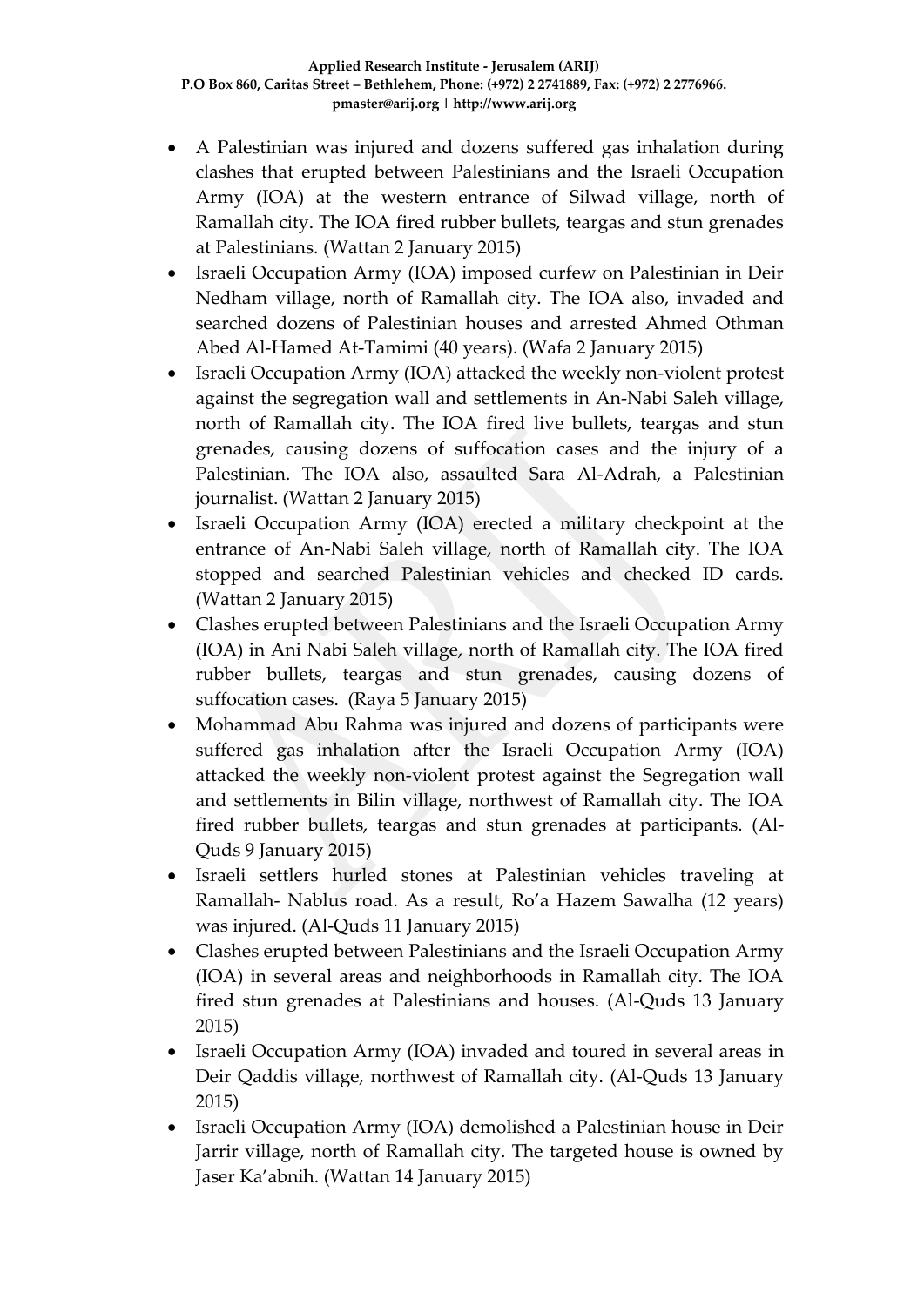- A Palestinian was injured and dozens suffered gas inhalation during clashes that erupted between Palestinians and the Israeli Occupation Army (IOA) at the western entrance of Silwad village, north of Ramallah city. The IOA fired rubber bullets, teargas and stun grenades at Palestinians. (Wattan 2 January 2015)
- Israeli Occupation Army (IOA) imposed curfew on Palestinian in Deir Nedham village, north of Ramallah city. The IOA also, invaded and searched dozens of Palestinian houses and arrested Ahmed Othman Abed Al-Hamed At-Tamimi (40 years). (Wafa 2 January 2015)
- Israeli Occupation Army (IOA) attacked the weekly non-violent protest against the segregation wall and settlements in An-Nabi Saleh village, north of Ramallah city. The IOA fired live bullets, teargas and stun grenades, causing dozens of suffocation cases and the injury of a Palestinian. The IOA also, assaulted Sara Al-Adrah, a Palestinian journalist. (Wattan 2 January 2015)
- Israeli Occupation Army (IOA) erected a military checkpoint at the entrance of An-Nabi Saleh village, north of Ramallah city. The IOA stopped and searched Palestinian vehicles and checked ID cards. (Wattan 2 January 2015)
- Clashes erupted between Palestinians and the Israeli Occupation Army (IOA) in Ani Nabi Saleh village, north of Ramallah city. The IOA fired rubber bullets, teargas and stun grenades, causing dozens of suffocation cases. (Raya 5 January 2015)
- Mohammad Abu Rahma was injured and dozens of participants were suffered gas inhalation after the Israeli Occupation Army (IOA) attacked the weekly non-violent protest against the Segregation wall and settlements in Bilin village, northwest of Ramallah city. The IOA fired rubber bullets, teargas and stun grenades at participants. (Al-Quds 9 January 2015)
- Israeli settlers hurled stones at Palestinian vehicles traveling at Ramallah- Nablus road. As a result, Ro'a Hazem Sawalha (12 years) was injured. (Al-Quds 11 January 2015)
- Clashes erupted between Palestinians and the Israeli Occupation Army (IOA) in several areas and neighborhoods in Ramallah city. The IOA fired stun grenades at Palestinians and houses. (Al-Quds 13 January 2015)
- Israeli Occupation Army (IOA) invaded and toured in several areas in Deir Qaddis village, northwest of Ramallah city. (Al-Quds 13 January 2015)
- Israeli Occupation Army (IOA) demolished a Palestinian house in Deir Jarrir village, north of Ramallah city. The targeted house is owned by Jaser Ka'abnih. (Wattan 14 January 2015)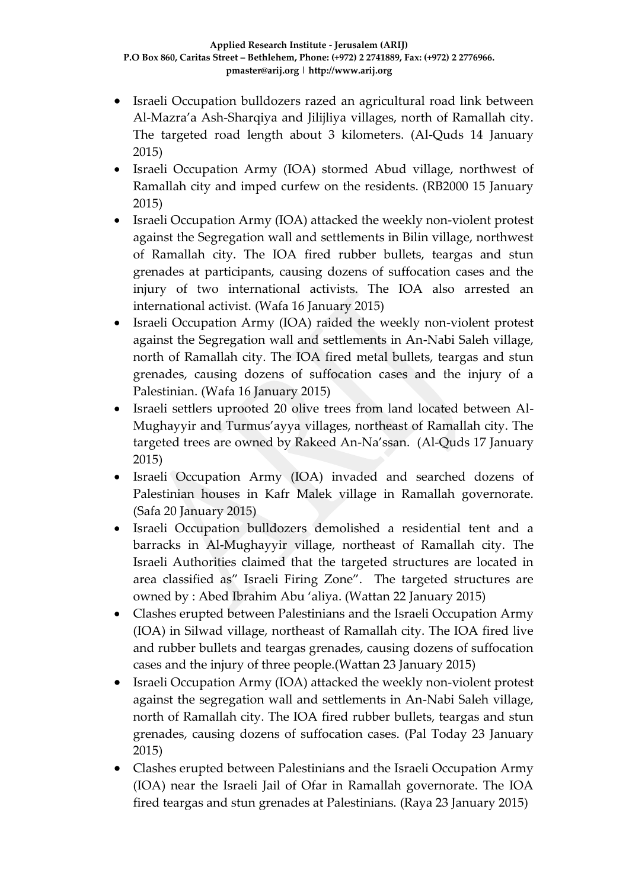- Israeli Occupation bulldozers razed an agricultural road link between Al-Mazra'a Ash-Sharqiya and Jilijliya villages, north of Ramallah city. The targeted road length about 3 kilometers. (Al-Quds 14 January 2015)
- Israeli Occupation Army (IOA) stormed Abud village, northwest of Ramallah city and imped curfew on the residents. (RB2000 15 January 2015)
- Israeli Occupation Army (IOA) attacked the weekly non-violent protest against the Segregation wall and settlements in Bilin village, northwest of Ramallah city. The IOA fired rubber bullets, teargas and stun grenades at participants, causing dozens of suffocation cases and the injury of two international activists. The IOA also arrested an international activist. (Wafa 16 January 2015)
- Israeli Occupation Army (IOA) raided the weekly non-violent protest against the Segregation wall and settlements in An-Nabi Saleh village, north of Ramallah city. The IOA fired metal bullets, teargas and stun grenades, causing dozens of suffocation cases and the injury of a Palestinian. (Wafa 16 January 2015)
- Israeli settlers uprooted 20 olive trees from land located between Al-Mughayyir and Turmus'ayya villages, northeast of Ramallah city. The targeted trees are owned by Rakeed An-Na'ssan. (Al-Quds 17 January 2015)
- Israeli Occupation Army (IOA) invaded and searched dozens of Palestinian houses in Kafr Malek village in Ramallah governorate. (Safa 20 January 2015)
- Israeli Occupation bulldozers demolished a residential tent and a barracks in Al-Mughayyir village, northeast of Ramallah city. The Israeli Authorities claimed that the targeted structures are located in area classified as" Israeli Firing Zone". The targeted structures are owned by : Abed Ibrahim Abu 'aliya. (Wattan 22 January 2015)
- Clashes erupted between Palestinians and the Israeli Occupation Army (IOA) in Silwad village, northeast of Ramallah city. The IOA fired live and rubber bullets and teargas grenades, causing dozens of suffocation cases and the injury of three people.(Wattan 23 January 2015)
- Israeli Occupation Army (IOA) attacked the weekly non-violent protest against the segregation wall and settlements in An-Nabi Saleh village, north of Ramallah city. The IOA fired rubber bullets, teargas and stun grenades, causing dozens of suffocation cases. (Pal Today 23 January 2015)
- Clashes erupted between Palestinians and the Israeli Occupation Army (IOA) near the Israeli Jail of Ofar in Ramallah governorate. The IOA fired teargas and stun grenades at Palestinians. (Raya 23 January 2015)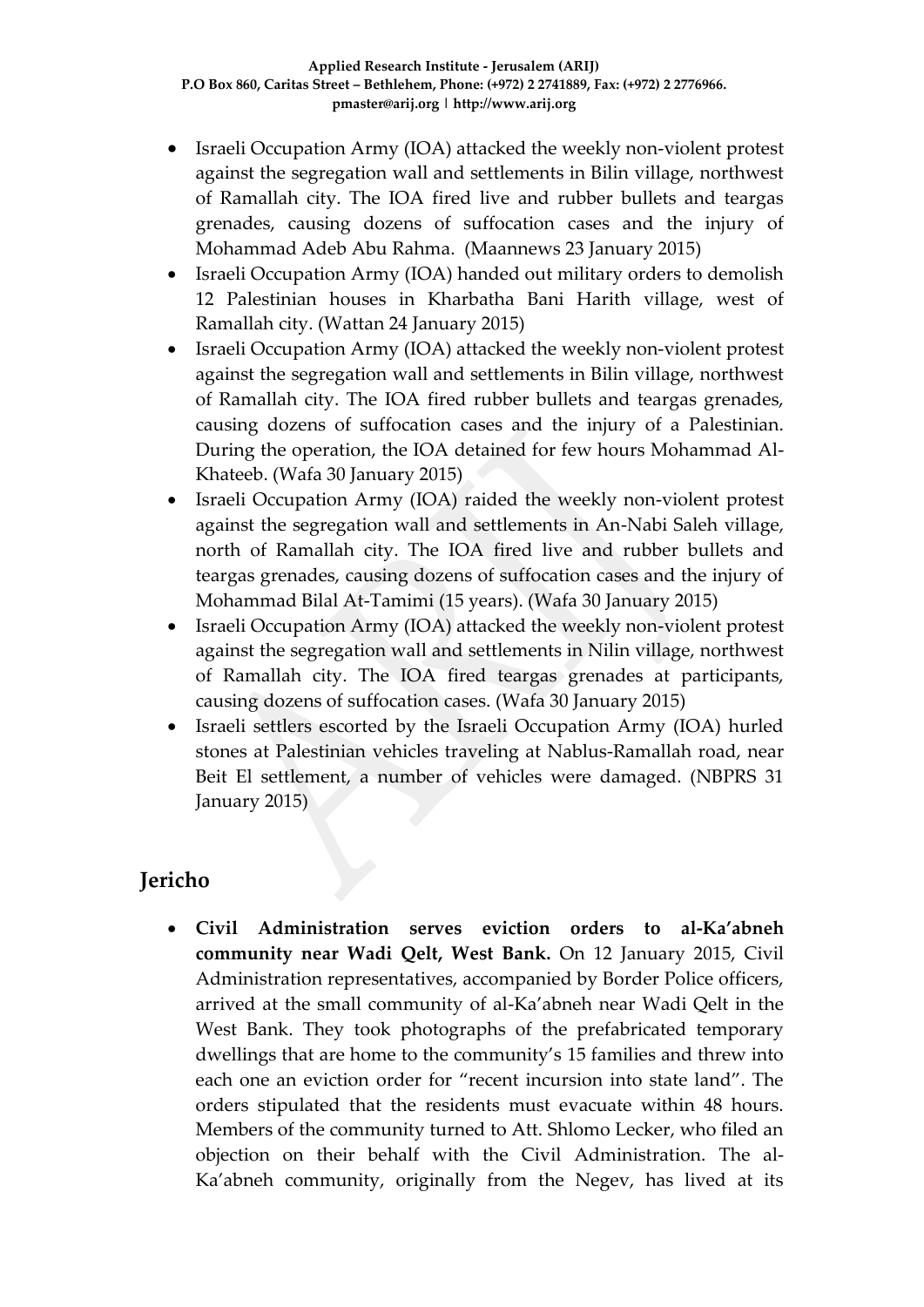- Israeli Occupation Army (IOA) attacked the weekly non-violent protest against the segregation wall and settlements in Bilin village, northwest of Ramallah city. The IOA fired live and rubber bullets and teargas grenades, causing dozens of suffocation cases and the injury of Mohammad Adeb Abu Rahma. (Maannews 23 January 2015)
- Israeli Occupation Army (IOA) handed out military orders to demolish 12 Palestinian houses in Kharbatha Bani Harith village, west of Ramallah city. (Wattan 24 January 2015)
- Israeli Occupation Army (IOA) attacked the weekly non-violent protest against the segregation wall and settlements in Bilin village, northwest of Ramallah city. The IOA fired rubber bullets and teargas grenades, causing dozens of suffocation cases and the injury of a Palestinian. During the operation, the IOA detained for few hours Mohammad Al-Khateeb. (Wafa 30 January 2015)
- Israeli Occupation Army (IOA) raided the weekly non-violent protest against the segregation wall and settlements in An-Nabi Saleh village, north of Ramallah city. The IOA fired live and rubber bullets and teargas grenades, causing dozens of suffocation cases and the injury of Mohammad Bilal At-Tamimi (15 years). (Wafa 30 January 2015)
- Israeli Occupation Army (IOA) attacked the weekly non-violent protest against the segregation wall and settlements in Nilin village, northwest of Ramallah city. The IOA fired teargas grenades at participants, causing dozens of suffocation cases. (Wafa 30 January 2015)
- Israeli settlers escorted by the Israeli Occupation Army (IOA) hurled stones at Palestinian vehicles traveling at Nablus-Ramallah road, near Beit El settlement, a number of vehicles were damaged. (NBPRS 31 January 2015)

## Jericho

- **Civil Administration serves eviction orders to al-Ka'abneh community near Wadi Qelt, West Bank.** On 12 January 2015, Civil Administration representatives, accompanied by Border Police officers, arrived at the small community of al-Ka'abneh near Wadi Qelt in the West Bank. They took photographs of the prefabricated temporary dwellings that are home to the community's 15 families and threw into each one an eviction order for "recent incursion into state land". The orders stipulated that the residents must evacuate within 48 hours. Members of the community turned to Att. Shlomo Lecker, who filed an objection on their behalf with the Civil Administration. The al-Ka'abneh community, originally from the Negev, has lived at its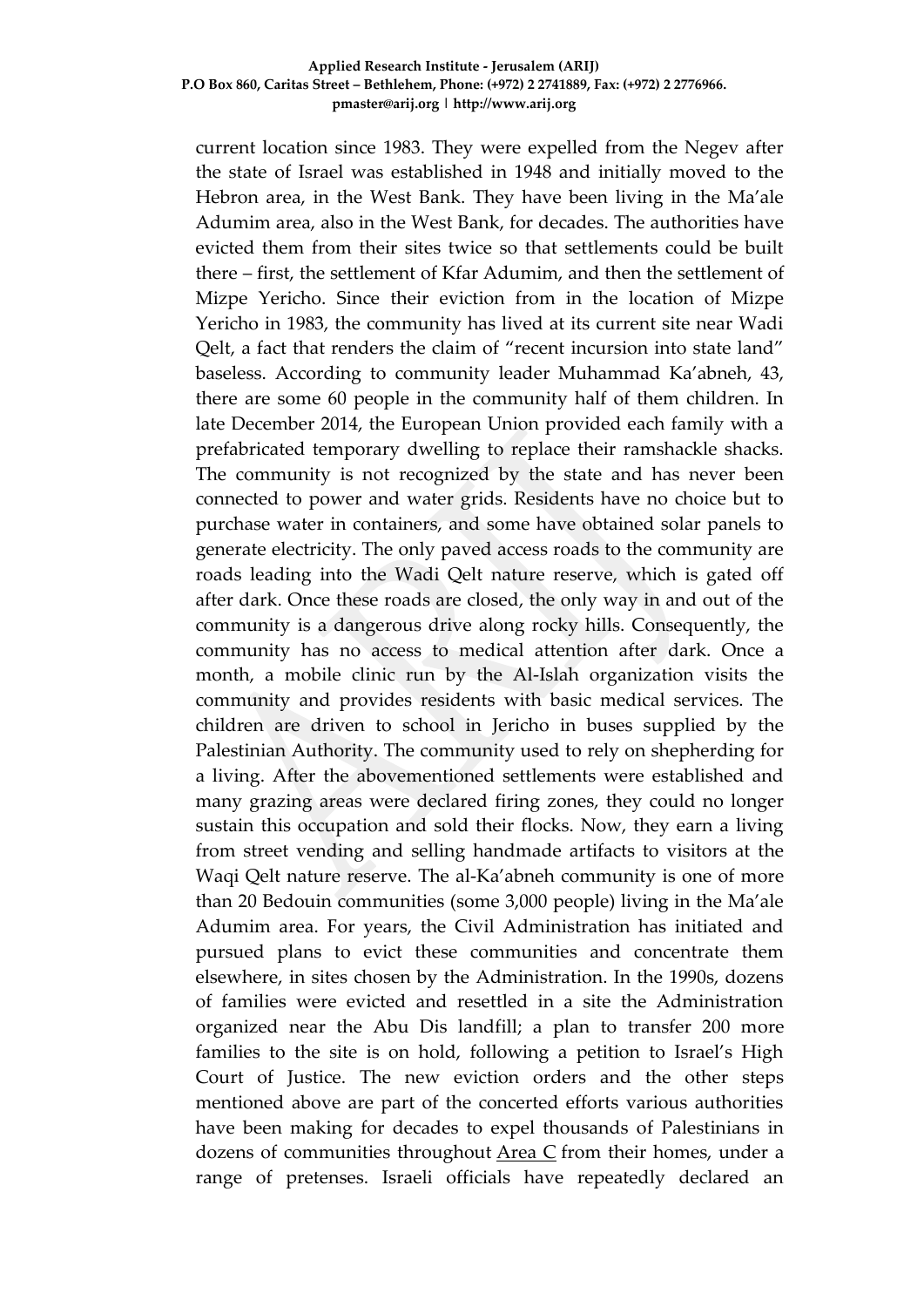current location since 1983. They were expelled from the Negev after the state of Israel was established in 1948 and initially moved to the Hebron area, in the West Bank. They have been living in the Ma'ale Adumim area, also in the West Bank, for decades. The authorities have evicted them from their sites twice so that settlements could be built there – first, the settlement of Kfar Adumim, and then the settlement of Mizpe Yericho. Since their eviction from in the location of Mizpe Yericho in 1983, the community has lived at its current site near Wadi Qelt, a fact that renders the claim of "recent incursion into state land" baseless. According to community leader Muhammad Ka'abneh, 43, there are some 60 people in the community half of them children. In late December 2014, the European Union provided each family with a prefabricated temporary dwelling to replace their ramshackle shacks. The community is not recognized by the state and has never been connected to power and water grids. Residents have no choice but to purchase water in containers, and some have obtained solar panels to generate electricity. The only paved access roads to the community are roads leading into the Wadi Qelt nature reserve, which is gated off after dark. Once these roads are closed, the only way in and out of the community is a dangerous drive along rocky hills. Consequently, the community has no access to medical attention after dark. Once a month, a mobile clinic run by the Al-Islah organization visits the community and provides residents with basic medical services. The children are driven to school in Jericho in buses supplied by the Palestinian Authority. The community used to rely on shepherding for a living. After the abovementioned settlements were established and many grazing areas were declared firing zones, they could no longer sustain this occupation and sold their flocks. Now, they earn a living from street vending and selling handmade artifacts to visitors at the Waqi Qelt nature reserve. The al-Ka'abneh community is one of more than 20 Bedouin communities (some 3,000 people) living in the Ma'ale Adumim area. For years, the Civil Administration has initiated and pursued plans to evict these communities and concentrate them elsewhere, in sites chosen by the Administration. In the 1990s, dozens of families were evicted and resettled in a site the Administration organized near the Abu Dis landfill; a plan to transfer 200 more families to the site is on hold, following a petition to Israel's High Court of Justice. The new eviction orders and the other steps mentioned above are part of the concerted efforts various authorities have been making for decades to expel thousands of Palestinians in dozens of communities throughout Area C from their homes, under a range of pretenses. Israeli officials have repeatedly declared an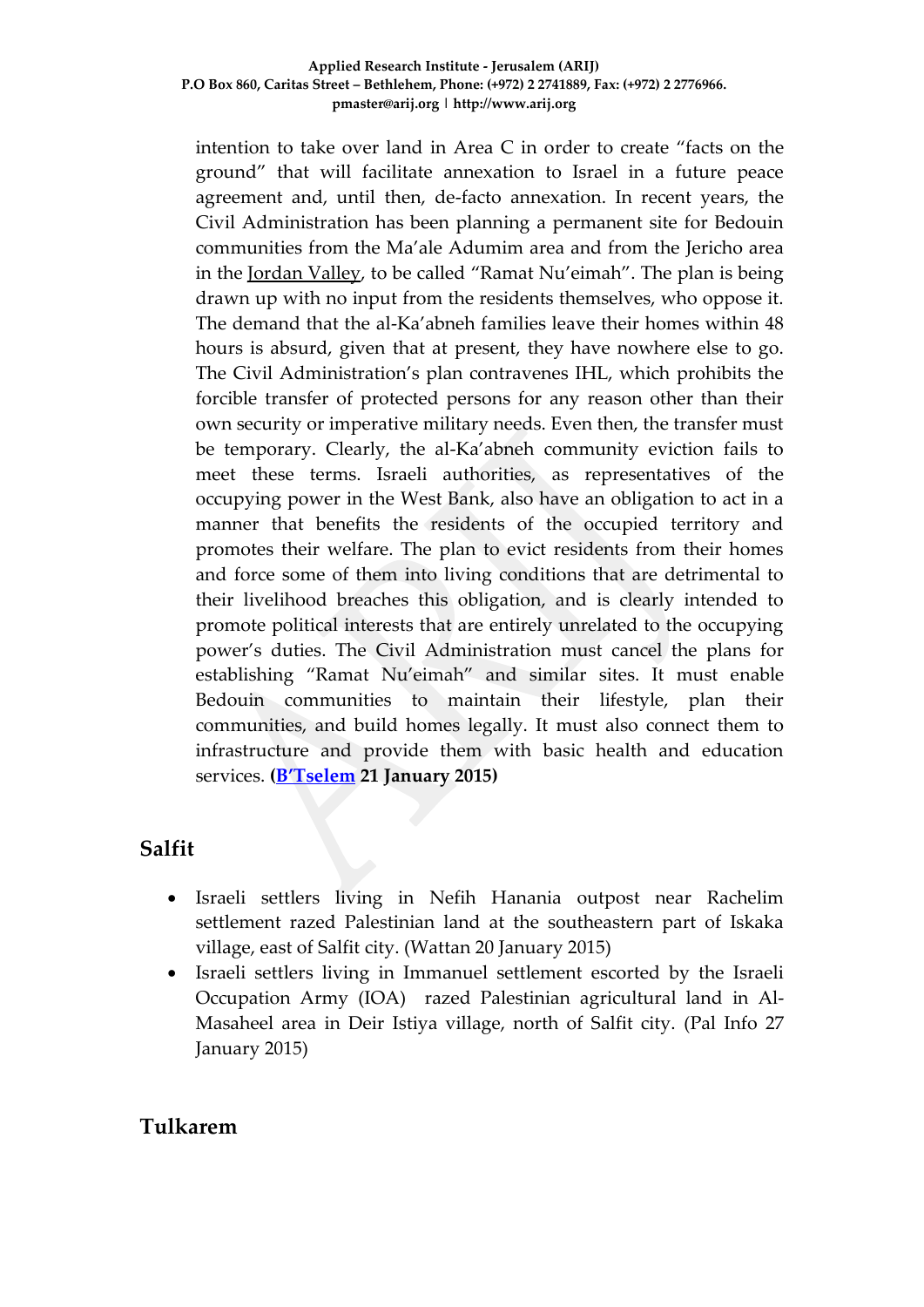intention to take over land in Area C in order to create "facts on the ground" that will facilitate annexation to Israel in a future peace agreement and, until then, de-facto annexation. In recent years, the Civil Administration has been planning a permanent site for Bedouin communities from the Ma'ale Adumim area and from the Jericho area in the Jordan Valley, to be called "Ramat Nu'eimah". The plan is being drawn up with no input from the residents themselves, who oppose it. The demand that the al-Ka'abneh families leave their homes within 48 hours is absurd, given that at present, they have nowhere else to go. The Civil Administration's plan contravenes IHL, which prohibits the forcible transfer of protected persons for any reason other than their own security or imperative military needs. Even then, the transfer must be temporary. Clearly, the al-Ka'abneh community eviction fails to meet these terms. Israeli authorities, as representatives of the occupying power in the West Bank, also have an obligation to act in a manner that benefits the residents of the occupied territory and promotes their welfare. The plan to evict residents from their homes and force some of them into living conditions that are detrimental to their livelihood breaches this obligation, and is clearly intended to promote political interests that are entirely unrelated to the occupying power's duties. The Civil Administration must cancel the plans for establishing "Ramat Nu'eimah" and similar sites. It must enable Bedouin communities to maintain their lifestyle, plan their communities, and build homes legally. It must also connect them to infrastructure and provide them with basic health and education services. **(B'Tselem 21 January 2015)**

## Salfit

- Israeli settlers living in Nefih Hanania outpost near Rachelim settlement razed Palestinian land at the southeastern part of Iskaka village, east of Salfit city. (Wattan 20 January 2015)
- Israeli settlers living in Immanuel settlement escorted by the Israeli Occupation Army (IOA) razed Palestinian agricultural land in Al-Masaheel area in Deir Istiya village, north of Salfit city. (Pal Info 27 January 2015)

## Tulkarem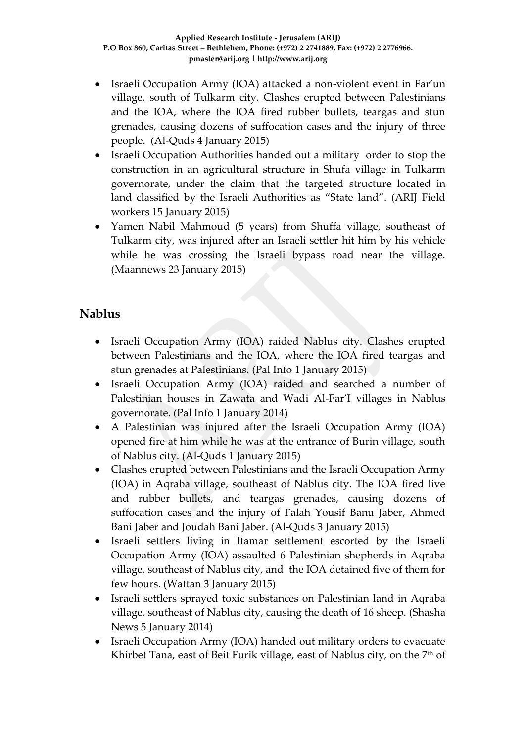- Israeli Occupation Army (IOA) attacked a non-violent event in Far'un village, south of Tulkarm city. Clashes erupted between Palestinians and the IOA, where the IOA fired rubber bullets, teargas and stun grenades, causing dozens of suffocation cases and the injury of three people. (Al-Quds 4 January 2015)
- Israeli Occupation Authorities handed out a military order to stop the construction in an agricultural structure in Shufa village in Tulkarm governorate, under the claim that the targeted structure located in land classified by the Israeli Authorities as "State land". (ARIJ Field workers 15 January 2015)
- Yamen Nabil Mahmoud (5 years) from Shuffa village, southeast of Tulkarm city, was injured after an Israeli settler hit him by his vehicle while he was crossing the Israeli bypass road near the village. (Maannews 23 January 2015)

## Nablus

- Israeli Occupation Army (IOA) raided Nablus city. Clashes erupted between Palestinians and the IOA, where the IOA fired teargas and stun grenades at Palestinians. (Pal Info 1 January 2015)
- Israeli Occupation Army (IOA) raided and searched a number of Palestinian houses in Zawata and Wadi Al-Far'I villages in Nablus governorate. (Pal Info 1 January 2014)
- A Palestinian was injured after the Israeli Occupation Army (IOA) opened fire at him while he was at the entrance of Burin village, south of Nablus city. (Al-Quds 1 January 2015)
- Clashes erupted between Palestinians and the Israeli Occupation Army (IOA) in Aqraba village, southeast of Nablus city. The IOA fired live and rubber bullets, and teargas grenades, causing dozens of suffocation cases and the injury of Falah Yousif Banu Jaber, Ahmed Bani Jaber and Joudah Bani Jaber. (Al-Quds 3 January 2015)
- Israeli settlers living in Itamar settlement escorted by the Israeli Occupation Army (IOA) assaulted 6 Palestinian shepherds in Aqraba village, southeast of Nablus city, and the IOA detained five of them for few hours. (Wattan 3 January 2015)
- Israeli settlers sprayed toxic substances on Palestinian land in Aqraba village, southeast of Nablus city, causing the death of 16 sheep. (Shasha News 5 January 2014)
- Israeli Occupation Army (IOA) handed out military orders to evacuate Khirbet Tana, east of Beit Furik village, east of Nablus city, on the 7th of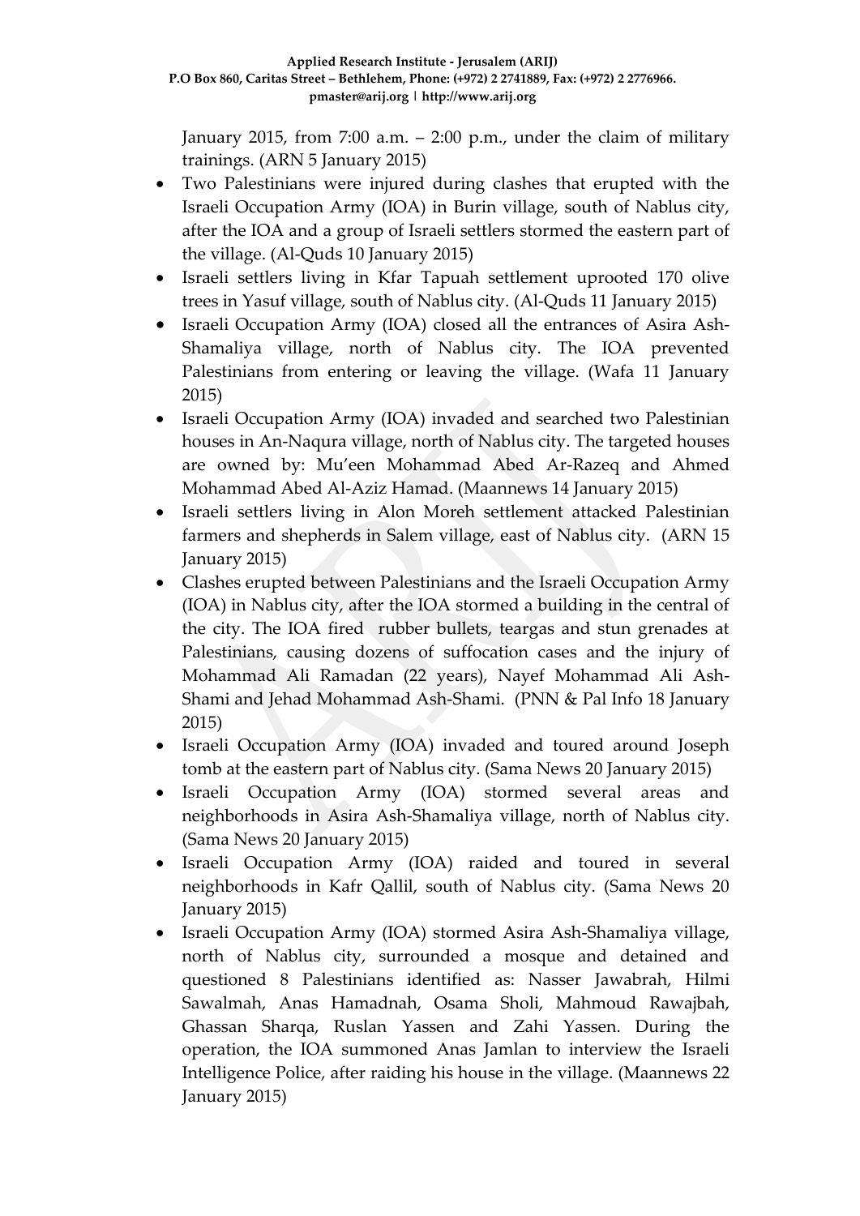January 2015, from 7:00 a.m. – 2:00 p.m., under the claim of military trainings. (ARN 5 January 2015)

- Two Palestinians were injured during clashes that erupted with the Israeli Occupation Army (IOA) in Burin village, south of Nablus city, after the IOA and a group of Israeli settlers stormed the eastern part of the village. (Al-Quds 10 January 2015)
- Israeli settlers living in Kfar Tapuah settlement uprooted 170 olive trees in Yasuf village, south of Nablus city. (Al-Quds 11 January 2015)
- Israeli Occupation Army (IOA) closed all the entrances of Asira Ash-Shamaliya village, north of Nablus city. The IOA prevented Palestinians from entering or leaving the village. (Wafa 11 January 2015)
- Israeli Occupation Army (IOA) invaded and searched two Palestinian houses in An-Naqura village, north of Nablus city. The targeted houses are owned by: Mu'een Mohammad Abed Ar-Razeq and Ahmed Mohammad Abed Al-Aziz Hamad. (Maannews 14 January 2015)
- Israeli settlers living in Alon Moreh settlement attacked Palestinian farmers and shepherds in Salem village, east of Nablus city. (ARN 15 January 2015)
- Clashes erupted between Palestinians and the Israeli Occupation Army (IOA) in Nablus city, after the IOA stormed a building in the central of the city. The IOA fired rubber bullets, teargas and stun grenades at Palestinians, causing dozens of suffocation cases and the injury of Mohammad Ali Ramadan (22 years), Nayef Mohammad Ali Ash-Shami and Jehad Mohammad Ash-Shami. (PNN & Pal Info 18 January 2015)
- Israeli Occupation Army (IOA) invaded and toured around Joseph tomb at the eastern part of Nablus city. (Sama News 20 January 2015)
- Israeli Occupation Army (IOA) stormed several areas and neighborhoods in Asira Ash-Shamaliya village, north of Nablus city. (Sama News 20 January 2015)
- Israeli Occupation Army (IOA) raided and toured in several neighborhoods in Kafr Qallil, south of Nablus city. (Sama News 20 January 2015)
- Israeli Occupation Army (IOA) stormed Asira Ash-Shamaliya village, north of Nablus city, surrounded a mosque and detained and questioned 8 Palestinians identified as: Nasser Jawabrah, Hilmi Sawalmah, Anas Hamadnah, Osama Sholi, Mahmoud Rawajbah, Ghassan Sharqa, Ruslan Yassen and Zahi Yassen. During the operation, the IOA summoned Anas Jamlan to interview the Israeli Intelligence Police, after raiding his house in the village. (Maannews 22 January 2015)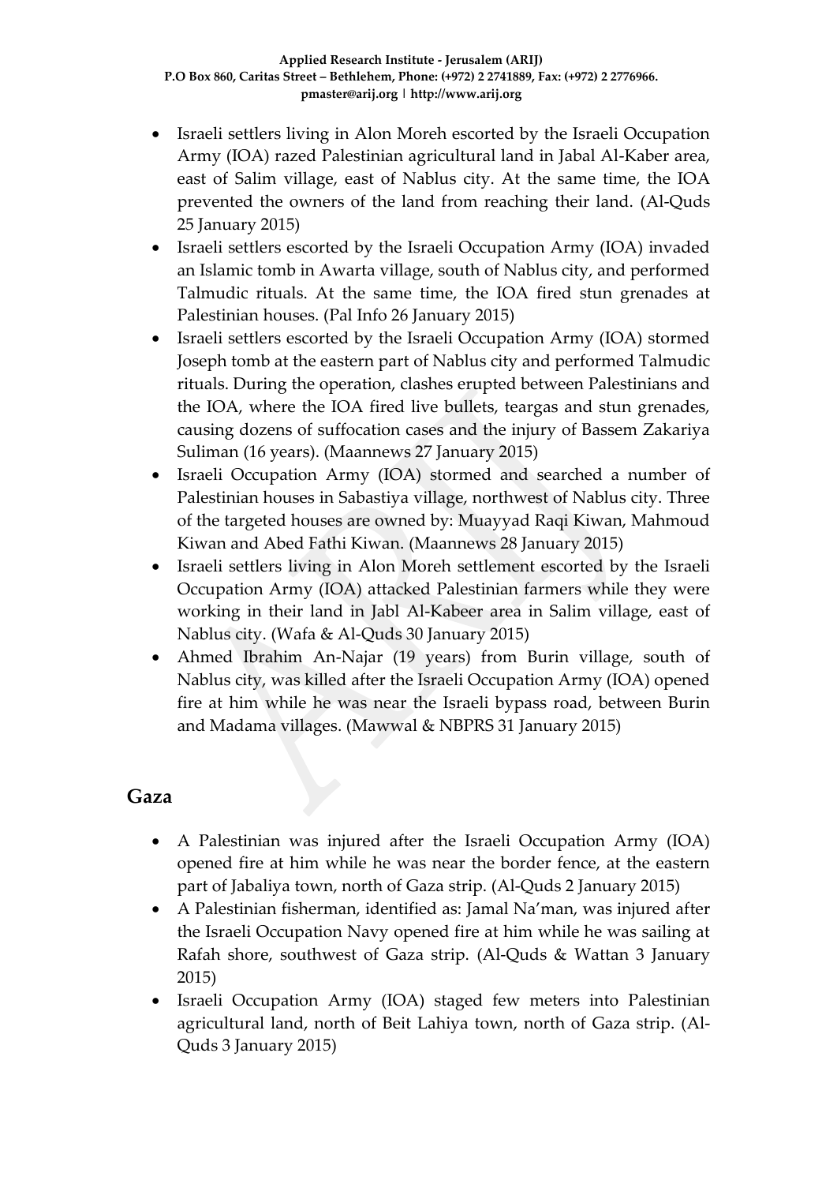- Israeli settlers living in Alon Moreh escorted by the Israeli Occupation Army (IOA) razed Palestinian agricultural land in Jabal Al-Kaber area, east of Salim village, east of Nablus city. At the same time, the IOA prevented the owners of the land from reaching their land. (Al-Quds 25 January 2015)
- Israeli settlers escorted by the Israeli Occupation Army (IOA) invaded an Islamic tomb in Awarta village, south of Nablus city, and performed Talmudic rituals. At the same time, the IOA fired stun grenades at Palestinian houses. (Pal Info 26 January 2015)
- Israeli settlers escorted by the Israeli Occupation Army (IOA) stormed Joseph tomb at the eastern part of Nablus city and performed Talmudic rituals. During the operation, clashes erupted between Palestinians and the IOA, where the IOA fired live bullets, teargas and stun grenades, causing dozens of suffocation cases and the injury of Bassem Zakariya Suliman (16 years). (Maannews 27 January 2015)
- Israeli Occupation Army (IOA) stormed and searched a number of Palestinian houses in Sabastiya village, northwest of Nablus city. Three of the targeted houses are owned by: Muayyad Raqi Kiwan, Mahmoud Kiwan and Abed Fathi Kiwan. (Maannews 28 January 2015)
- Israeli settlers living in Alon Moreh settlement escorted by the Israeli Occupation Army (IOA) attacked Palestinian farmers while they were working in their land in Jabl Al-Kabeer area in Salim village, east of Nablus city. (Wafa & Al-Quds 30 January 2015)
- Ahmed Ibrahim An-Najar (19 years) from Burin village, south of Nablus city, was killed after the Israeli Occupation Army (IOA) opened fire at him while he was near the Israeli bypass road, between Burin and Madama villages. (Mawwal & NBPRS 31 January 2015)

## Gaza

- A Palestinian was injured after the Israeli Occupation Army (IOA) opened fire at him while he was near the border fence, at the eastern part of Jabaliya town, north of Gaza strip. (Al-Quds 2 January 2015)
- A Palestinian fisherman, identified as: Jamal Na'man, was injured after the Israeli Occupation Navy opened fire at him while he was sailing at Rafah shore, southwest of Gaza strip. (Al-Quds & Wattan 3 January 2015)
- Israeli Occupation Army (IOA) staged few meters into Palestinian agricultural land, north of Beit Lahiya town, north of Gaza strip. (Al-Quds 3 January 2015)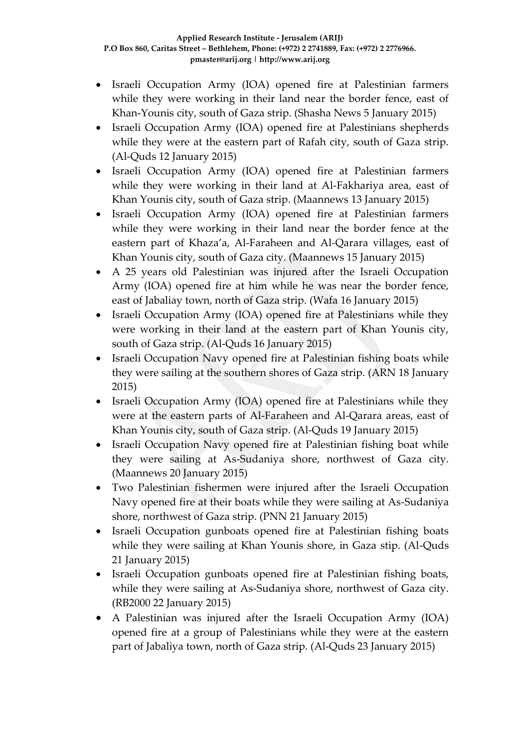- Israeli Occupation Army (IOA) opened fire at Palestinian farmers while they were working in their land near the border fence, east of Khan-Younis city, south of Gaza strip. (Shasha News 5 January 2015)
- Israeli Occupation Army (IOA) opened fire at Palestinians shepherds while they were at the eastern part of Rafah city, south of Gaza strip. (Al-Quds 12 January 2015)
- Israeli Occupation Army (IOA) opened fire at Palestinian farmers while they were working in their land at Al-Fakhariya area, east of Khan Younis city, south of Gaza strip. (Maannews 13 January 2015)
- Israeli Occupation Army (IOA) opened fire at Palestinian farmers while they were working in their land near the border fence at the eastern part of Khaza'a, Al-Faraheen and Al-Qarara villages, east of Khan Younis city, south of Gaza city. (Maannews 15 January 2015)
- A 25 years old Palestinian was injured after the Israeli Occupation Army (IOA) opened fire at him while he was near the border fence, east of Jabaliay town, north of Gaza strip. (Wafa 16 January 2015)
- Israeli Occupation Army (IOA) opened fire at Palestinians while they were working in their land at the eastern part of Khan Younis city, south of Gaza strip. (Al-Quds 16 January 2015)
- Israeli Occupation Navy opened fire at Palestinian fishing boats while they were sailing at the southern shores of Gaza strip. (ARN 18 January 2015)
- Israeli Occupation Army (IOA) opened fire at Palestinians while they were at the eastern parts of Al-Faraheen and Al-Qarara areas, east of Khan Younis city, south of Gaza strip. (Al-Quds 19 January 2015)
- Israeli Occupation Navy opened fire at Palestinian fishing boat while they were sailing at As-Sudaniya shore, northwest of Gaza city. (Maannews 20 January 2015)
- Two Palestinian fishermen were injured after the Israeli Occupation Navy opened fire at their boats while they were sailing at As-Sudaniya shore, northwest of Gaza strip. (PNN 21 January 2015)
- Israeli Occupation gunboats opened fire at Palestinian fishing boats while they were sailing at Khan Younis shore, in Gaza stip. (Al-Quds 21 January 2015)
- Israeli Occupation gunboats opened fire at Palestinian fishing boats, while they were sailing at As-Sudaniya shore, northwest of Gaza city. (RB2000 22 January 2015)
- A Palestinian was injured after the Israeli Occupation Army (IOA) opened fire at a group of Palestinians while they were at the eastern part of Jabaliya town, north of Gaza strip. (Al-Quds 23 January 2015)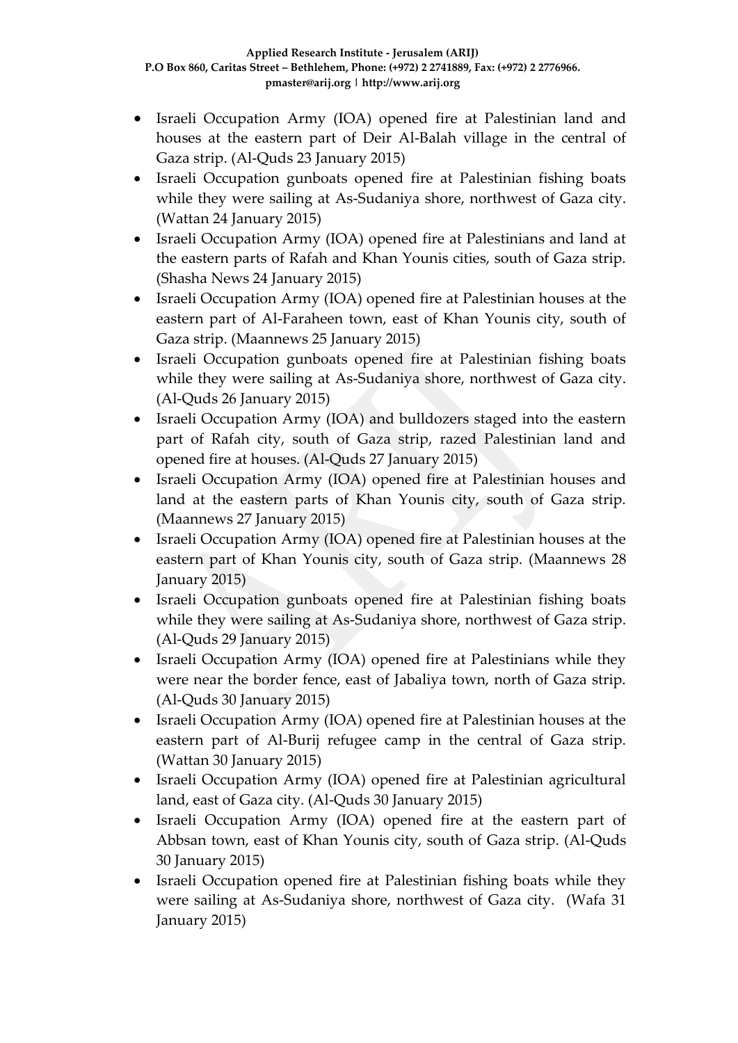- Israeli Occupation Army (IOA) opened fire at Palestinian land and houses at the eastern part of Deir Al-Balah village in the central of Gaza strip. (Al-Quds 23 January 2015)
- Israeli Occupation gunboats opened fire at Palestinian fishing boats while they were sailing at As-Sudaniya shore, northwest of Gaza city. (Wattan 24 January 2015)
- Israeli Occupation Army (IOA) opened fire at Palestinians and land at the eastern parts of Rafah and Khan Younis cities, south of Gaza strip. (Shasha News 24 January 2015)
- Israeli Occupation Army (IOA) opened fire at Palestinian houses at the eastern part of Al-Faraheen town, east of Khan Younis city, south of Gaza strip. (Maannews 25 January 2015)
- Israeli Occupation gunboats opened fire at Palestinian fishing boats while they were sailing at As-Sudaniya shore, northwest of Gaza city. (Al-Quds 26 January 2015)
- Israeli Occupation Army (IOA) and bulldozers staged into the eastern part of Rafah city, south of Gaza strip, razed Palestinian land and opened fire at houses. (Al-Quds 27 January 2015)
- Israeli Occupation Army (IOA) opened fire at Palestinian houses and land at the eastern parts of Khan Younis city, south of Gaza strip. (Maannews 27 January 2015)
- Israeli Occupation Army (IOA) opened fire at Palestinian houses at the eastern part of Khan Younis city, south of Gaza strip. (Maannews 28 January 2015)
- Israeli Occupation gunboats opened fire at Palestinian fishing boats while they were sailing at As-Sudaniya shore, northwest of Gaza strip. (Al-Quds 29 January 2015)
- Israeli Occupation Army (IOA) opened fire at Palestinians while they were near the border fence, east of Jabaliya town, north of Gaza strip. (Al-Quds 30 January 2015)
- Israeli Occupation Army (IOA) opened fire at Palestinian houses at the eastern part of Al-Burij refugee camp in the central of Gaza strip. (Wattan 30 January 2015)
- Israeli Occupation Army (IOA) opened fire at Palestinian agricultural land, east of Gaza city. (Al-Quds 30 January 2015)
- Israeli Occupation Army (IOA) opened fire at the eastern part of Abbsan town, east of Khan Younis city, south of Gaza strip. (Al-Quds 30 January 2015)
- Israeli Occupation opened fire at Palestinian fishing boats while they were sailing at As-Sudaniya shore, northwest of Gaza city. (Wafa 31 January 2015)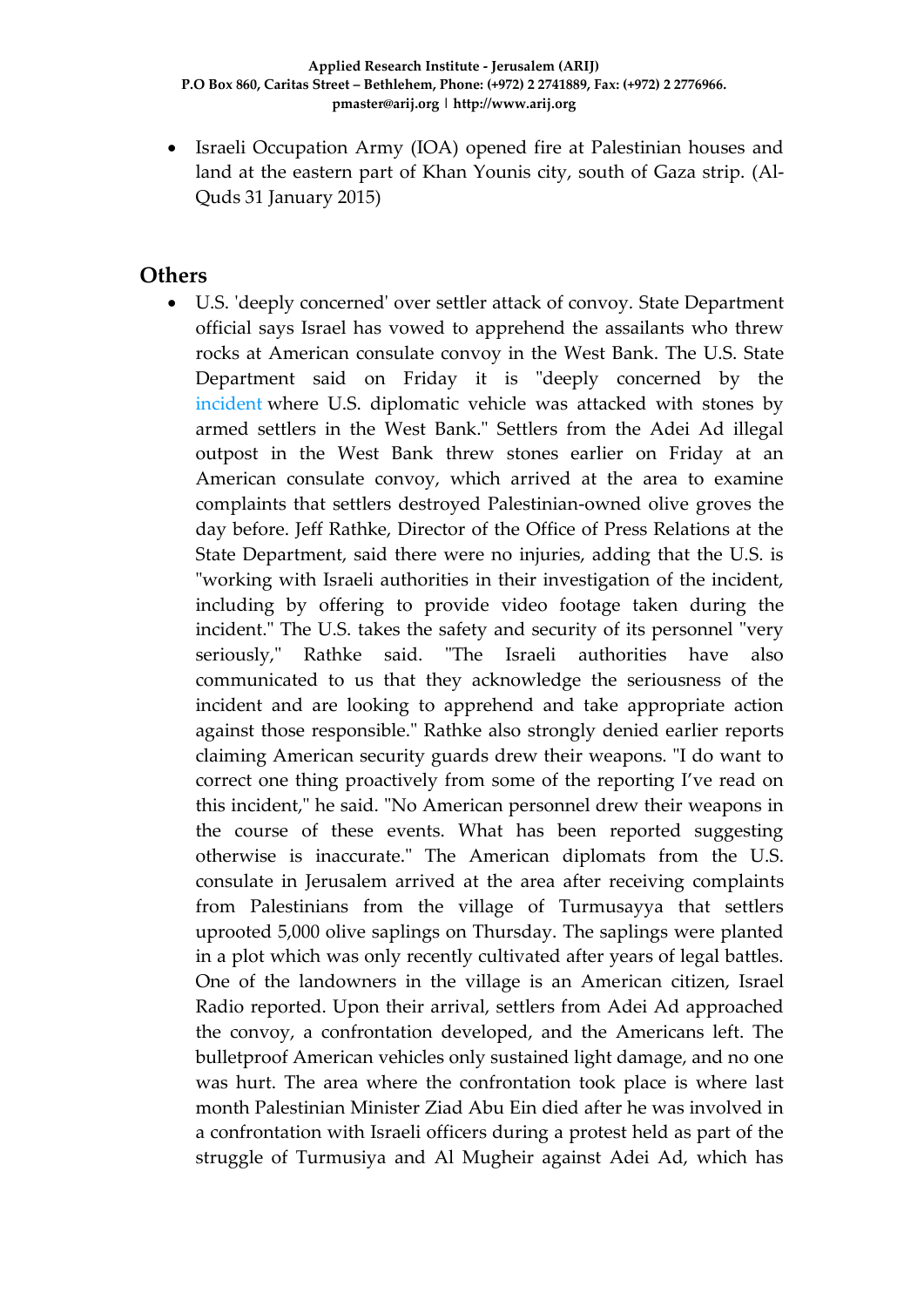- Israeli Occupation Army (IOA) opened fire at Palestinian houses and land at the eastern part of Khan Younis city, south of Gaza strip. (Al-Quds 31 January 2015)

## Others

- U.S. 'deeply concerned' over settler attack of convoy. State Department official says Israel has vowed to apprehend the assailants who threw rocks at American consulate convoy in the West Bank. The U.S. State Department said on Friday it is "deeply concerned by the incident where U.S. diplomatic vehicle was attacked with stones by armed settlers in the West Bank." Settlers from the Adei Ad illegal outpost in the West Bank threw stones earlier on Friday at an American consulate convoy, which arrived at the area to examine complaints that settlers destroyed Palestinian-owned olive groves the day before. Jeff Rathke, Director of the Office of Press Relations at the State Department, said there were no injuries, adding that the U.S. is "working with Israeli authorities in their investigation of the incident, including by offering to provide video footage taken during the incident." The U.S. takes the safety and security of its personnel "very seriously," Rathke said. "The Israeli authorities have also communicated to us that they acknowledge the seriousness of the incident and are looking to apprehend and take appropriate action against those responsible." Rathke also strongly denied earlier reports claiming American security guards drew their weapons. "I do want to correct one thing proactively from some of the reporting I've read on this incident," he said. "No American personnel drew their weapons in the course of these events. What has been reported suggesting otherwise is inaccurate." The American diplomats from the U.S. consulate in Jerusalem arrived at the area after receiving complaints from Palestinians from the village of Turmusayya that settlers uprooted 5,000 olive saplings on Thursday. The saplings were planted in a plot which was only recently cultivated after years of legal battles. One of the landowners in the village is an American citizen, Israel Radio reported. Upon their arrival, settlers from Adei Ad approached the convoy, a confrontation developed, and the Americans left. The bulletproof American vehicles only sustained light damage, and no one was hurt. The area where the confrontation took place is where last month Palestinian Minister Ziad Abu Ein died after he was involved in a confrontation with Israeli officers during a protest held as part of the struggle of Turmusiya and Al Mugheir against Adei Ad, which has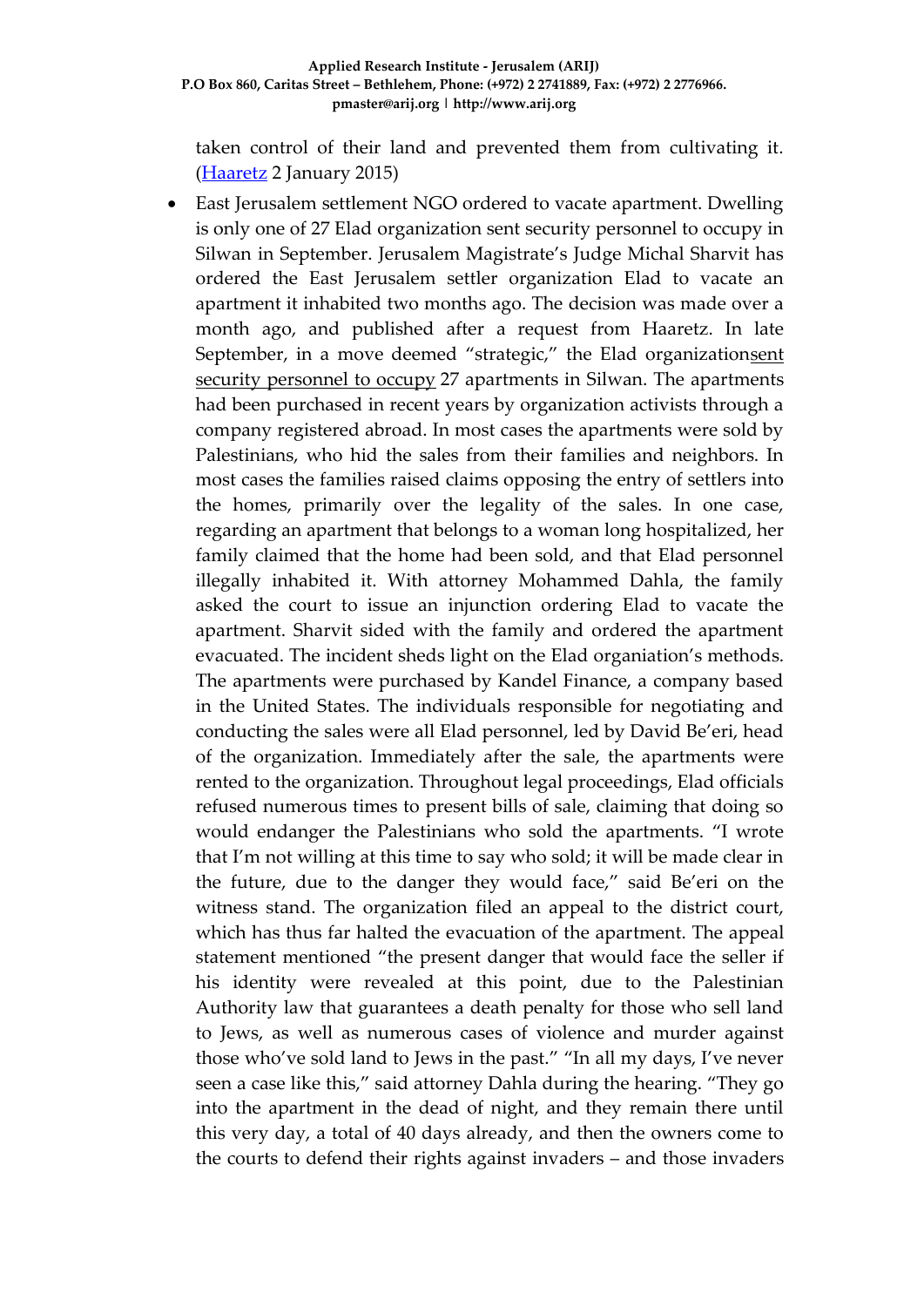taken control of their land and prevented them from cultivating it. (Haaretz 2 January 2015)

- East Jerusalem settlement NGO ordered to vacate apartment. Dwelling is only one of 27 Elad organization sent security personnel to occupy in Silwan in September. Jerusalem Magistrate's Judge Michal Sharvit has ordered the East Jerusalem settler organization Elad to vacate an apartment it inhabited two months ago. The decision was made over a month ago, and published after a request from Haaretz. In late September, in a move deemed "strategic," the Elad organizationsent security personnel to occupy 27 apartments in Silwan. The apartments had been purchased in recent years by organization activists through a company registered abroad. In most cases the apartments were sold by Palestinians, who hid the sales from their families and neighbors. In most cases the families raised claims opposing the entry of settlers into the homes, primarily over the legality of the sales. In one case, regarding an apartment that belongs to a woman long hospitalized, her family claimed that the home had been sold, and that Elad personnel illegally inhabited it. With attorney Mohammed Dahla, the family asked the court to issue an injunction ordering Elad to vacate the apartment. Sharvit sided with the family and ordered the apartment evacuated. The incident sheds light on the Elad organiation's methods. The apartments were purchased by Kandel Finance, a company based in the United States. The individuals responsible for negotiating and conducting the sales were all Elad personnel, led by David Be'eri, head of the organization. Immediately after the sale, the apartments were rented to the organization. Throughout legal proceedings, Elad officials refused numerous times to present bills of sale, claiming that doing so would endanger the Palestinians who sold the apartments. "I wrote that I'm not willing at this time to say who sold; it will be made clear in the future, due to the danger they would face," said Be'eri on the witness stand. The organization filed an appeal to the district court, which has thus far halted the evacuation of the apartment. The appeal statement mentioned "the present danger that would face the seller if his identity were revealed at this point, due to the Palestinian Authority law that guarantees a death penalty for those who sell land to Jews, as well as numerous cases of violence and murder against those who've sold land to Jews in the past." "In all my days, I've never seen a case like this," said attorney Dahla during the hearing. "They go into the apartment in the dead of night, and they remain there until this very day, a total of 40 days already, and then the owners come to the courts to defend their rights against invaders – and those invaders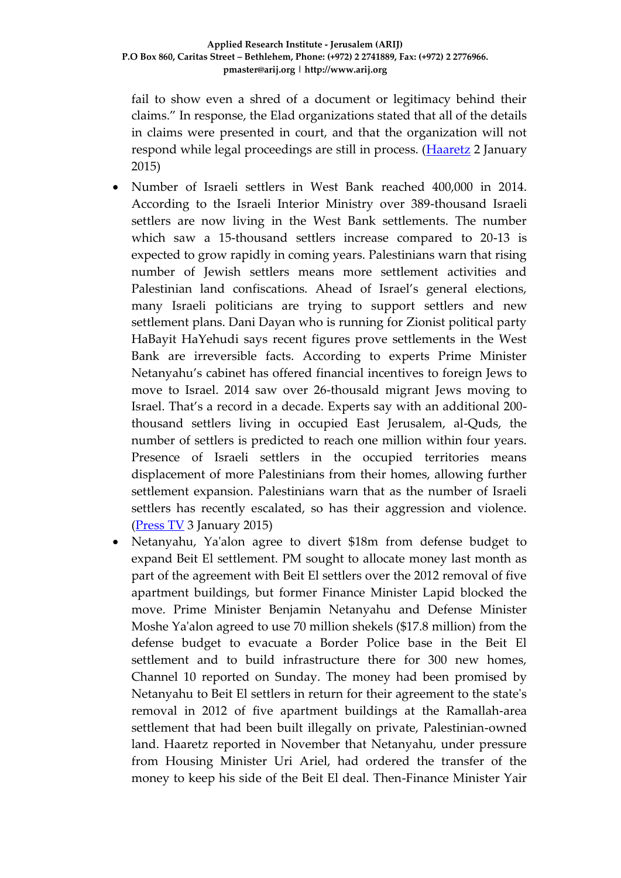fail to show even a shred of a document or legitimacy behind their claims." In response, the Elad organizations stated that all of the details in claims were presented in court, and that the organization will not respond while legal proceedings are still in process. (Haaretz 2 January 2015)

- Number of Israeli settlers in West Bank reached 400,000 in 2014. According to the Israeli Interior Ministry over 389-thousand Israeli settlers are now living in the West Bank settlements. The number which saw a 15-thousand settlers increase compared to 20-13 is expected to grow rapidly in coming years. Palestinians warn that rising number of Jewish settlers means more settlement activities and Palestinian land confiscations. Ahead of Israel's general elections, many Israeli politicians are trying to support settlers and new settlement plans. Dani Dayan who is running for Zionist political party HaBayit HaYehudi says recent figures prove settlements in the West Bank are irreversible facts. According to experts Prime Minister Netanyahu's cabinet has offered financial incentives to foreign Jews to move to Israel. 2014 saw over 26-thousald migrant Jews moving to Israel. That's a record in a decade. Experts say with an additional 200-thousand settlers living in occupied East Jerusalem, al-Quds, the number of settlers is predicted to reach one million within four years. Presence of Israeli settlers in the occupied territories means displacement of more Palestinians from their homes, allowing further settlement expansion. Palestinians warn that as the number of Israeli settlers has recently escalated, so has their aggression and violence. (Press TV 3 January 2015)
- Netanyahu, Ya'alon agree to divert $18m from defense budget to expand Beit El settlement. PM sought to allocate money last month as part of the agreement with Beit El settlers over the 2012 removal of five apartment buildings, but former Finance Minister Lapid blocked the move. Prime Minister Benjamin Netanyahu and Defense Minister Moshe Ya'alon agreed to use 70 million shekels ($17.8 million) from the defense budget to evacuate a Border Police base in the Beit El settlement and to build infrastructure there for 300 new homes, Channel 10 reported on Sunday. The money had been promised by Netanyahu to Beit El settlers in return for their agreement to the state's removal in 2012 of five apartment buildings at the Ramallah-area settlement that had been built illegally on private, Palestinian-owned land. Haaretz reported in November that Netanyahu, under pressure from Housing Minister Uri Ariel, had ordered the transfer of the money to keep his side of the Beit El deal. Then-Finance Minister Yair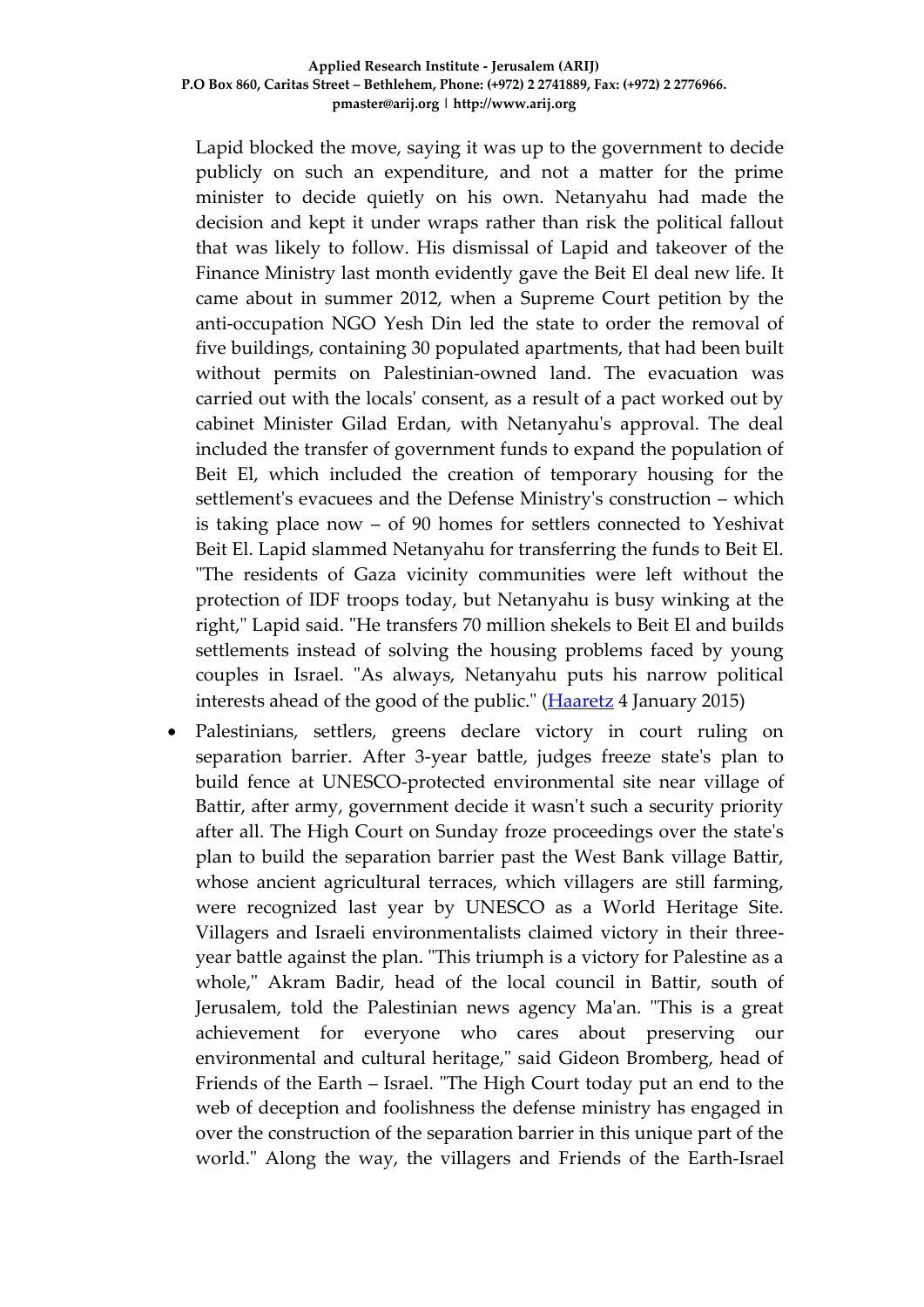Lapid blocked the move, saying it was up to the government to decide publicly on such an expenditure, and not a matter for the prime minister to decide quietly on his own. Netanyahu had made the decision and kept it under wraps rather than risk the political fallout that was likely to follow. His dismissal of Lapid and takeover of the Finance Ministry last month evidently gave the Beit El deal new life. It came about in summer 2012, when a Supreme Court petition by the anti-occupation NGO Yesh Din led the state to order the removal of five buildings, containing 30 populated apartments, that had been built without permits on Palestinian-owned land. The evacuation was carried out with the locals' consent, as a result of a pact worked out by cabinet Minister Gilad Erdan, with Netanyahu's approval. The deal included the transfer of government funds to expand the population of Beit El, which included the creation of temporary housing for the settlement's evacuees and the Defense Ministry's construction – which is taking place now – of 90 homes for settlers connected to Yeshivat Beit El. Lapid slammed Netanyahu for transferring the funds to Beit El. "The residents of Gaza vicinity communities were left without the protection of IDF troops today, but Netanyahu is busy winking at the right," Lapid said. "He transfers 70 million shekels to Beit El and builds settlements instead of solving the housing problems faced by young couples in Israel. "As always, Netanyahu puts his narrow political interests ahead of the good of the public." (Haaretz 4 January 2015)

- Palestinians, settlers, greens declare victory in court ruling on separation barrier. After 3-year battle, judges freeze state's plan to build fence at UNESCO-protected environmental site near village of Battir, after army, government decide it wasn't such a security priority after all. The High Court on Sunday froze proceedings over the state's plan to build the separation barrier past the West Bank village Battir, whose ancient agricultural terraces, which villagers are still farming, were recognized last year by UNESCO as a World Heritage Site. Villagers and Israeli environmentalists claimed victory in their three-year battle against the plan. "This triumph is a victory for Palestine as a whole," Akram Badir, head of the local council in Battir, south of Jerusalem, told the Palestinian news agency Ma'an. "This is a great achievement for everyone who cares about preserving our environmental and cultural heritage," said Gideon Bromberg, head of Friends of the Earth – Israel. "The High Court today put an end to the web of deception and foolishness the defense ministry has engaged in over the construction of the separation barrier in this unique part of the world." Along the way, the villagers and Friends of the Earth-Israel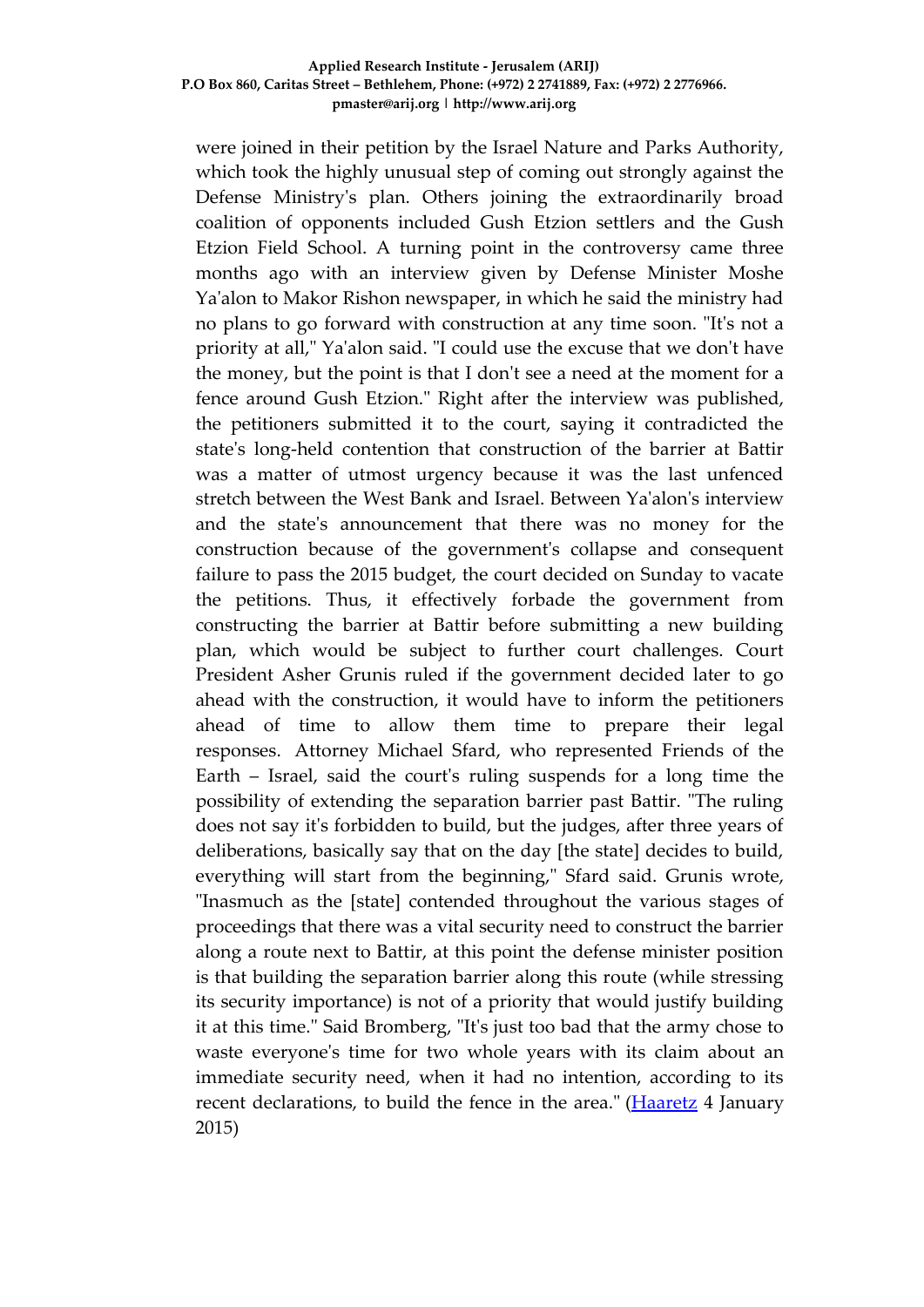were joined in their petition by the Israel Nature and Parks Authority, which took the highly unusual step of coming out strongly against the Defense Ministry's plan. Others joining the extraordinarily broad coalition of opponents included Gush Etzion settlers and the Gush Etzion Field School. A turning point in the controversy came three months ago with an interview given by Defense Minister Moshe Ya'alon to Makor Rishon newspaper, in which he said the ministry had no plans to go forward with construction at any time soon. "It's not a priority at all," Ya'alon said. "I could use the excuse that we don't have the money, but the point is that I don't see a need at the moment for a fence around Gush Etzion." Right after the interview was published, the petitioners submitted it to the court, saying it contradicted the state's long-held contention that construction of the barrier at Battir was a matter of utmost urgency because it was the last unfenced stretch between the West Bank and Israel. Between Ya'alon's interview and the state's announcement that there was no money for the construction because of the government's collapse and consequent failure to pass the 2015 budget, the court decided on Sunday to vacate the petitions. Thus, it effectively forbade the government from constructing the barrier at Battir before submitting a new building plan, which would be subject to further court challenges. Court President Asher Grunis ruled if the government decided later to go ahead with the construction, it would have to inform the petitioners ahead of time to allow them time to prepare their legal responses. Attorney Michael Sfard, who represented Friends of the Earth – Israel, said the court's ruling suspends for a long time the possibility of extending the separation barrier past Battir. "The ruling does not say it's forbidden to build, but the judges, after three years of deliberations, basically say that on the day [the state] decides to build, everything will start from the beginning," Sfard said. Grunis wrote, "Inasmuch as the [state] contended throughout the various stages of proceedings that there was a vital security need to construct the barrier along a route next to Battir, at this point the defense minister position is that building the separation barrier along this route (while stressing its security importance) is not of a priority that would justify building it at this time." Said Bromberg, "It's just too bad that the army chose to waste everyone's time for two whole years with its claim about an immediate security need, when it had no intention, according to its recent declarations, to build the fence in the area." (Haaretz 4 January 2015)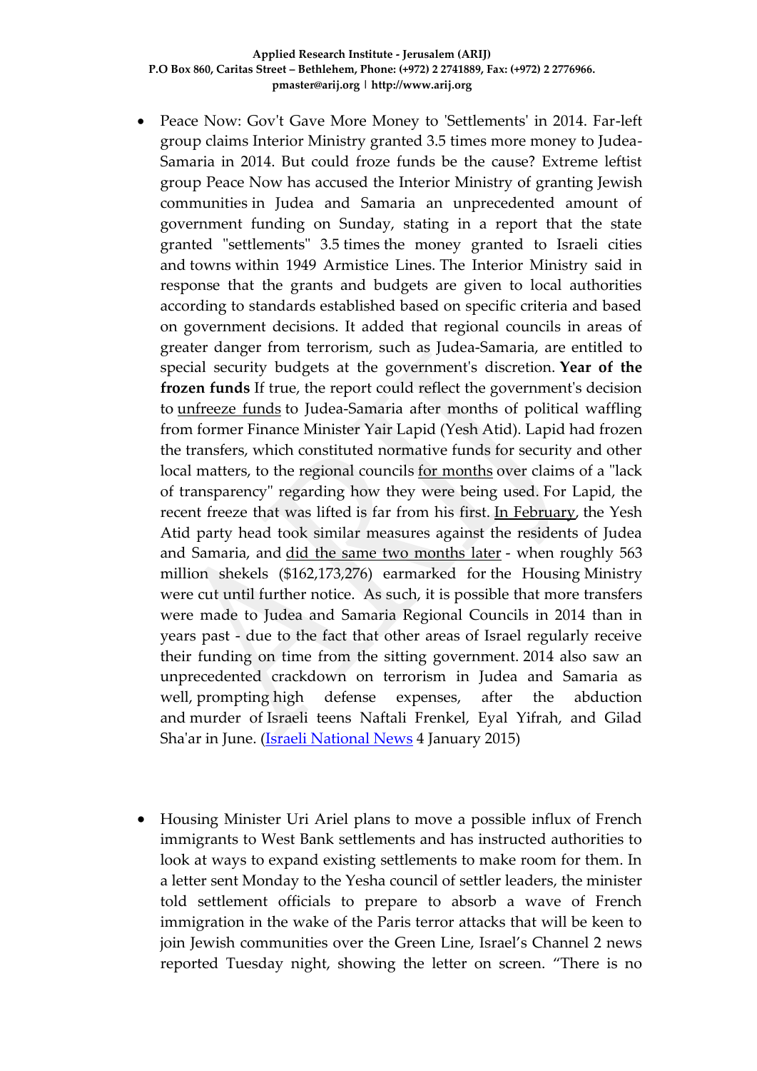- Peace Now: Gov't Gave More Money to 'Settlements' in 2014. Far-left group claims Interior Ministry granted 3.5 times more money to Judea-Samaria in 2014. But could froze funds be the cause? Extreme leftist group Peace Now has accused the Interior Ministry of granting Jewish communities in Judea and Samaria an unprecedented amount of government funding on Sunday, stating in a report that the state granted "settlements" 3.5 times the money granted to Israeli cities and towns within 1949 Armistice Lines. The Interior Ministry said in response that the grants and budgets are given to local authorities according to standards established based on specific criteria and based on government decisions. It added that regional councils in areas of greater danger from terrorism, such as Judea-Samaria, are entitled to special security budgets at the government's discretion. **Year of the frozen funds** If true, the report could reflect the government's decision to unfreeze funds to Judea-Samaria after months of political waffling from former Finance Minister Yair Lapid (Yesh Atid). Lapid had frozen the transfers, which constituted normative funds for security and other local matters, to the regional councils for months over claims of a "lack of transparency" regarding how they were being used. For Lapid, the recent freeze that was lifted is far from his first. In February, the Yesh Atid party head took similar measures against the residents of Judea and Samaria, and did the same two months later - when roughly 563 million shekels ($162,173,276) earmarked for the Housing Ministry were cut until further notice. As such, it is possible that more transfers were made to Judea and Samaria Regional Councils in 2014 than in years past - due to the fact that other areas of Israel regularly receive their funding on time from the sitting government. 2014 also saw an unprecedented crackdown on terrorism in Judea and Samaria as well, prompting high defense expenses, after the abduction and murder of Israeli teens Naftali Frenkel, Eyal Yifrah, and Gilad Sha'ar in June. (Israeli National News 4 January 2015)

- Housing Minister Uri Ariel plans to move a possible influx of French immigrants to West Bank settlements and has instructed authorities to look at ways to expand existing settlements to make room for them. In a letter sent Monday to the Yesha council of settler leaders, the minister told settlement officials to prepare to absorb a wave of French immigration in the wake of the Paris terror attacks that will be keen to join Jewish communities over the Green Line, Israel's Channel 2 news reported Tuesday night, showing the letter on screen. "There is no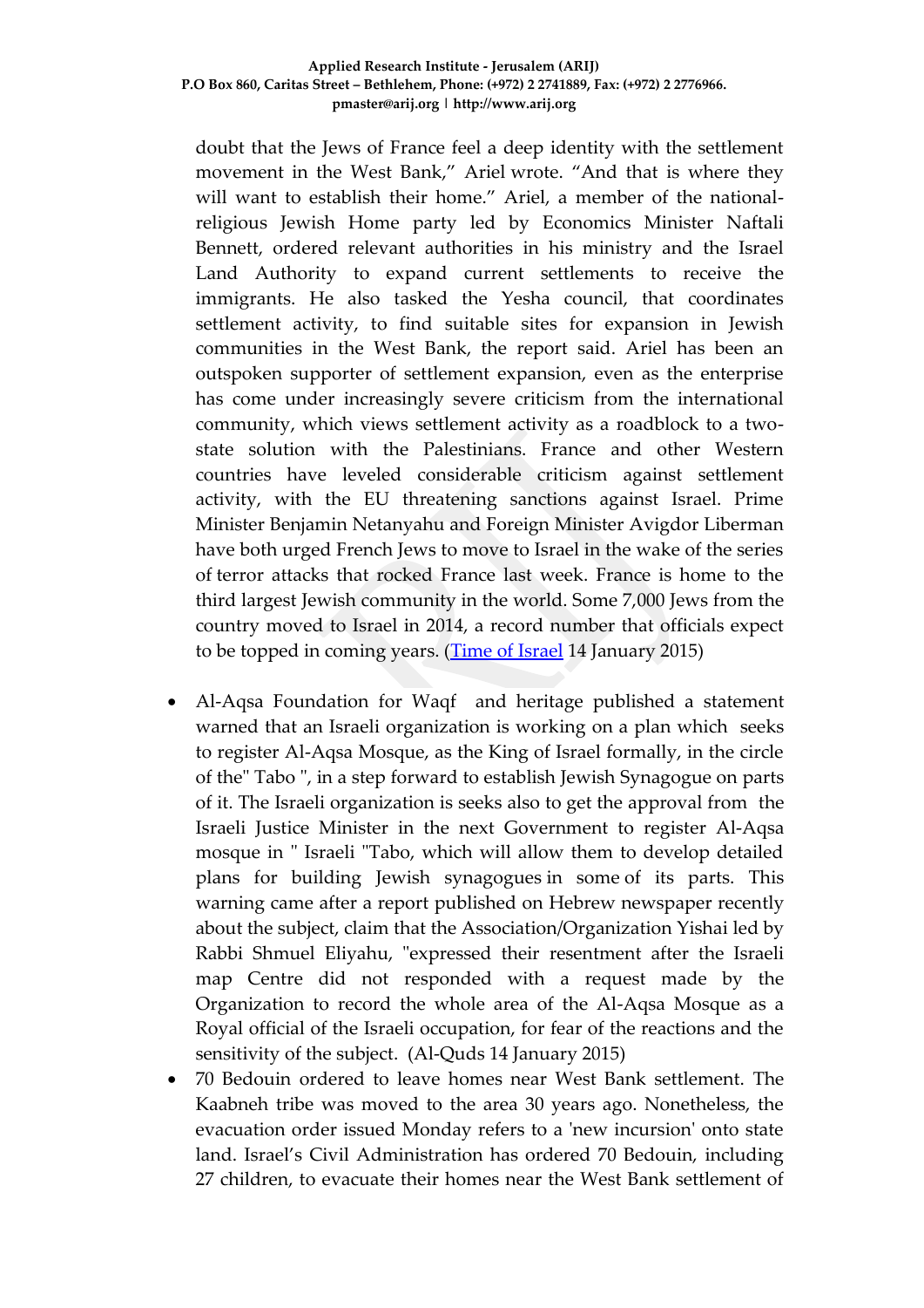doubt that the Jews of France feel a deep identity with the settlement movement in the West Bank," Ariel wrote. "And that is where they will want to establish their home." Ariel, a member of the national-religious Jewish Home party led by Economics Minister Naftali Bennett, ordered relevant authorities in his ministry and the Israel Land Authority to expand current settlements to receive the immigrants. He also tasked the Yesha council, that coordinates settlement activity, to find suitable sites for expansion in Jewish communities in the West Bank, the report said. Ariel has been an outspoken supporter of settlement expansion, even as the enterprise has come under increasingly severe criticism from the international community, which views settlement activity as a roadblock to a two-state solution with the Palestinians. France and other Western countries have leveled considerable criticism against settlement activity, with the EU threatening sanctions against Israel. Prime Minister Benjamin Netanyahu and Foreign Minister Avigdor Liberman have both urged French Jews to move to Israel in the wake of the series of terror attacks that rocked France last week. France is home to the third largest Jewish community in the world. Some 7,000 Jews from the country moved to Israel in 2014, a record number that officials expect to be topped in coming years. (Time of Israel 14 January 2015)

- Al-Aqsa Foundation for Waqf and heritage published a statement warned that an Israeli organization is working on a plan which seeks to register Al-Aqsa Mosque, as the King of Israel formally, in the circle of the" Tabo ", in a step forward to establish Jewish Synagogue on parts of it. The Israeli organization is seeks also to get the approval from the Israeli Justice Minister in the next Government to register Al-Aqsa mosque in " Israeli "Tabo, which will allow them to develop detailed plans for building Jewish synagogues in some of its parts. This warning came after a report published on Hebrew newspaper recently about the subject, claim that the Association/Organization Yishai led by Rabbi Shmuel Eliyahu, "expressed their resentment after the Israeli map Centre did not responded with a request made by the Organization to record the whole area of the Al-Aqsa Mosque as a Royal official of the Israeli occupation, for fear of the reactions and the sensitivity of the subject. (Al-Quds 14 January 2015)
- 70 Bedouin ordered to leave homes near West Bank settlement. The Kaabneh tribe was moved to the area 30 years ago. Nonetheless, the evacuation order issued Monday refers to a 'new incursion' onto state land. Israel's Civil Administration has ordered 70 Bedouin, including 27 children, to evacuate their homes near the West Bank settlement of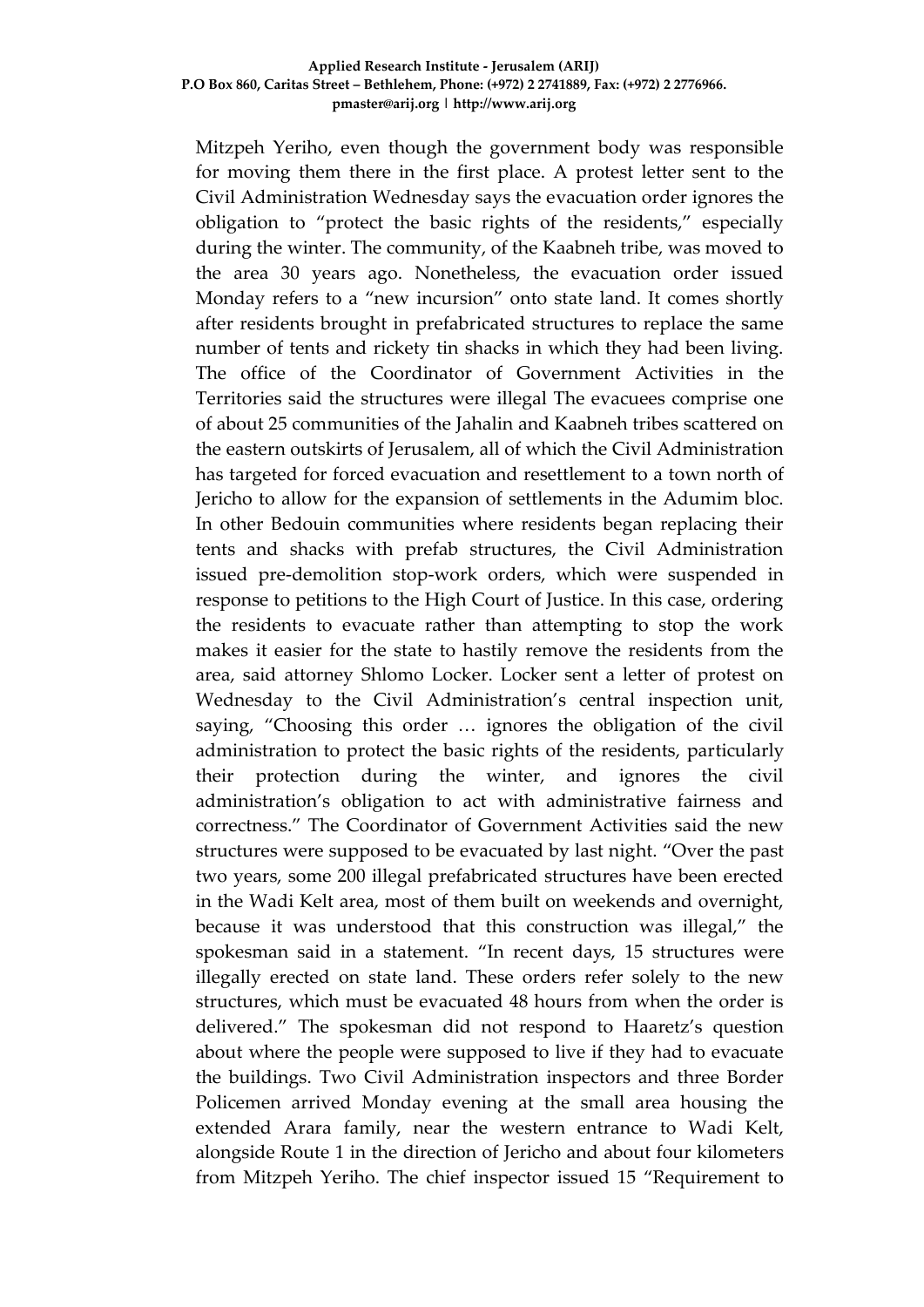Mitzpeh Yeriho, even though the government body was responsible for moving them there in the first place. A protest letter sent to the Civil Administration Wednesday says the evacuation order ignores the obligation to "protect the basic rights of the residents," especially during the winter. The community, of the Kaabneh tribe, was moved to the area 30 years ago. Nonetheless, the evacuation order issued Monday refers to a "new incursion" onto state land. It comes shortly after residents brought in prefabricated structures to replace the same number of tents and rickety tin shacks in which they had been living. The office of the Coordinator of Government Activities in the Territories said the structures were illegal The evacuees comprise one of about 25 communities of the Jahalin and Kaabneh tribes scattered on the eastern outskirts of Jerusalem, all of which the Civil Administration has targeted for forced evacuation and resettlement to a town north of Jericho to allow for the expansion of settlements in the Adumim bloc. In other Bedouin communities where residents began replacing their tents and shacks with prefab structures, the Civil Administration issued pre-demolition stop-work orders, which were suspended in response to petitions to the High Court of Justice. In this case, ordering the residents to evacuate rather than attempting to stop the work makes it easier for the state to hastily remove the residents from the area, said attorney Shlomo Locker. Locker sent a letter of protest on Wednesday to the Civil Administration's central inspection unit, saying, "Choosing this order … ignores the obligation of the civil administration to protect the basic rights of the residents, particularly their protection during the winter, and ignores the civil administration's obligation to act with administrative fairness and correctness." The Coordinator of Government Activities said the new structures were supposed to be evacuated by last night. "Over the past two years, some 200 illegal prefabricated structures have been erected in the Wadi Kelt area, most of them built on weekends and overnight, because it was understood that this construction was illegal," the spokesman said in a statement. "In recent days, 15 structures were illegally erected on state land. These orders refer solely to the new structures, which must be evacuated 48 hours from when the order is delivered." The spokesman did not respond to Haaretz's question about where the people were supposed to live if they had to evacuate the buildings. Two Civil Administration inspectors and three Border Policemen arrived Monday evening at the small area housing the extended Arara family, near the western entrance to Wadi Kelt, alongside Route 1 in the direction of Jericho and about four kilometers from Mitzpeh Yeriho. The chief inspector issued 15 "Requirement to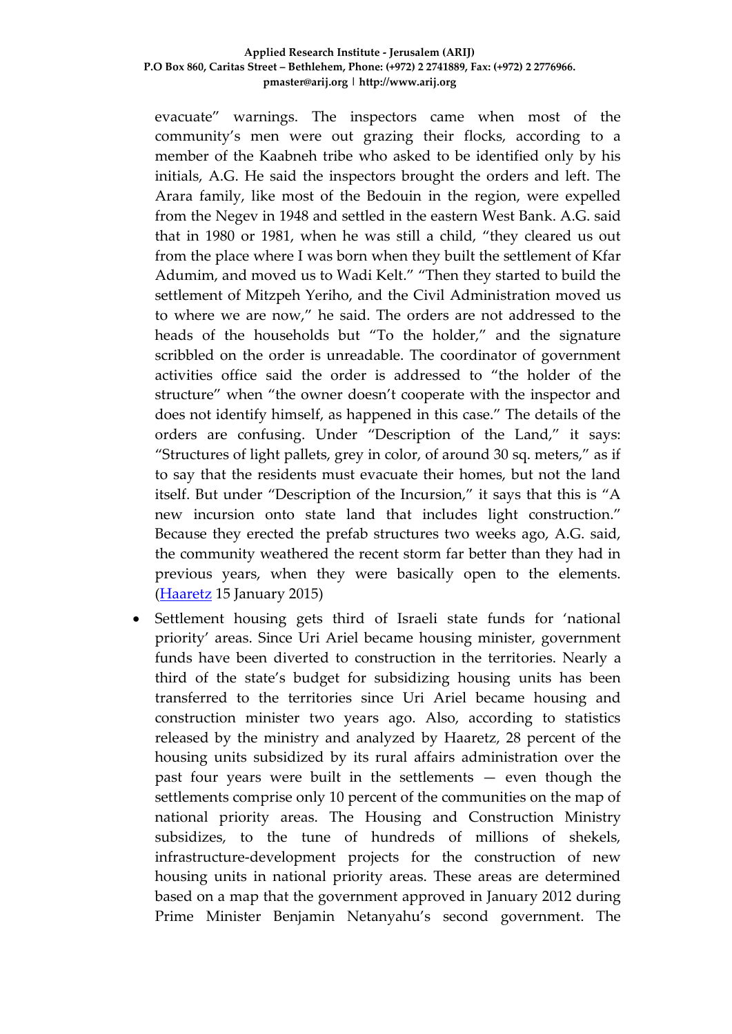evacuate" warnings. The inspectors came when most of the community's men were out grazing their flocks, according to a member of the Kaabneh tribe who asked to be identified only by his initials, A.G. He said the inspectors brought the orders and left. The Arara family, like most of the Bedouin in the region, were expelled from the Negev in 1948 and settled in the eastern West Bank. A.G. said that in 1980 or 1981, when he was still a child, "they cleared us out from the place where I was born when they built the settlement of Kfar Adumim, and moved us to Wadi Kelt." "Then they started to build the settlement of Mitzpeh Yeriho, and the Civil Administration moved us to where we are now," he said. The orders are not addressed to the heads of the households but "To the holder," and the signature scribbled on the order is unreadable. The coordinator of government activities office said the order is addressed to "the holder of the structure" when "the owner doesn't cooperate with the inspector and does not identify himself, as happened in this case." The details of the orders are confusing. Under "Description of the Land," it says: "Structures of light pallets, grey in color, of around 30 sq. meters," as if to say that the residents must evacuate their homes, but not the land itself. But under "Description of the Incursion," it says that this is "A new incursion onto state land that includes light construction." Because they erected the prefab structures two weeks ago, A.G. said, the community weathered the recent storm far better than they had in previous years, when they were basically open to the elements. (Haaretz 15 January 2015)

- Settlement housing gets third of Israeli state funds for 'national priority' areas. Since Uri Ariel became housing minister, government funds have been diverted to construction in the territories. Nearly a third of the state's budget for subsidizing housing units has been transferred to the territories since Uri Ariel became housing and construction minister two years ago. Also, according to statistics released by the ministry and analyzed by Haaretz, 28 percent of the housing units subsidized by its rural affairs administration over the past four years were built in the settlements — even though the settlements comprise only 10 percent of the communities on the map of national priority areas. The Housing and Construction Ministry subsidizes, to the tune of hundreds of millions of shekels, infrastructure-development projects for the construction of new housing units in national priority areas. These areas are determined based on a map that the government approved in January 2012 during Prime Minister Benjamin Netanyahu's second government. The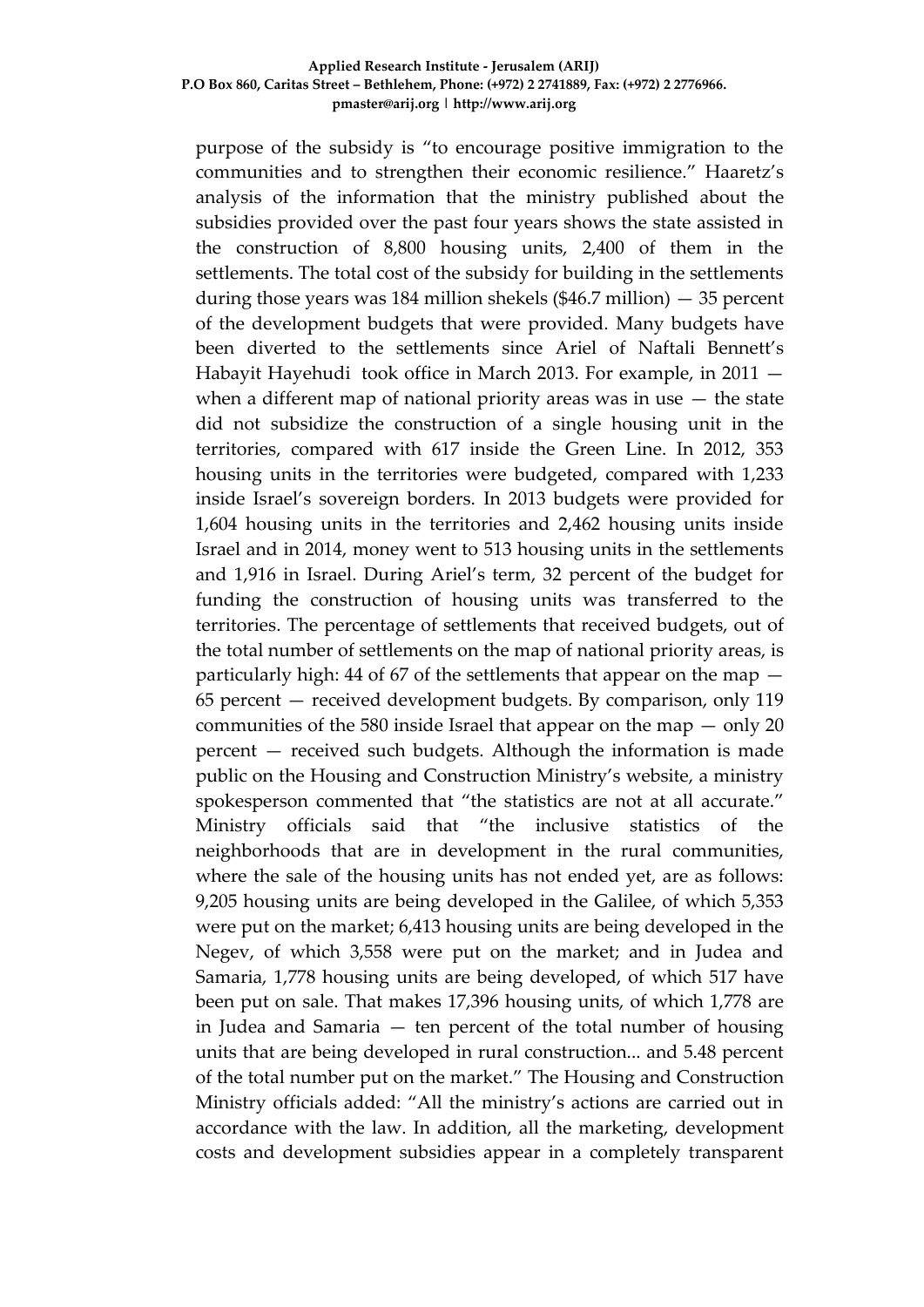purpose of the subsidy is "to encourage positive immigration to the communities and to strengthen their economic resilience." Haaretz's analysis of the information that the ministry published about the subsidies provided over the past four years shows the state assisted in the construction of 8,800 housing units, 2,400 of them in the settlements. The total cost of the subsidy for building in the settlements during those years was 184 million shekels ($46.7 million) — 35 percent of the development budgets that were provided. Many budgets have been diverted to the settlements since Ariel of Naftali Bennett's Habayit Hayehudi took office in March 2013. For example, in 2011 — when a different map of national priority areas was in use — the state did not subsidize the construction of a single housing unit in the territories, compared with 617 inside the Green Line. In 2012, 353 housing units in the territories were budgeted, compared with 1,233 inside Israel's sovereign borders. In 2013 budgets were provided for 1,604 housing units in the territories and 2,462 housing units inside Israel and in 2014, money went to 513 housing units in the settlements and 1,916 in Israel. During Ariel's term, 32 percent of the budget for funding the construction of housing units was transferred to the territories. The percentage of settlements that received budgets, out of the total number of settlements on the map of national priority areas, is particularly high: 44 of 67 of the settlements that appear on the map — 65 percent — received development budgets. By comparison, only 119 communities of the 580 inside Israel that appear on the map — only 20 percent — received such budgets. Although the information is made public on the Housing and Construction Ministry's website, a ministry spokesperson commented that "the statistics are not at all accurate." Ministry officials said that "the inclusive statistics of the neighborhoods that are in development in the rural communities, where the sale of the housing units has not ended yet, are as follows: 9,205 housing units are being developed in the Galilee, of which 5,353 were put on the market; 6,413 housing units are being developed in the Negev, of which 3,558 were put on the market; and in Judea and Samaria, 1,778 housing units are being developed, of which 517 have been put on sale. That makes 17,396 housing units, of which 1,778 are in Judea and Samaria — ten percent of the total number of housing units that are being developed in rural construction... and 5.48 percent of the total number put on the market." The Housing and Construction Ministry officials added: "All the ministry's actions are carried out in accordance with the law. In addition, all the marketing, development costs and development subsidies appear in a completely transparent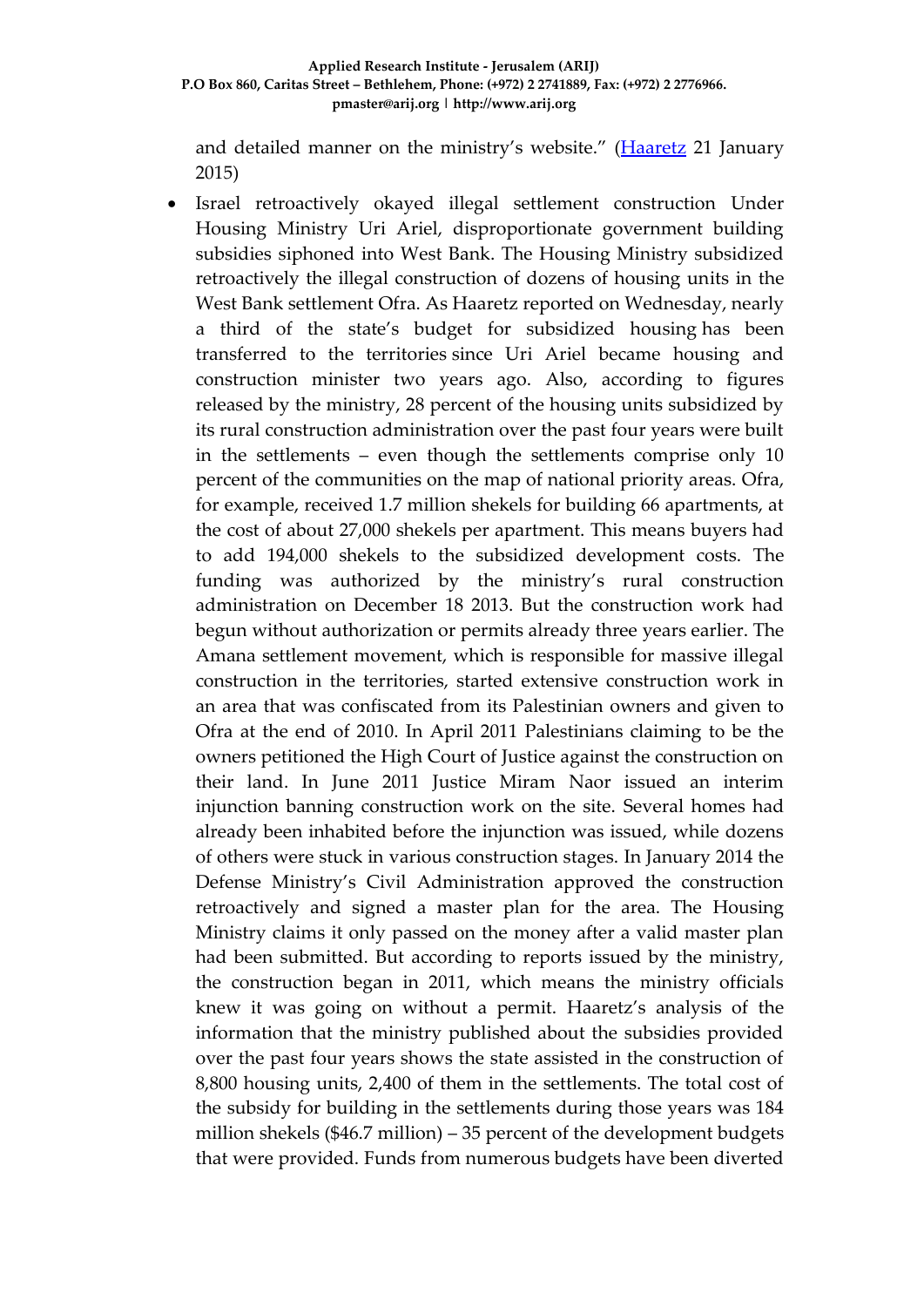and detailed manner on the ministry's website." ([Haaretz](#) 21 January 2015)

- Israel retroactively okayed illegal settlement construction Under Housing Ministry Uri Ariel, disproportionate government building subsidies siphoned into West Bank. The Housing Ministry subsidized retroactively the illegal construction of dozens of housing units in the West Bank settlement Ofra. As Haaretz reported on Wednesday, nearly a third of the state's budget for subsidized housing has been transferred to the territories since Uri Ariel became housing and construction minister two years ago. Also, according to figures released by the ministry, 28 percent of the housing units subsidized by its rural construction administration over the past four years were built in the settlements – even though the settlements comprise only 10 percent of the communities on the map of national priority areas. Ofra, for example, received 1.7 million shekels for building 66 apartments, at the cost of about 27,000 shekels per apartment. This means buyers had to add 194,000 shekels to the subsidized development costs. The funding was authorized by the ministry's rural construction administration on December 18 2013. But the construction work had begun without authorization or permits already three years earlier. The Amana settlement movement, which is responsible for massive illegal construction in the territories, started extensive construction work in an area that was confiscated from its Palestinian owners and given to Ofra at the end of 2010. In April 2011 Palestinians claiming to be the owners petitioned the High Court of Justice against the construction on their land. In June 2011 Justice Miram Naor issued an interim injunction banning construction work on the site. Several homes had already been inhabited before the injunction was issued, while dozens of others were stuck in various construction stages. In January 2014 the Defense Ministry's Civil Administration approved the construction retroactively and signed a master plan for the area. The Housing Ministry claims it only passed on the money after a valid master plan had been submitted. But according to reports issued by the ministry, the construction began in 2011, which means the ministry officials knew it was going on without a permit. Haaretz's analysis of the information that the ministry published about the subsidies provided over the past four years shows the state assisted in the construction of 8,800 housing units, 2,400 of them in the settlements. The total cost of the subsidy for building in the settlements during those years was 184 million shekels ($46.7 million) – 35 percent of the development budgets that were provided. Funds from numerous budgets have been diverted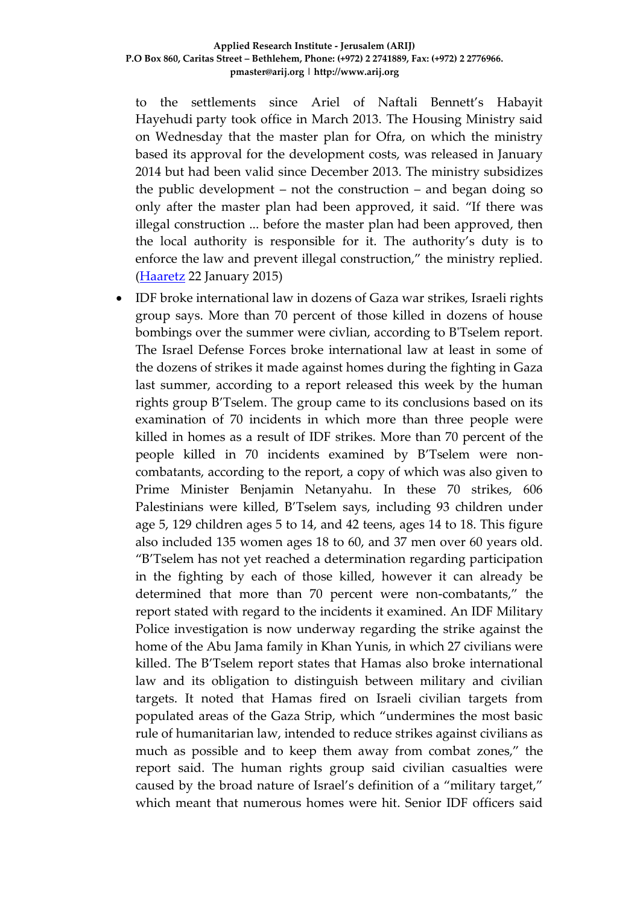to the settlements since Ariel of Naftali Bennett's Habayit Hayehudi party took office in March 2013. The Housing Ministry said on Wednesday that the master plan for Ofra, on which the ministry based its approval for the development costs, was released in January 2014 but had been valid since December 2013. The ministry subsidizes the public development – not the construction – and began doing so only after the master plan had been approved, it said. "If there was illegal construction ... before the master plan had been approved, then the local authority is responsible for it. The authority's duty is to enforce the law and prevent illegal construction," the ministry replied. (Haaretz 22 January 2015)

- IDF broke international law in dozens of Gaza war strikes, Israeli rights group says. More than 70 percent of those killed in dozens of house bombings over the summer were civlian, according to B'Tselem report. The Israel Defense Forces broke international law at least in some of the dozens of strikes it made against homes during the fighting in Gaza last summer, according to a report released this week by the human rights group B'Tselem. The group came to its conclusions based on its examination of 70 incidents in which more than three people were killed in homes as a result of IDF strikes. More than 70 percent of the people killed in 70 incidents examined by B'Tselem were non-combatants, according to the report, a copy of which was also given to Prime Minister Benjamin Netanyahu. In these 70 strikes, 606 Palestinians were killed, B'Tselem says, including 93 children under age 5, 129 children ages 5 to 14, and 42 teens, ages 14 to 18. This figure also included 135 women ages 18 to 60, and 37 men over 60 years old. "B'Tselem has not yet reached a determination regarding participation in the fighting by each of those killed, however it can already be determined that more than 70 percent were non-combatants," the report stated with regard to the incidents it examined. An IDF Military Police investigation is now underway regarding the strike against the home of the Abu Jama family in Khan Yunis, in which 27 civilians were killed. The B'Tselem report states that Hamas also broke international law and its obligation to distinguish between military and civilian targets. It noted that Hamas fired on Israeli civilian targets from populated areas of the Gaza Strip, which "undermines the most basic rule of humanitarian law, intended to reduce strikes against civilians as much as possible and to keep them away from combat zones," the report said. The human rights group said civilian casualties were caused by the broad nature of Israel's definition of a "military target," which meant that numerous homes were hit. Senior IDF officers said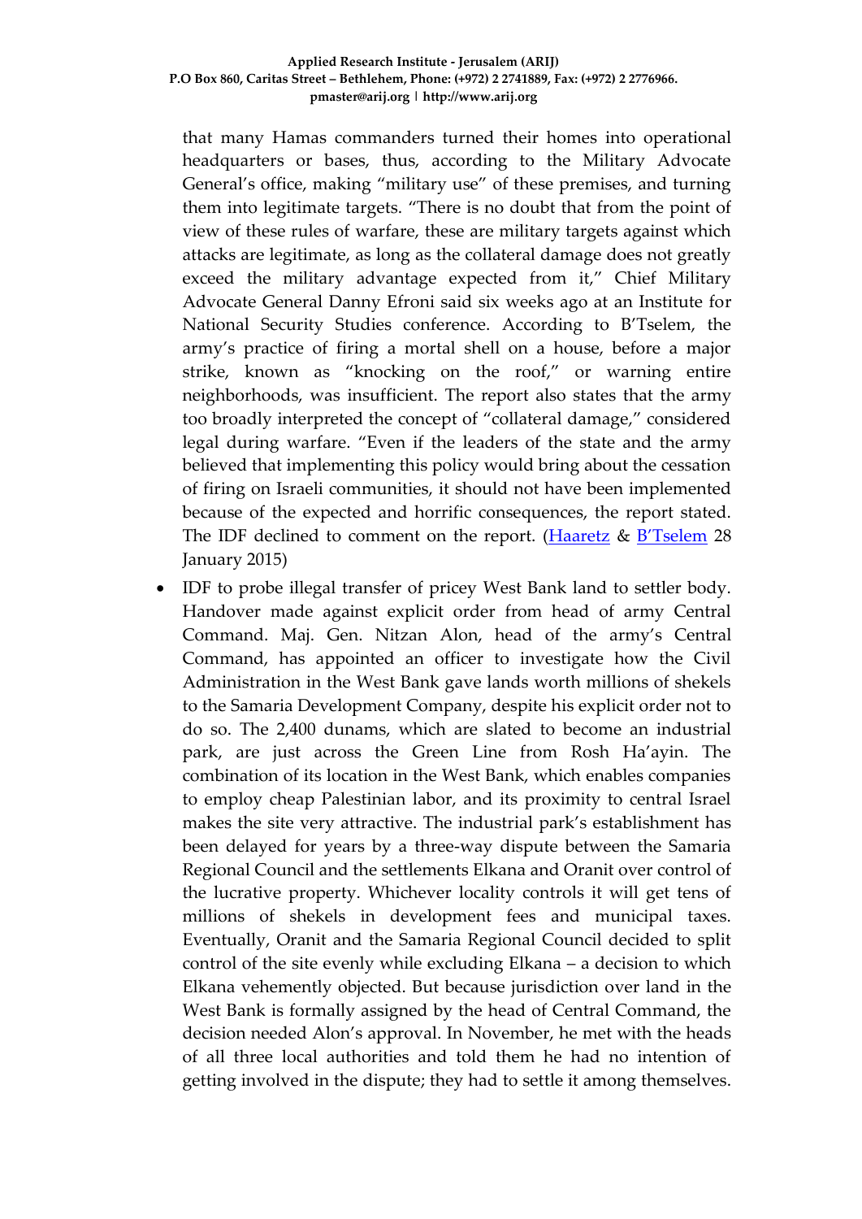that many Hamas commanders turned their homes into operational headquarters or bases, thus, according to the Military Advocate General's office, making "military use" of these premises, and turning them into legitimate targets. "There is no doubt that from the point of view of these rules of warfare, these are military targets against which attacks are legitimate, as long as the collateral damage does not greatly exceed the military advantage expected from it," Chief Military Advocate General Danny Efroni said six weeks ago at an Institute for National Security Studies conference. According to B'Tselem, the army's practice of firing a mortal shell on a house, before a major strike, known as "knocking on the roof," or warning entire neighborhoods, was insufficient. The report also states that the army too broadly interpreted the concept of "collateral damage," considered legal during warfare. "Even if the leaders of the state and the army believed that implementing this policy would bring about the cessation of firing on Israeli communities, it should not have been implemented because of the expected and horrific consequences, the report stated. The IDF declined to comment on the report. (Haaretz & B'Tselem 28 January 2015)

- IDF to probe illegal transfer of pricey West Bank land to settler body. Handover made against explicit order from head of army Central Command. Maj. Gen. Nitzan Alon, head of the army's Central Command, has appointed an officer to investigate how the Civil Administration in the West Bank gave lands worth millions of shekels to the Samaria Development Company, despite his explicit order not to do so. The 2,400 dunams, which are slated to become an industrial park, are just across the Green Line from Rosh Ha'ayin. The combination of its location in the West Bank, which enables companies to employ cheap Palestinian labor, and its proximity to central Israel makes the site very attractive. The industrial park's establishment has been delayed for years by a three-way dispute between the Samaria Regional Council and the settlements Elkana and Oranit over control of the lucrative property. Whichever locality controls it will get tens of millions of shekels in development fees and municipal taxes. Eventually, Oranit and the Samaria Regional Council decided to split control of the site evenly while excluding Elkana – a decision to which Elkana vehemently objected. But because jurisdiction over land in the West Bank is formally assigned by the head of Central Command, the decision needed Alon's approval. In November, he met with the heads of all three local authorities and told them he had no intention of getting involved in the dispute; they had to settle it among themselves.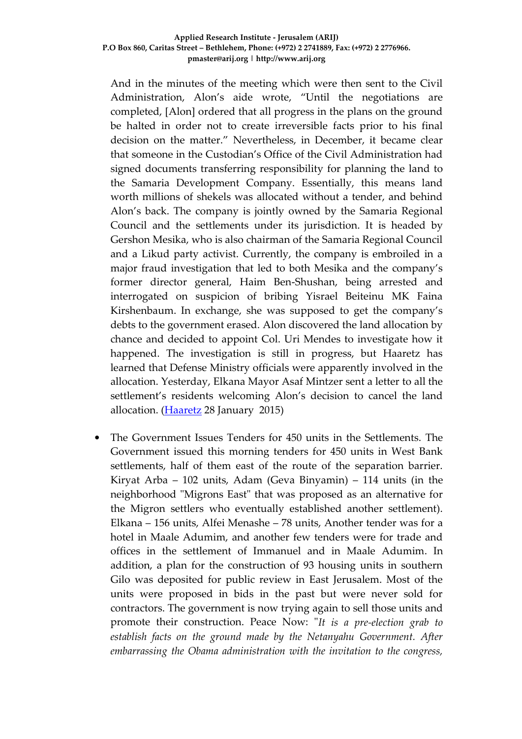And in the minutes of the meeting which were then sent to the Civil Administration, Alon's aide wrote, "Until the negotiations are completed, [Alon] ordered that all progress in the plans on the ground be halted in order not to create irreversible facts prior to his final decision on the matter." Nevertheless, in December, it became clear that someone in the Custodian's Office of the Civil Administration had signed documents transferring responsibility for planning the land to the Samaria Development Company. Essentially, this means land worth millions of shekels was allocated without a tender, and behind Alon's back. The company is jointly owned by the Samaria Regional Council and the settlements under its jurisdiction. It is headed by Gershon Mesika, who is also chairman of the Samaria Regional Council and a Likud party activist. Currently, the company is embroiled in a major fraud investigation that led to both Mesika and the company's former director general, Haim Ben-Shushan, being arrested and interrogated on suspicion of bribing Yisrael Beiteinu MK Faina Kirshenbaum. In exchange, she was supposed to get the company's debts to the government erased. Alon discovered the land allocation by chance and decided to appoint Col. Uri Mendes to investigate how it happened. The investigation is still in progress, but Haaretz has learned that Defense Ministry officials were apparently involved in the allocation. Yesterday, Elkana Mayor Asaf Mintzer sent a letter to all the settlement's residents welcoming Alon's decision to cancel the land allocation. (Haaretz 28 January 2015)

- The Government Issues Tenders for 450 units in the Settlements. The Government issued this morning tenders for 450 units in West Bank settlements, half of them east of the route of the separation barrier. Kiryat Arba – 102 units, Adam (Geva Binyamin) – 114 units (in the neighborhood "Migrons East" that was proposed as an alternative for the Migron settlers who eventually established another settlement). Elkana – 156 units, Alfei Menashe – 78 units, Another tender was for a hotel in Maale Adumim, and another few tenders were for trade and offices in the settlement of Immanuel and in Maale Adumim. In addition, a plan for the construction of 93 housing units in southern Gilo was deposited for public review in East Jerusalem. Most of the units were proposed in bids in the past but were never sold for contractors. The government is now trying again to sell those units and promote their construction. Peace Now: "*It is a pre-election grab to establish facts on the ground made by the Netanyahu Government. After embarrassing the Obama administration with the invitation to the congress,*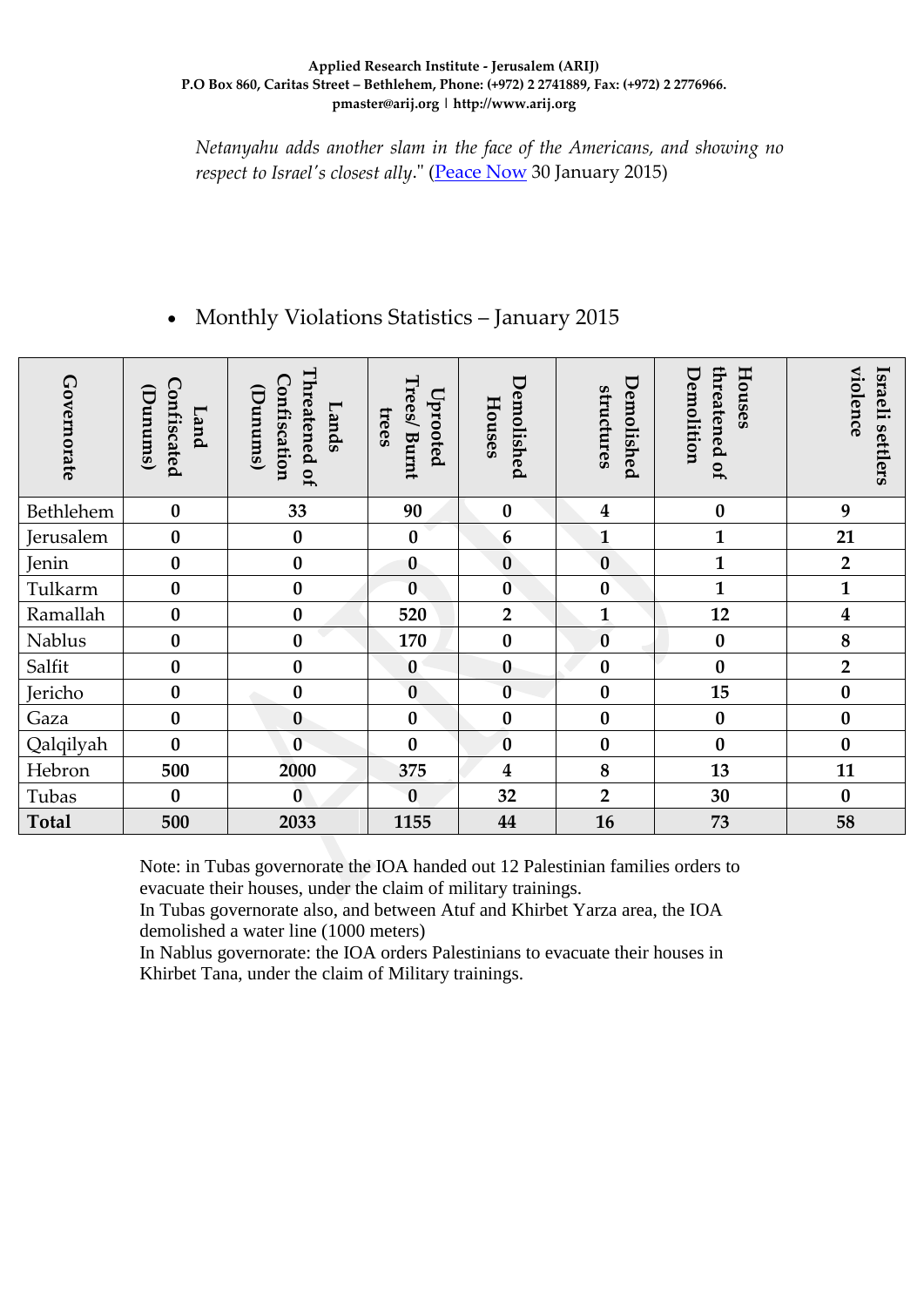*Netanyahu adds another slam in the face of the Americans, and showing no respect to Israel's closest ally*." (Peace Now 30 January 2015)

- Monthly Violations Statistics – January 2015

| Governorate | Land Confiscated (Dunums) | Lands Threatened of Confiscation (Dunums) | Uprooted Trees/ Burnt trees | Demolished Houses | Demolished structures | Houses threatened of Demolition | Israeli settlers violence |
|---|---|---|---|---|---|---|---|
| Bethlehem | **0** | **33** | **90** | **0** | **4** | **0** | **9** |
| Jerusalem | **0** | **0** | **0** | **6** | **1** | **1** | **21** |
| Jenin | **0** | **0** | **0** | **0** | **0** | **1** | **2** |
| Tulkarm | **0** | **0** | **0** | **0** | **0** | **1** | **1** |
| Ramallah | **0** | **0** | **520** | **2** | **1** | **12** | **4** |
| Nablus | **0** | **0** | **170** | **0** | **0** | **0** | **8** |
| Salfit | **0** | **0** | **0** | **0** | **0** | **0** | **2** |
| Jericho | **0** | **0** | **0** | **0** | **0** | **15** | **0** |
| Gaza | **0** | **0** | **0** | **0** | **0** | **0** | **0** |
| Qalqilyah | **0** | **0** | **0** | **0** | **0** | **0** | **0** |
| Hebron | **500** | **2000** | **375** | **4** | **8** | **13** | **11** |
| Tubas | **0** | **0** | **0** | **32** | **2** | **30** | **0** |
| **Total** | **500** | **2033** | **1155** | **44** | **16** | **73** | **58** |

Note: in Tubas governorate the IOA handed out 12 Palestinian families orders to evacuate their houses, under the claim of military trainings.
In Tubas governorate also, and between Atuf and Khirbet Yarza area, the IOA demolished a water line (1000 meters)
In Nablus governorate: the IOA orders Palestinians to evacuate their houses in Khirbet Tana, under the claim of Military trainings.